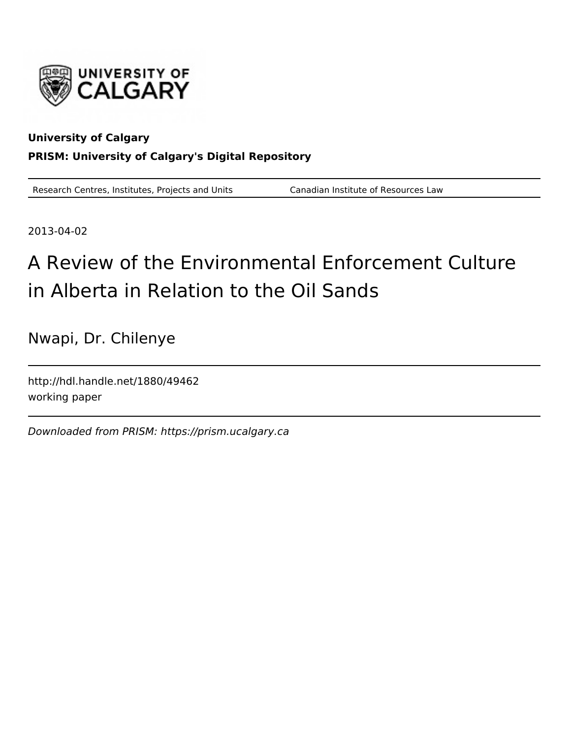**University of Calgary**

**PRISM: University of Calgary's Digital Repository**

| Research Centres, Institutes, Projects and Units | Canadian Institute of Resources Law |
| --- | --- |

2013-04-02

# A Review of the Environmental Enforcement Culture in Alberta in Relation to the Oil Sands

Nwapi, Dr. Chilenye

http://hdl.handle.net/1880/49462

working paper

*Downloaded from PRISM: https://prism.ucalgary.ca*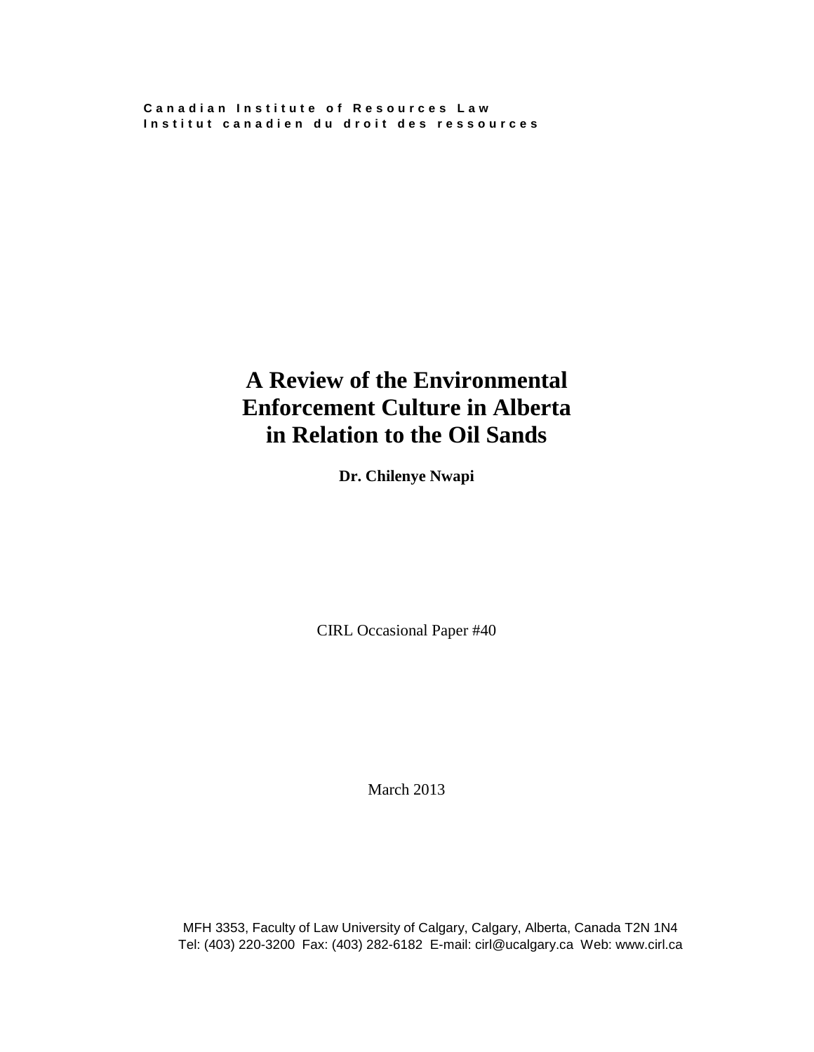Canadian Institute of Resources Law
Institut canadien du droit des ressources

# A Review of the Environmental Enforcement Culture in Alberta in Relation to the Oil Sands

**Dr. Chilenye Nwapi**

CIRL Occasional Paper #40

March 2013

MFH 3353, Faculty of Law University of Calgary, Calgary, Alberta, Canada T2N 1N4
Tel: (403) 220-3200 Fax: (403) 282-6182 E-mail: cirl@ucalgary.ca Web: www.cirl.ca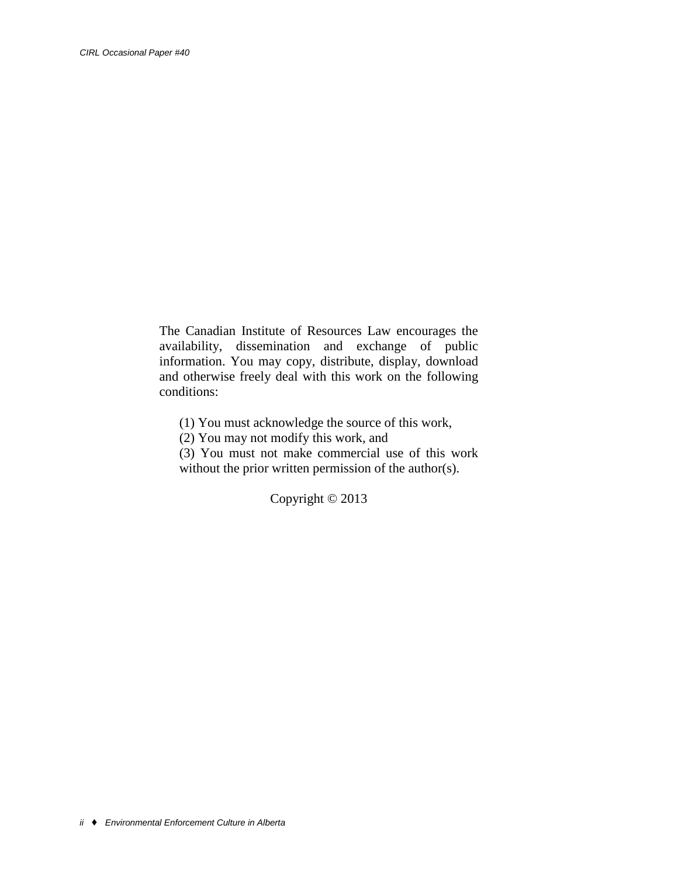The Canadian Institute of Resources Law encourages the availability, dissemination and exchange of public information. You may copy, distribute, display, download and otherwise freely deal with this work on the following conditions:

(1) You must acknowledge the source of this work,
(2) You may not modify this work, and
(3) You must not make commercial use of this work without the prior written permission of the author(s).

Copyright © 2013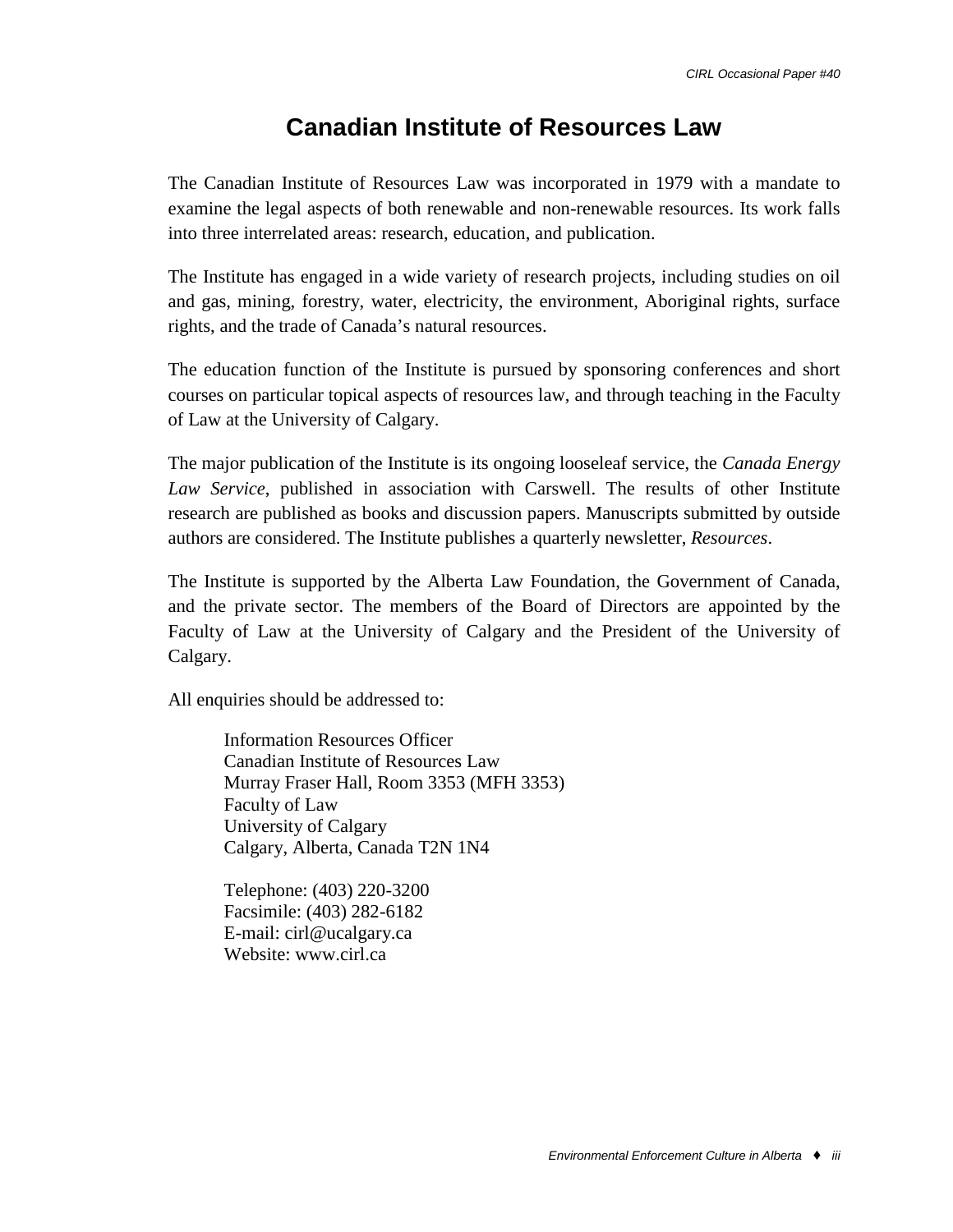# Canadian Institute of Resources Law

The Canadian Institute of Resources Law was incorporated in 1979 with a mandate to examine the legal aspects of both renewable and non-renewable resources. Its work falls into three interrelated areas: research, education, and publication.

The Institute has engaged in a wide variety of research projects, including studies on oil and gas, mining, forestry, water, electricity, the environment, Aboriginal rights, surface rights, and the trade of Canada's natural resources.

The education function of the Institute is pursued by sponsoring conferences and short courses on particular topical aspects of resources law, and through teaching in the Faculty of Law at the University of Calgary.

The major publication of the Institute is its ongoing looseleaf service, the *Canada Energy Law Service*, published in association with Carswell. The results of other Institute research are published as books and discussion papers. Manuscripts submitted by outside authors are considered. The Institute publishes a quarterly newsletter, *Resources*.

The Institute is supported by the Alberta Law Foundation, the Government of Canada, and the private sector. The members of the Board of Directors are appointed by the Faculty of Law at the University of Calgary and the President of the University of Calgary.

All enquiries should be addressed to:

Information Resources Officer
Canadian Institute of Resources Law
Murray Fraser Hall, Room 3353 (MFH 3353)
Faculty of Law
University of Calgary
Calgary, Alberta, Canada T2N 1N4

Telephone: (403) 220-3200
Facsimile: (403) 282-6182
E-mail: cirl@ucalgary.ca
Website: www.cirl.ca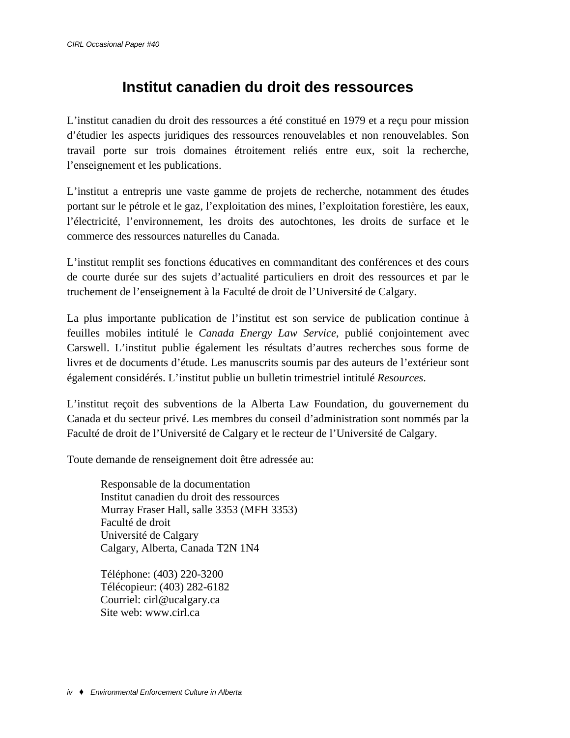# Institut canadien du droit des ressources

L'institut canadien du droit des ressources a été constitué en 1979 et a reçu pour mission d'étudier les aspects juridiques des ressources renouvelables et non renouvelables. Son travail porte sur trois domaines étroitement reliés entre eux, soit la recherche, l'enseignement et les publications.

L'institut a entrepris une vaste gamme de projets de recherche, notamment des études portant sur le pétrole et le gaz, l'exploitation des mines, l'exploitation forestière, les eaux, l'électricité, l'environnement, les droits des autochtones, les droits de surface et le commerce des ressources naturelles du Canada.

L'institut remplit ses fonctions éducatives en commanditant des conférences et des cours de courte durée sur des sujets d'actualité particuliers en droit des ressources et par le truchement de l'enseignement à la Faculté de droit de l'Université de Calgary.

La plus importante publication de l'institut est son service de publication continue à feuilles mobiles intitulé le *Canada Energy Law Service*, publié conjointement avec Carswell. L'institut publie également les résultats d'autres recherches sous forme de livres et de documents d'étude. Les manuscrits soumis par des auteurs de l'extérieur sont également considérés. L'institut publie un bulletin trimestriel intitulé *Resources*.

L'institut reçoit des subventions de la Alberta Law Foundation, du gouvernement du Canada et du secteur privé. Les membres du conseil d'administration sont nommés par la Faculté de droit de l'Université de Calgary et le recteur de l'Université de Calgary.

Toute demande de renseignement doit être adressée au:

> Responsable de la documentation
> Institut canadien du droit des ressources
> Murray Fraser Hall, salle 3353 (MFH 3353)
> Faculté de droit
> Université de Calgary
> Calgary, Alberta, Canada T2N 1N4
>
> Téléphone: (403) 220-3200
> Télécopieur: (403) 282-6182
> Courriel: cirl@ucalgary.ca
> Site web: www.cirl.ca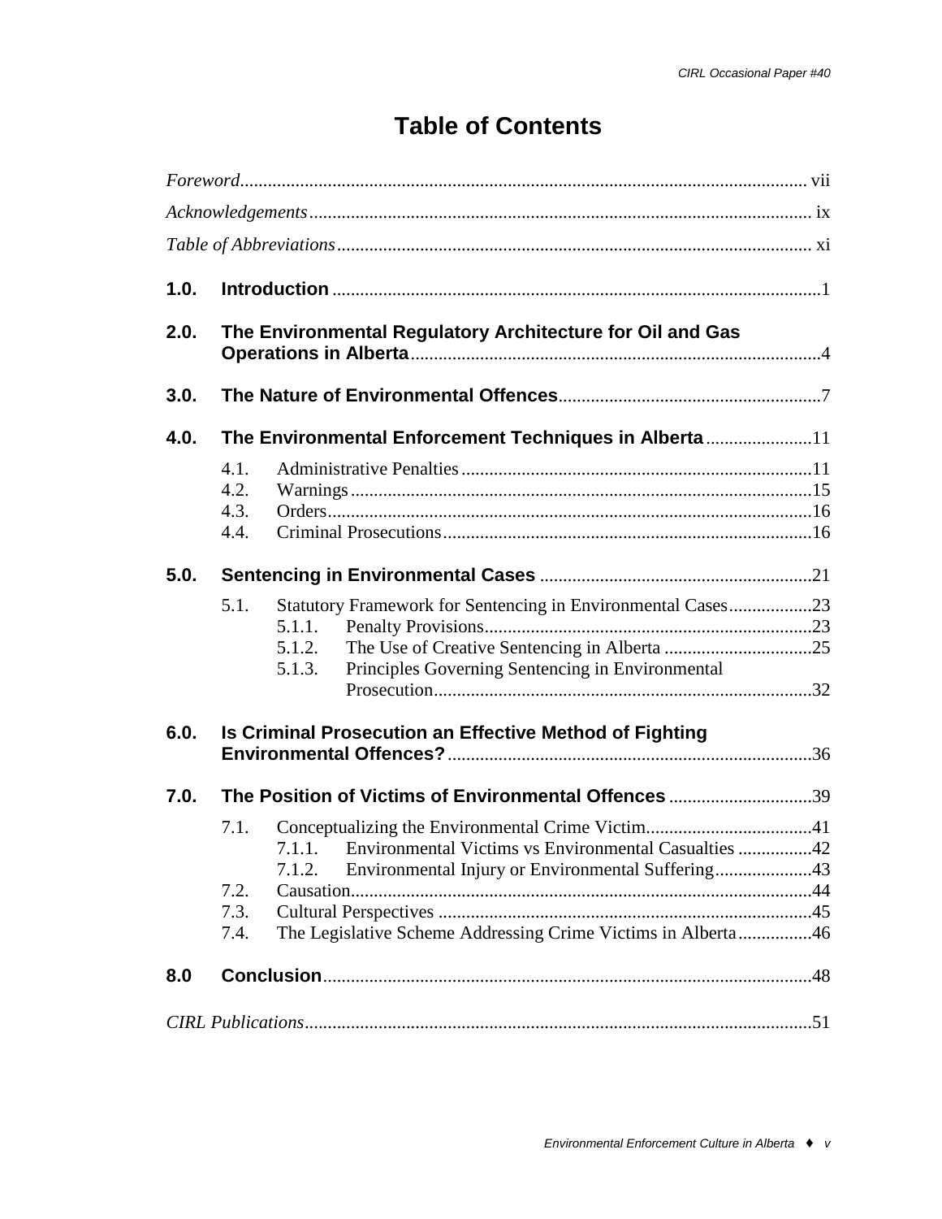# Table of Contents

*Foreword* ........................................................................................................... vii

*Acknowledgements* ............................................................................................. ix

*Table of Abbreviations* ....................................................................................... xi

**1.0. Introduction** ......................................................................................................1

**2.0. The Environmental Regulatory Architecture for Oil and Gas Operations in Alberta** .......................................................................................4

**3.0. The Nature of Environmental Offences** .........................................................7

**4.0. The Environmental Enforcement Techniques in Alberta** .......................11

- 4.1. Administrative Penalties ............................................................................11
- 4.2. Warnings ....................................................................................................15
- 4.3. Orders ........................................................................................................16
- 4.4. Criminal Prosecutions ................................................................................16

**5.0. Sentencing in Environmental Cases** ...........................................................21

- 5.1. Statutory Framework for Sentencing in Environmental Cases ..................23
  - 5.1.1. Penalty Provisions ......................................................................23
  - 5.1.2. The Use of Creative Sentencing in Alberta ................................25
  - 5.1.3. Principles Governing Sentencing in Environmental Prosecution ..................................................................................32

**6.0. Is Criminal Prosecution an Effective Method of Fighting Environmental Offences?** ..............................................................................36

**7.0. The Position of Victims of Environmental Offences** ...............................39

- 7.1. Conceptualizing the Environmental Crime Victim ....................................41
  - 7.1.1. Environmental Victims vs Environmental Casualties ................42
  - 7.1.2. Environmental Injury or Environmental Suffering .....................43
- 7.2. Causation ...................................................................................................44
- 7.3. Cultural Perspectives .................................................................................45
- 7.4. The Legislative Scheme Addressing Crime Victims in Alberta ................46

**8.0 Conclusion** .........................................................................................................48

*CIRL Publications* ..............................................................................................51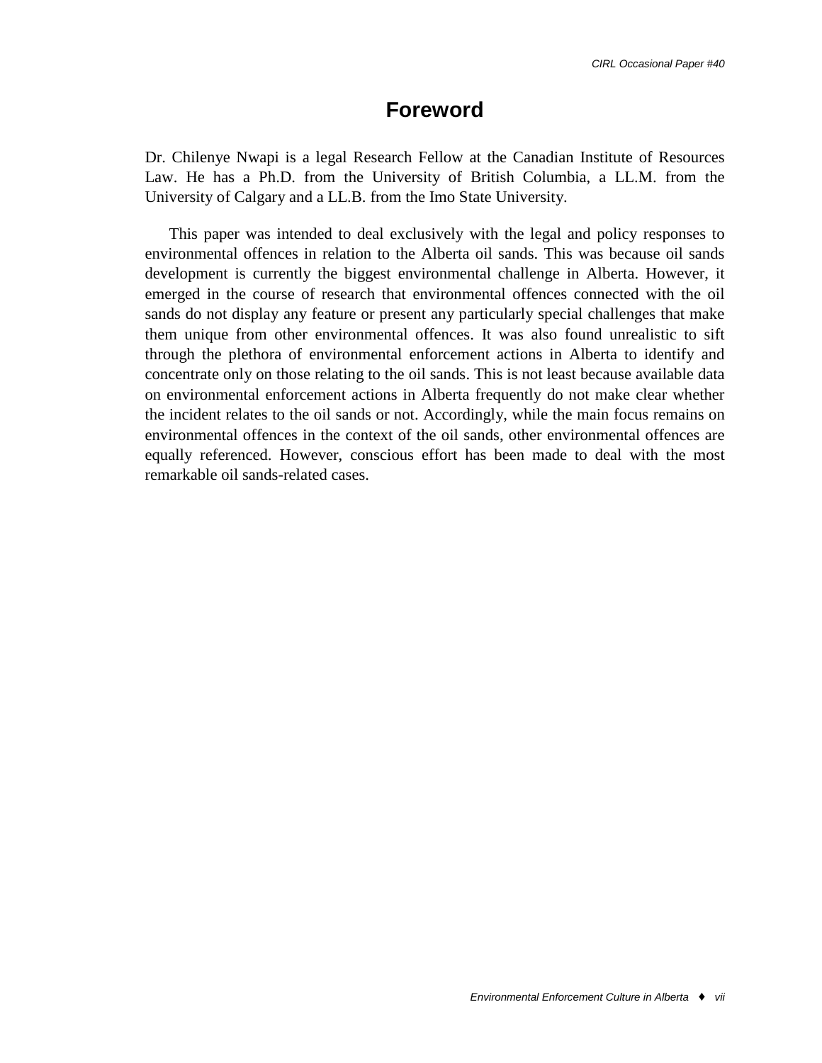# Foreword

Dr. Chilenye Nwapi is a legal Research Fellow at the Canadian Institute of Resources Law. He has a Ph.D. from the University of British Columbia, a LL.M. from the University of Calgary and a LL.B. from the Imo State University.

This paper was intended to deal exclusively with the legal and policy responses to environmental offences in relation to the Alberta oil sands. This was because oil sands development is currently the biggest environmental challenge in Alberta. However, it emerged in the course of research that environmental offences connected with the oil sands do not display any feature or present any particularly special challenges that make them unique from other environmental offences. It was also found unrealistic to sift through the plethora of environmental enforcement actions in Alberta to identify and concentrate only on those relating to the oil sands. This is not least because available data on environmental enforcement actions in Alberta frequently do not make clear whether the incident relates to the oil sands or not. Accordingly, while the main focus remains on environmental offences in the context of the oil sands, other environmental offences are equally referenced. However, conscious effort has been made to deal with the most remarkable oil sands-related cases.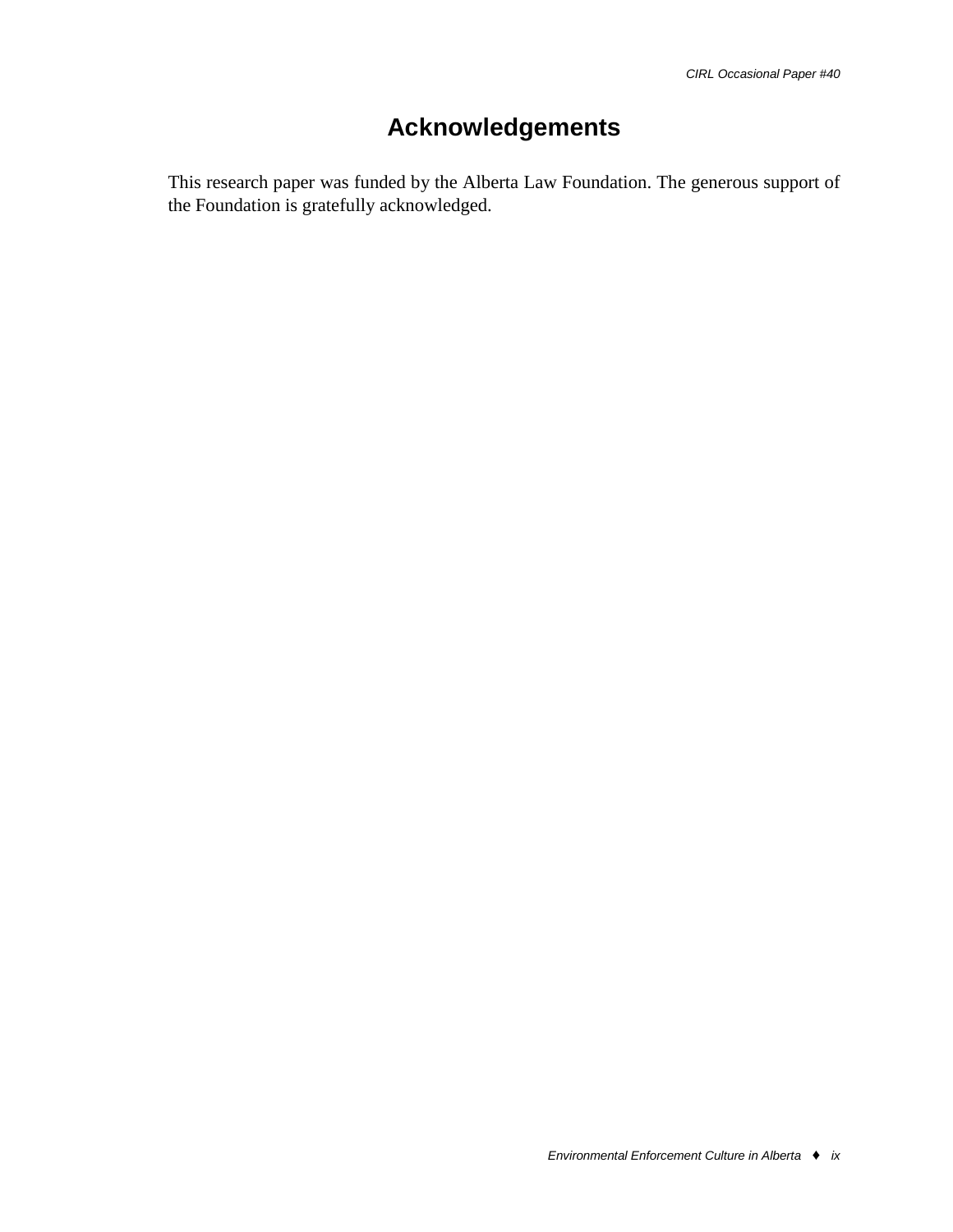# Acknowledgements

This research paper was funded by the Alberta Law Foundation. The generous support of the Foundation is gratefully acknowledged.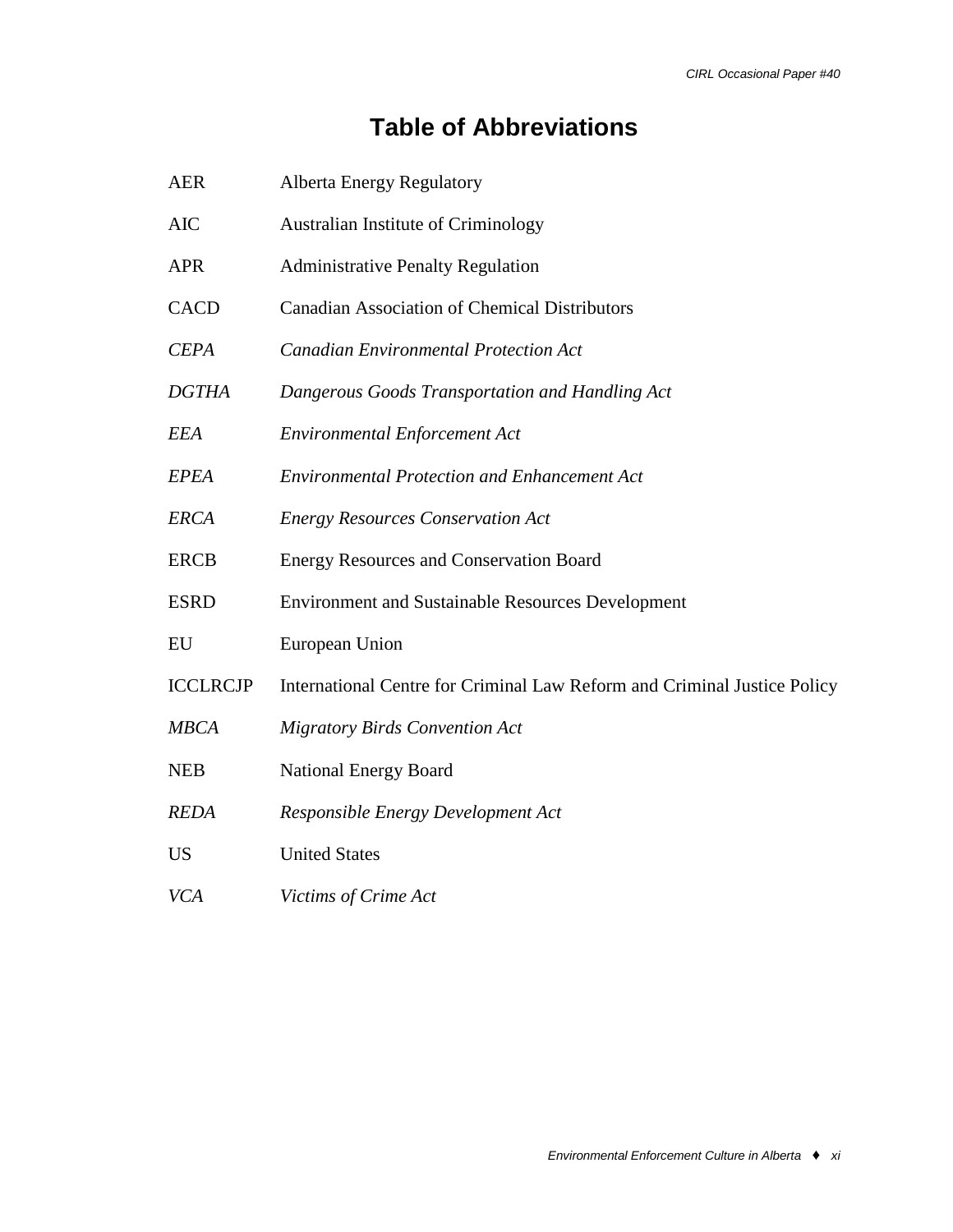# Table of Abbreviations

| | |
|---|---|
| AER | Alberta Energy Regulatory |
| AIC | Australian Institute of Criminology |
| APR | Administrative Penalty Regulation |
| CACD | Canadian Association of Chemical Distributors |
| *CEPA* | *Canadian Environmental Protection Act* |
| *DGTHA* | *Dangerous Goods Transportation and Handling Act* |
| *EEA* | *Environmental Enforcement Act* |
| *EPEA* | *Environmental Protection and Enhancement Act* |
| *ERCA* | *Energy Resources Conservation Act* |
| ERCB | Energy Resources and Conservation Board |
| ESRD | Environment and Sustainable Resources Development |
| EU | European Union |
| ICCLRCJP | International Centre for Criminal Law Reform and Criminal Justice Policy |
| *MBCA* | *Migratory Birds Convention Act* |
| NEB | National Energy Board |
| *REDA* | *Responsible Energy Development Act* |
| US | United States |
| *VCA* | *Victims of Crime Act* |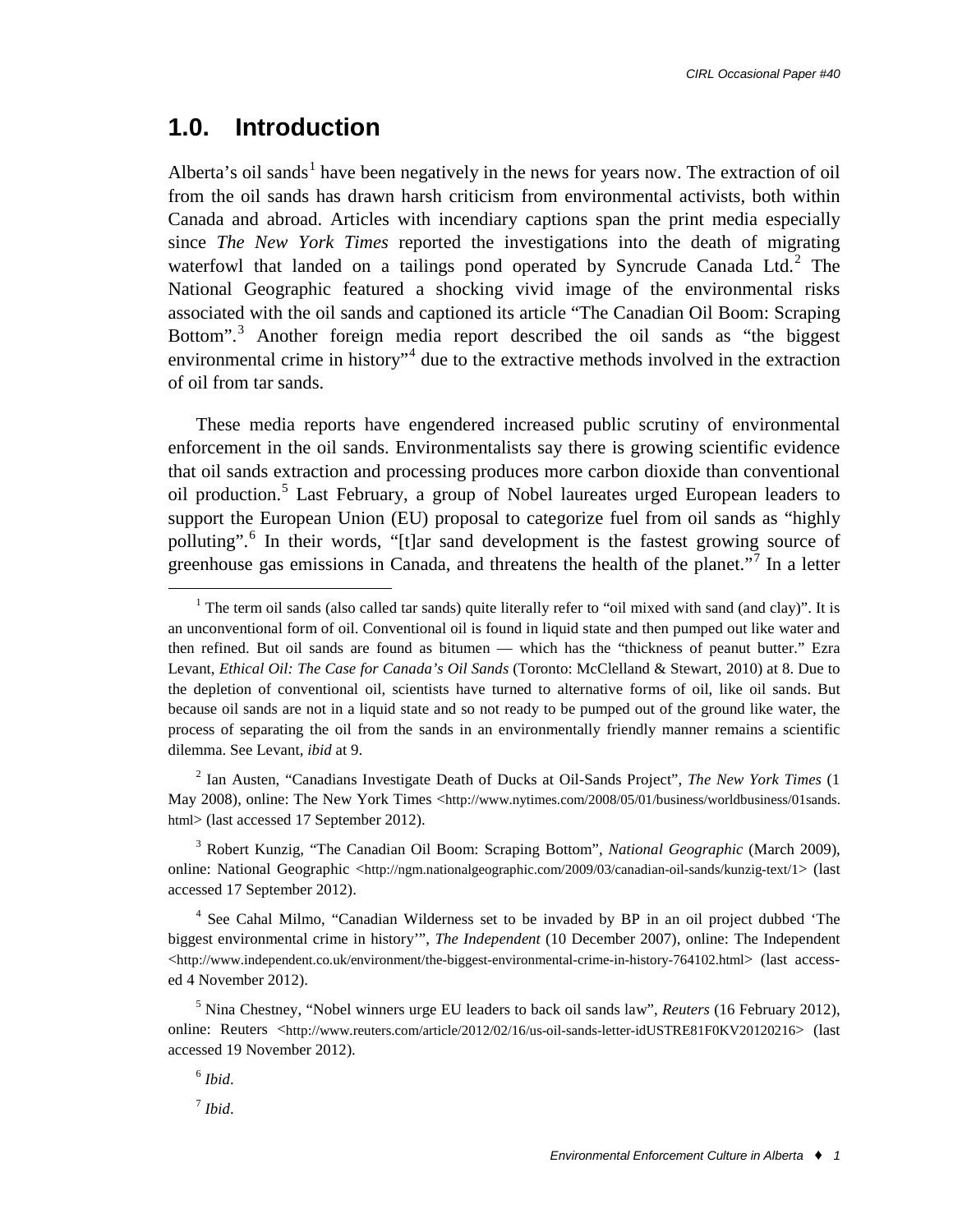## 1.0. Introduction

Alberta's oil sands[1] have been negatively in the news for years now. The extraction of oil from the oil sands has drawn harsh criticism from environmental activists, both within Canada and abroad. Articles with incendiary captions span the print media especially since *The New York Times* reported the investigations into the death of migrating waterfowl that landed on a tailings pond operated by Syncrude Canada Ltd.[2] The National Geographic featured a shocking vivid image of the environmental risks associated with the oil sands and captioned its article "The Canadian Oil Boom: Scraping Bottom".[3] Another foreign media report described the oil sands as "the biggest environmental crime in history"[4] due to the extractive methods involved in the extraction of oil from tar sands.

These media reports have engendered increased public scrutiny of environmental enforcement in the oil sands. Environmentalists say there is growing scientific evidence that oil sands extraction and processing produces more carbon dioxide than conventional oil production.[5] Last February, a group of Nobel laureates urged European leaders to support the European Union (EU) proposal to categorize fuel from oil sands as "highly polluting".[6] In their words, "[t]ar sand development is the fastest growing source of greenhouse gas emissions in Canada, and threatens the health of the planet."[7] In a letter

---

[1] The term oil sands (also called tar sands) quite literally refer to "oil mixed with sand (and clay)". It is an unconventional form of oil. Conventional oil is found in liquid state and then pumped out like water and then refined. But oil sands are found as bitumen — which has the "thickness of peanut butter." Ezra Levant, *Ethical Oil: The Case for Canada's Oil Sands* (Toronto: McClelland & Stewart, 2010) at 8. Due to the depletion of conventional oil, scientists have turned to alternative forms of oil, like oil sands. But because oil sands are not in a liquid state and so not ready to be pumped out of the ground like water, the process of separating the oil from the sands in an environmentally friendly manner remains a scientific dilemma. See Levant, *ibid* at 9.

[2] Ian Austen, "Canadians Investigate Death of Ducks at Oil-Sands Project", *The New York Times* (1 May 2008), online: The New York Times <http://www.nytimes.com/2008/05/01/business/worldbusiness/01sands.html> (last accessed 17 September 2012).

[3] Robert Kunzig, "The Canadian Oil Boom: Scraping Bottom", *National Geographic* (March 2009), online: National Geographic <http://ngm.nationalgeographic.com/2009/03/canadian-oil-sands/kunzig-text/1> (last accessed 17 September 2012).

[4] See Cahal Milmo, "Canadian Wilderness set to be invaded by BP in an oil project dubbed 'The biggest environmental crime in history'", *The Independent* (10 December 2007), online: The Independent <http://www.independent.co.uk/environment/the-biggest-environmental-crime-in-history-764102.html> (last accessed 4 November 2012).

[5] Nina Chestney, "Nobel winners urge EU leaders to back oil sands law", *Reuters* (16 February 2012), online: Reuters <http://www.reuters.com/article/2012/02/16/us-oil-sands-letter-idUSTRE81F0KV20120216> (last accessed 19 November 2012).

[6] *Ibid*.

[7] *Ibid*.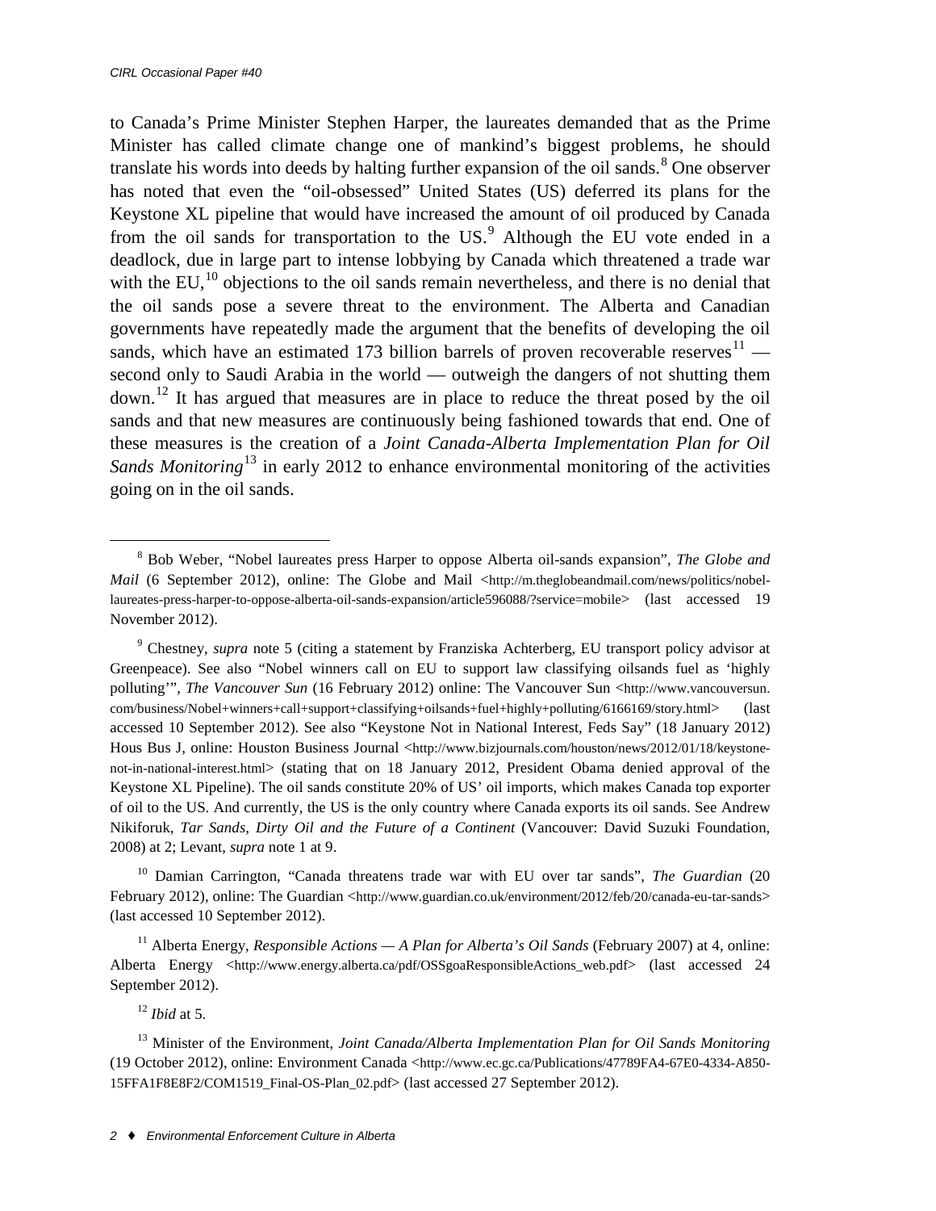to Canada's Prime Minister Stephen Harper, the laureates demanded that as the Prime Minister has called climate change one of mankind's biggest problems, he should translate his words into deeds by halting further expansion of the oil sands.[8] One observer has noted that even the "oil-obsessed" United States (US) deferred its plans for the Keystone XL pipeline that would have increased the amount of oil produced by Canada from the oil sands for transportation to the US.[9] Although the EU vote ended in a deadlock, due in large part to intense lobbying by Canada which threatened a trade war with the EU,[10] objections to the oil sands remain nevertheless, and there is no denial that the oil sands pose a severe threat to the environment. The Alberta and Canadian governments have repeatedly made the argument that the benefits of developing the oil sands, which have an estimated 173 billion barrels of proven recoverable reserves[11] — second only to Saudi Arabia in the world — outweigh the dangers of not shutting them down.[12] It has argued that measures are in place to reduce the threat posed by the oil sands and that new measures are continuously being fashioned towards that end. One of these measures is the creation of a *Joint Canada-Alberta Implementation Plan for Oil Sands Monitoring*[13] in early 2012 to enhance environmental monitoring of the activities going on in the oil sands.

---

[8] Bob Weber, "Nobel laureates press Harper to oppose Alberta oil-sands expansion", *The Globe and Mail* (6 September 2012), online: The Globe and Mail <http://m.theglobeandmail.com/news/politics/nobel-laureates-press-harper-to-oppose-alberta-oil-sands-expansion/article596088/?service=mobile> (last accessed 19 November 2012).

[9] Chestney, *supra* note 5 (citing a statement by Franziska Achterberg, EU transport policy advisor at Greenpeace). See also "Nobel winners call on EU to support law classifying oilsands fuel as 'highly polluting'", *The Vancouver Sun* (16 February 2012) online: The Vancouver Sun <http://www.vancouversun.com/business/Nobel+winners+call+support+classifying+oilsands+fuel+highly+polluting/6166169/story.html> (last accessed 10 September 2012). See also "Keystone Not in National Interest, Feds Say" (18 January 2012) Hous Bus J, online: Houston Business Journal <http://www.bizjournals.com/houston/news/2012/01/18/keystone-not-in-national-interest.html> (stating that on 18 January 2012, President Obama denied approval of the Keystone XL Pipeline). The oil sands constitute 20% of US' oil imports, which makes Canada top exporter of oil to the US. And currently, the US is the only country where Canada exports its oil sands. See Andrew Nikiforuk, *Tar Sands, Dirty Oil and the Future of a Continent* (Vancouver: David Suzuki Foundation, 2008) at 2; Levant, *supra* note 1 at 9.

[10] Damian Carrington, "Canada threatens trade war with EU over tar sands", *The Guardian* (20 February 2012), online: The Guardian <http://www.guardian.co.uk/environment/2012/feb/20/canada-eu-tar-sands> (last accessed 10 September 2012).

[11] Alberta Energy, *Responsible Actions — A Plan for Alberta's Oil Sands* (February 2007) at 4, online: Alberta Energy <http://www.energy.alberta.ca/pdf/OSSgoaResponsibleActions_web.pdf> (last accessed 24 September 2012).

[12] *Ibid* at 5.

[13] Minister of the Environment, *Joint Canada/Alberta Implementation Plan for Oil Sands Monitoring* (19 October 2012), online: Environment Canada <http://www.ec.gc.ca/Publications/47789FA4-67E0-4334-A850-15FFA1F8E8F2/COM1519_Final-OS-Plan_02.pdf> (last accessed 27 September 2012).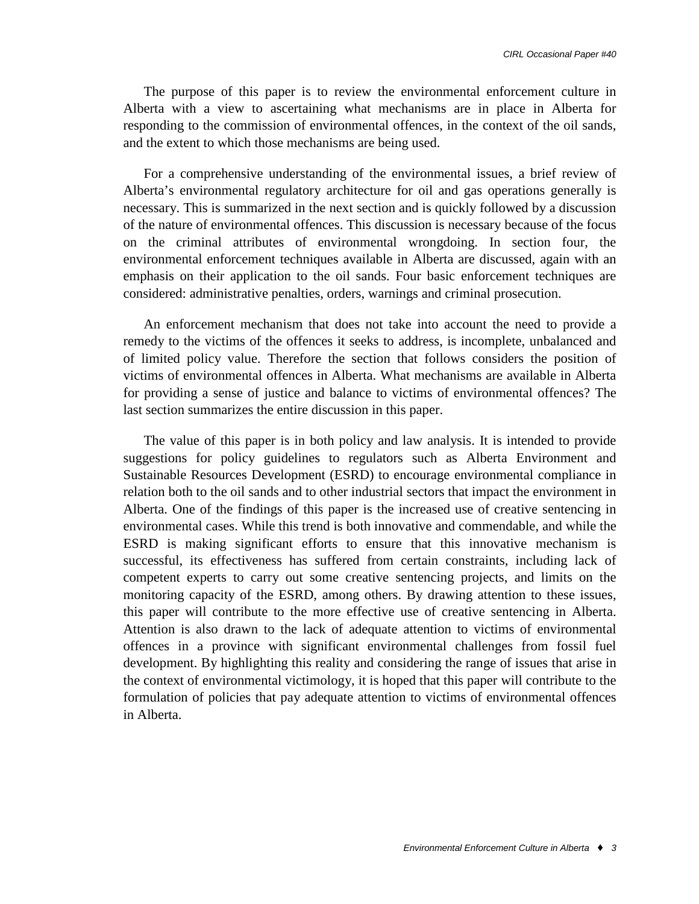The purpose of this paper is to review the environmental enforcement culture in Alberta with a view to ascertaining what mechanisms are in place in Alberta for responding to the commission of environmental offences, in the context of the oil sands, and the extent to which those mechanisms are being used.

For a comprehensive understanding of the environmental issues, a brief review of Alberta's environmental regulatory architecture for oil and gas operations generally is necessary. This is summarized in the next section and is quickly followed by a discussion of the nature of environmental offences. This discussion is necessary because of the focus on the criminal attributes of environmental wrongdoing. In section four, the environmental enforcement techniques available in Alberta are discussed, again with an emphasis on their application to the oil sands. Four basic enforcement techniques are considered: administrative penalties, orders, warnings and criminal prosecution.

An enforcement mechanism that does not take into account the need to provide a remedy to the victims of the offences it seeks to address, is incomplete, unbalanced and of limited policy value. Therefore the section that follows considers the position of victims of environmental offences in Alberta. What mechanisms are available in Alberta for providing a sense of justice and balance to victims of environmental offences? The last section summarizes the entire discussion in this paper.

The value of this paper is in both policy and law analysis. It is intended to provide suggestions for policy guidelines to regulators such as Alberta Environment and Sustainable Resources Development (ESRD) to encourage environmental compliance in relation both to the oil sands and to other industrial sectors that impact the environment in Alberta. One of the findings of this paper is the increased use of creative sentencing in environmental cases. While this trend is both innovative and commendable, and while the ESRD is making significant efforts to ensure that this innovative mechanism is successful, its effectiveness has suffered from certain constraints, including lack of competent experts to carry out some creative sentencing projects, and limits on the monitoring capacity of the ESRD, among others. By drawing attention to these issues, this paper will contribute to the more effective use of creative sentencing in Alberta. Attention is also drawn to the lack of adequate attention to victims of environmental offences in a province with significant environmental challenges from fossil fuel development. By highlighting this reality and considering the range of issues that arise in the context of environmental victimology, it is hoped that this paper will contribute to the formulation of policies that pay adequate attention to victims of environmental offences in Alberta.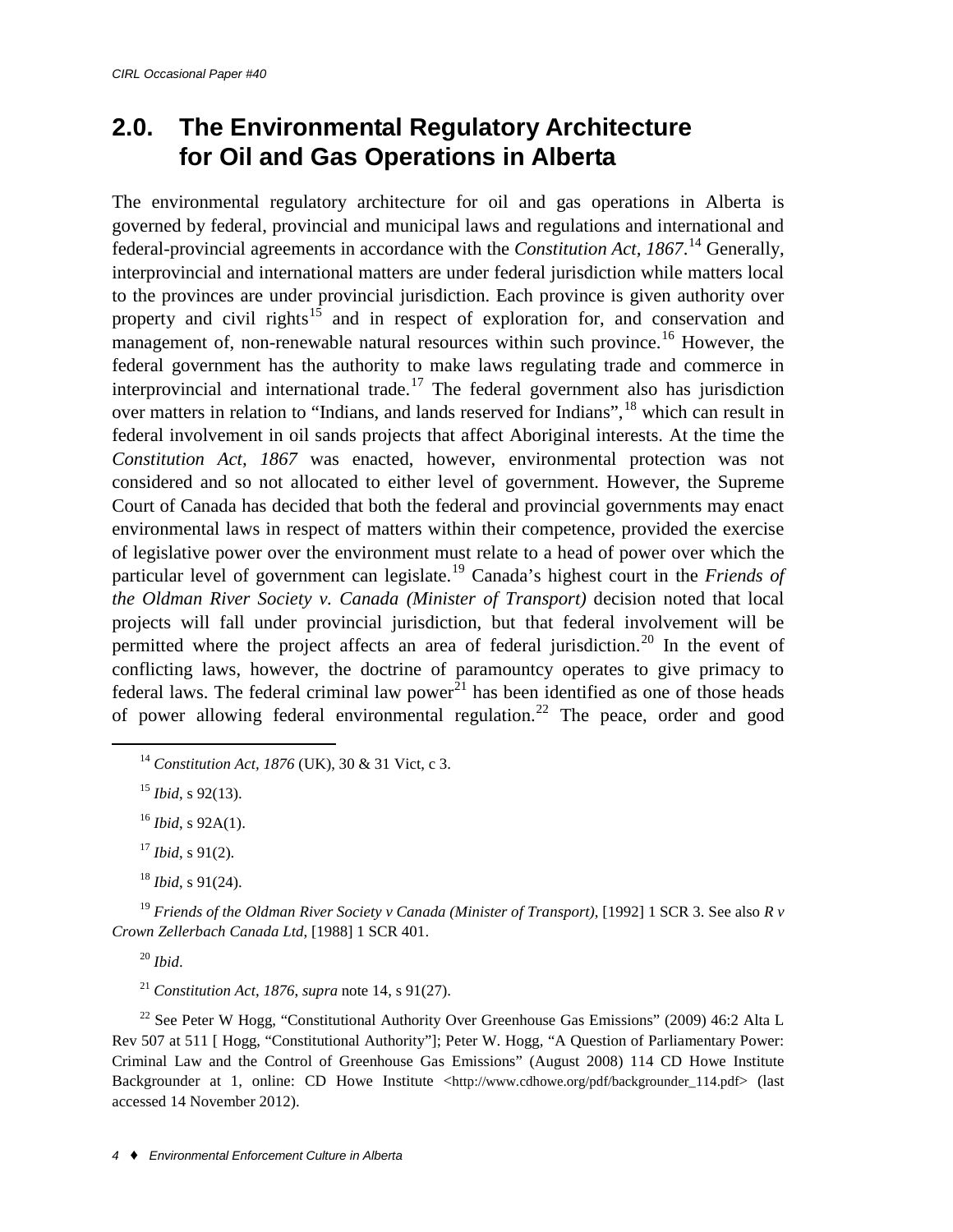## 2.0. The Environmental Regulatory Architecture for Oil and Gas Operations in Alberta

The environmental regulatory architecture for oil and gas operations in Alberta is governed by federal, provincial and municipal laws and regulations and international and federal-provincial agreements in accordance with the *Constitution Act, 1867*.[14] Generally, interprovincial and international matters are under federal jurisdiction while matters local to the provinces are under provincial jurisdiction. Each province is given authority over property and civil rights[15] and in respect of exploration for, and conservation and management of, non-renewable natural resources within such province.[16] However, the federal government has the authority to make laws regulating trade and commerce in interprovincial and international trade.[17] The federal government also has jurisdiction over matters in relation to "Indians, and lands reserved for Indians",[18] which can result in federal involvement in oil sands projects that affect Aboriginal interests. At the time the *Constitution Act, 1867* was enacted, however, environmental protection was not considered and so not allocated to either level of government. However, the Supreme Court of Canada has decided that both the federal and provincial governments may enact environmental laws in respect of matters within their competence, provided the exercise of legislative power over the environment must relate to a head of power over which the particular level of government can legislate.[19] Canada's highest court in the *Friends of the Oldman River Society v. Canada (Minister of Transport)* decision noted that local projects will fall under provincial jurisdiction, but that federal involvement will be permitted where the project affects an area of federal jurisdiction.[20] In the event of conflicting laws, however, the doctrine of paramountcy operates to give primacy to federal laws. The federal criminal law power[21] has been identified as one of those heads of power allowing federal environmental regulation.[22] The peace, order and good

---

[14] *Constitution Act, 1876* (UK), 30 & 31 Vict, c 3.

[15] *Ibid*, s 92(13).

[16] *Ibid*, s 92A(1).

[17] *Ibid*, s 91(2).

[18] *Ibid*, s 91(24).

[19] *Friends of the Oldman River Society v Canada (Minister of Transport)*, [1992] 1 SCR 3. See also *R v Crown Zellerbach Canada Ltd*, [1988] 1 SCR 401.

[20] *Ibid*.

[21] *Constitution Act, 1876*, *supra* note 14, s 91(27).

[22] See Peter W Hogg, "Constitutional Authority Over Greenhouse Gas Emissions" (2009) 46:2 Alta L Rev 507 at 511 [ Hogg, "Constitutional Authority"]; Peter W. Hogg, "A Question of Parliamentary Power: Criminal Law and the Control of Greenhouse Gas Emissions" (August 2008) 114 CD Howe Institute Backgrounder at 1, online: CD Howe Institute <http://www.cdhowe.org/pdf/backgrounder_114.pdf> (last accessed 14 November 2012).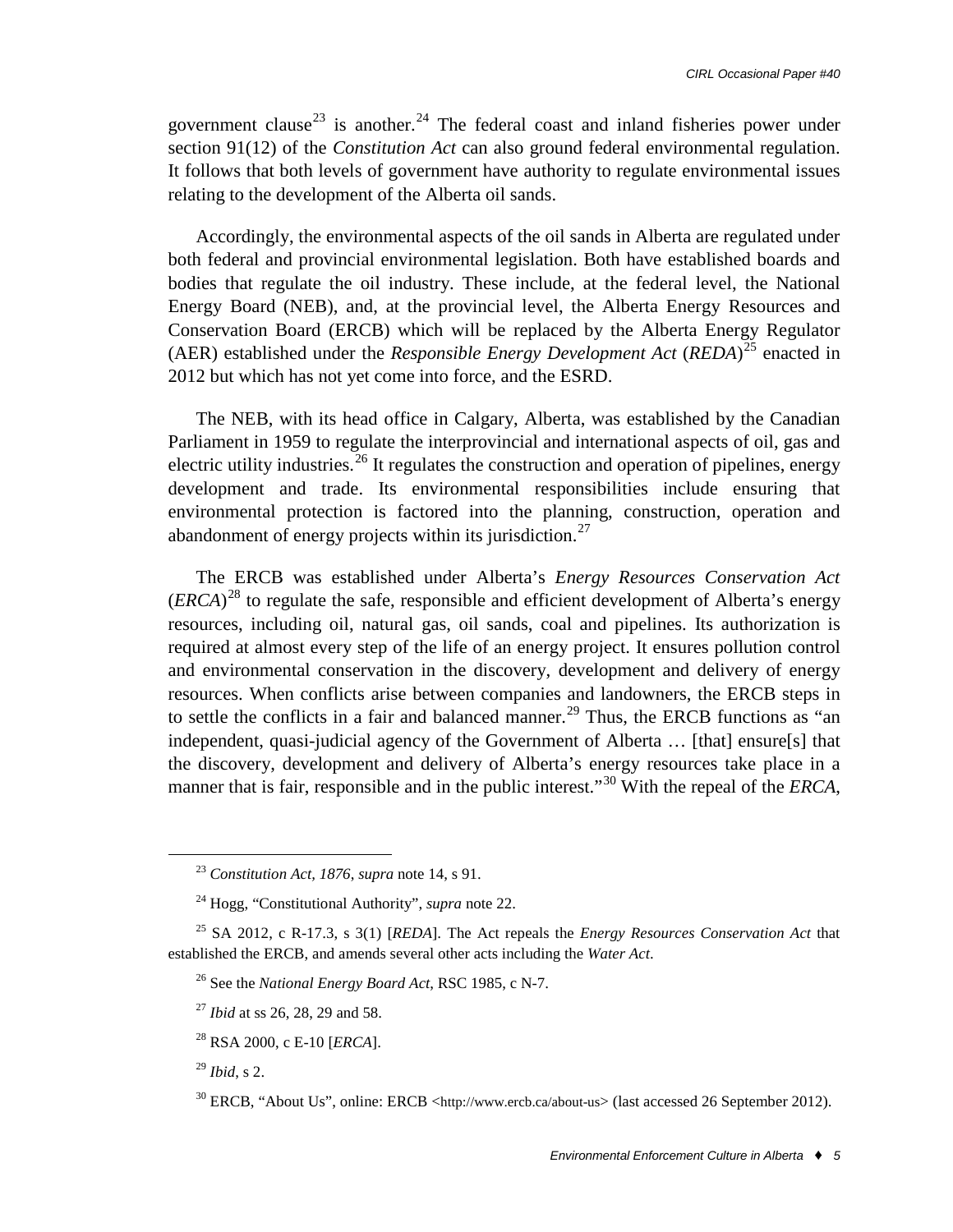government clause[23] is another.[24] The federal coast and inland fisheries power under section 91(12) of the *Constitution Act* can also ground federal environmental regulation. It follows that both levels of government have authority to regulate environmental issues relating to the development of the Alberta oil sands.

Accordingly, the environmental aspects of the oil sands in Alberta are regulated under both federal and provincial environmental legislation. Both have established boards and bodies that regulate the oil industry. These include, at the federal level, the National Energy Board (NEB), and, at the provincial level, the Alberta Energy Resources and Conservation Board (ERCB) which will be replaced by the Alberta Energy Regulator (AER) established under the *Responsible Energy Development Act* (*REDA*)[25] enacted in 2012 but which has not yet come into force, and the ESRD.

The NEB, with its head office in Calgary, Alberta, was established by the Canadian Parliament in 1959 to regulate the interprovincial and international aspects of oil, gas and electric utility industries.[26] It regulates the construction and operation of pipelines, energy development and trade. Its environmental responsibilities include ensuring that environmental protection is factored into the planning, construction, operation and abandonment of energy projects within its jurisdiction.[27]

The ERCB was established under Alberta's *Energy Resources Conservation Act* (*ERCA*)[28] to regulate the safe, responsible and efficient development of Alberta's energy resources, including oil, natural gas, oil sands, coal and pipelines. Its authorization is required at almost every step of the life of an energy project. It ensures pollution control and environmental conservation in the discovery, development and delivery of energy resources. When conflicts arise between companies and landowners, the ERCB steps in to settle the conflicts in a fair and balanced manner.[29] Thus, the ERCB functions as "an independent, quasi-judicial agency of the Government of Alberta … [that] ensure[s] that the discovery, development and delivery of Alberta's energy resources take place in a manner that is fair, responsible and in the public interest."[30] With the repeal of the *ERCA*,

---

[23] *Constitution Act, 1876*, *supra* note 14, s 91.

[24] Hogg, "Constitutional Authority", *supra* note 22.

[25] SA 2012, c R-17.3, s 3(1) [*REDA*]. The Act repeals the *Energy Resources Conservation Act* that established the ERCB, and amends several other acts including the *Water Act*.

[26] See the *National Energy Board Act*, RSC 1985, c N-7.

[27] *Ibid* at ss 26, 28, 29 and 58.

[28] RSA 2000, c E-10 [*ERCA*].

[29] *Ibid*, s 2.

[30] ERCB, "About Us", online: ERCB <http://www.ercb.ca/about-us> (last accessed 26 September 2012).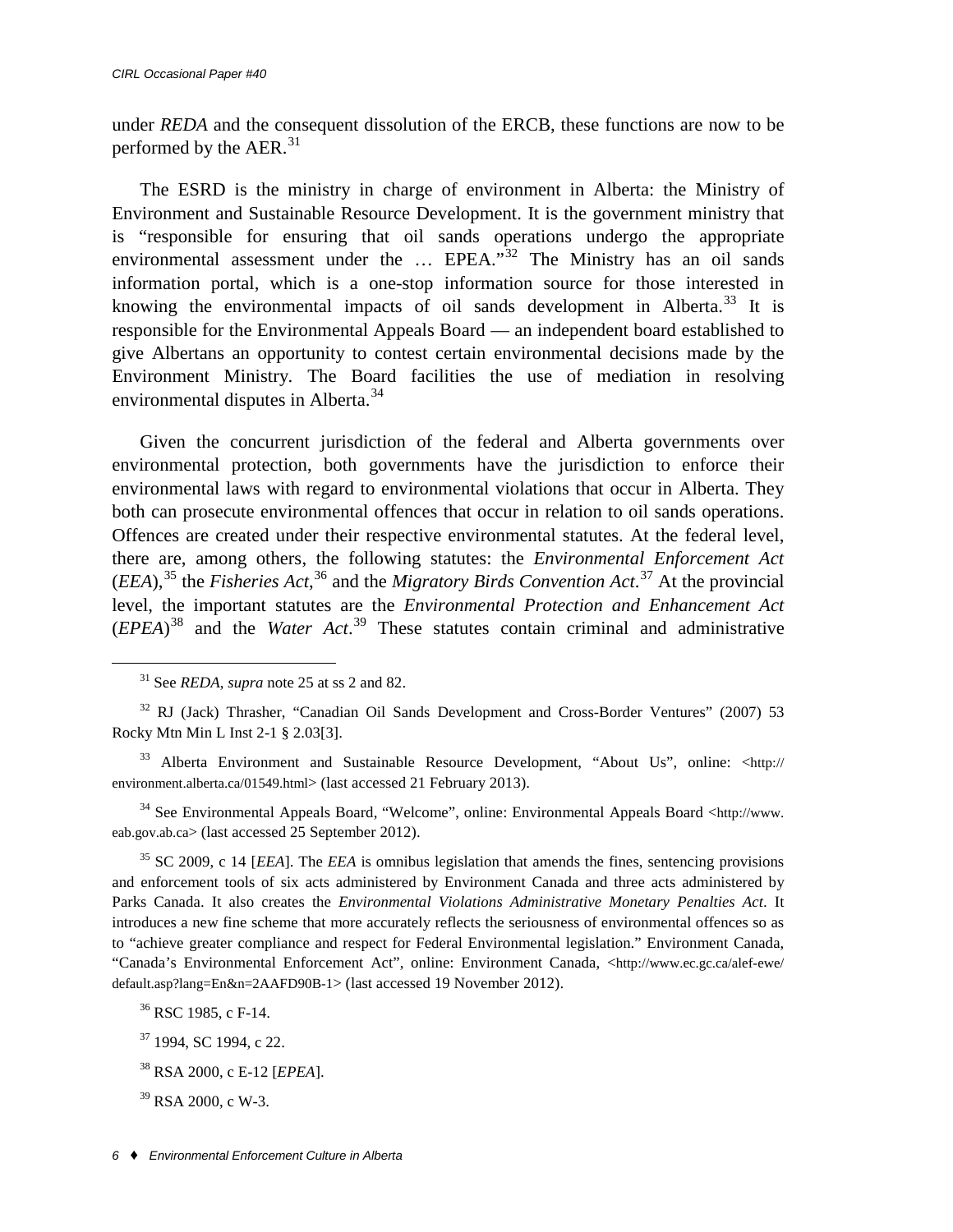under *REDA* and the consequent dissolution of the ERCB, these functions are now to be performed by the AER.[31]

The ESRD is the ministry in charge of environment in Alberta: the Ministry of Environment and Sustainable Resource Development. It is the government ministry that is "responsible for ensuring that oil sands operations undergo the appropriate environmental assessment under the … EPEA."[32] The Ministry has an oil sands information portal, which is a one-stop information source for those interested in knowing the environmental impacts of oil sands development in Alberta.[33] It is responsible for the Environmental Appeals Board — an independent board established to give Albertans an opportunity to contest certain environmental decisions made by the Environment Ministry. The Board facilities the use of mediation in resolving environmental disputes in Alberta.[34]

Given the concurrent jurisdiction of the federal and Alberta governments over environmental protection, both governments have the jurisdiction to enforce their environmental laws with regard to environmental violations that occur in Alberta. They both can prosecute environmental offences that occur in relation to oil sands operations. Offences are created under their respective environmental statutes. At the federal level, there are, among others, the following statutes: the *Environmental Enforcement Act* (*EEA*),[35] the *Fisheries Act*,[36] and the *Migratory Birds Convention Act*.[37] At the provincial level, the important statutes are the *Environmental Protection and Enhancement Act* (*EPEA*)[38] and the *Water Act*.[39] These statutes contain criminal and administrative

---

[31] See *REDA*, *supra* note 25 at ss 2 and 82.

[32] RJ (Jack) Thrasher, "Canadian Oil Sands Development and Cross-Border Ventures" (2007) 53 Rocky Mtn Min L Inst 2-1 § 2.03[3].

[33] Alberta Environment and Sustainable Resource Development, "About Us", online: <http://environment.alberta.ca/01549.html> (last accessed 21 February 2013).

[34] See Environmental Appeals Board, "Welcome", online: Environmental Appeals Board <http://www.eab.gov.ab.ca> (last accessed 25 September 2012).

[35] SC 2009, c 14 [*EEA*]. The *EEA* is omnibus legislation that amends the fines, sentencing provisions and enforcement tools of six acts administered by Environment Canada and three acts administered by Parks Canada. It also creates the *Environmental Violations Administrative Monetary Penalties Act*. It introduces a new fine scheme that more accurately reflects the seriousness of environmental offences so as to "achieve greater compliance and respect for Federal Environmental legislation." Environment Canada, "Canada's Environmental Enforcement Act", online: Environment Canada, <http://www.ec.gc.ca/alef-ewe/default.asp?lang=En&n=2AAFD90B-1> (last accessed 19 November 2012).

[36] RSC 1985, c F-14.

[37] 1994, SC 1994, c 22.

[38] RSA 2000, c E-12 [*EPEA*].

[39] RSA 2000, c W-3.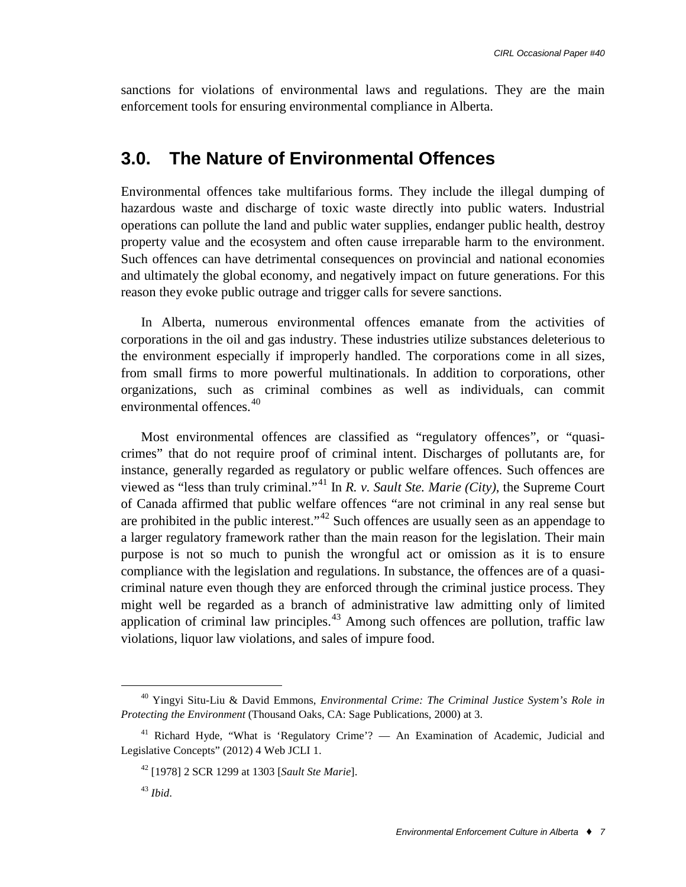sanctions for violations of environmental laws and regulations. They are the main enforcement tools for ensuring environmental compliance in Alberta.

## 3.0. The Nature of Environmental Offences

Environmental offences take multifarious forms. They include the illegal dumping of hazardous waste and discharge of toxic waste directly into public waters. Industrial operations can pollute the land and public water supplies, endanger public health, destroy property value and the ecosystem and often cause irreparable harm to the environment. Such offences can have detrimental consequences on provincial and national economies and ultimately the global economy, and negatively impact on future generations. For this reason they evoke public outrage and trigger calls for severe sanctions.

In Alberta, numerous environmental offences emanate from the activities of corporations in the oil and gas industry. These industries utilize substances deleterious to the environment especially if improperly handled. The corporations come in all sizes, from small firms to more powerful multinationals. In addition to corporations, other organizations, such as criminal combines as well as individuals, can commit environmental offences.[40]

Most environmental offences are classified as "regulatory offences", or "quasi-crimes" that do not require proof of criminal intent. Discharges of pollutants are, for instance, generally regarded as regulatory or public welfare offences. Such offences are viewed as "less than truly criminal."[41] In *R. v. Sault Ste. Marie (City)*, the Supreme Court of Canada affirmed that public welfare offences "are not criminal in any real sense but are prohibited in the public interest."[42] Such offences are usually seen as an appendage to a larger regulatory framework rather than the main reason for the legislation. Their main purpose is not so much to punish the wrongful act or omission as it is to ensure compliance with the legislation and regulations. In substance, the offences are of a quasi-criminal nature even though they are enforced through the criminal justice process. They might well be regarded as a branch of administrative law admitting only of limited application of criminal law principles.[43] Among such offences are pollution, traffic law violations, liquor law violations, and sales of impure food.

---

[40] Yingyi Situ-Liu & David Emmons, *Environmental Crime: The Criminal Justice System's Role in Protecting the Environment* (Thousand Oaks, CA: Sage Publications, 2000) at 3.

[41] Richard Hyde, "What is 'Regulatory Crime'? — An Examination of Academic, Judicial and Legislative Concepts" (2012) 4 Web JCLI 1.

[42] [1978] 2 SCR 1299 at 1303 [*Sault Ste Marie*].

[43] *Ibid*.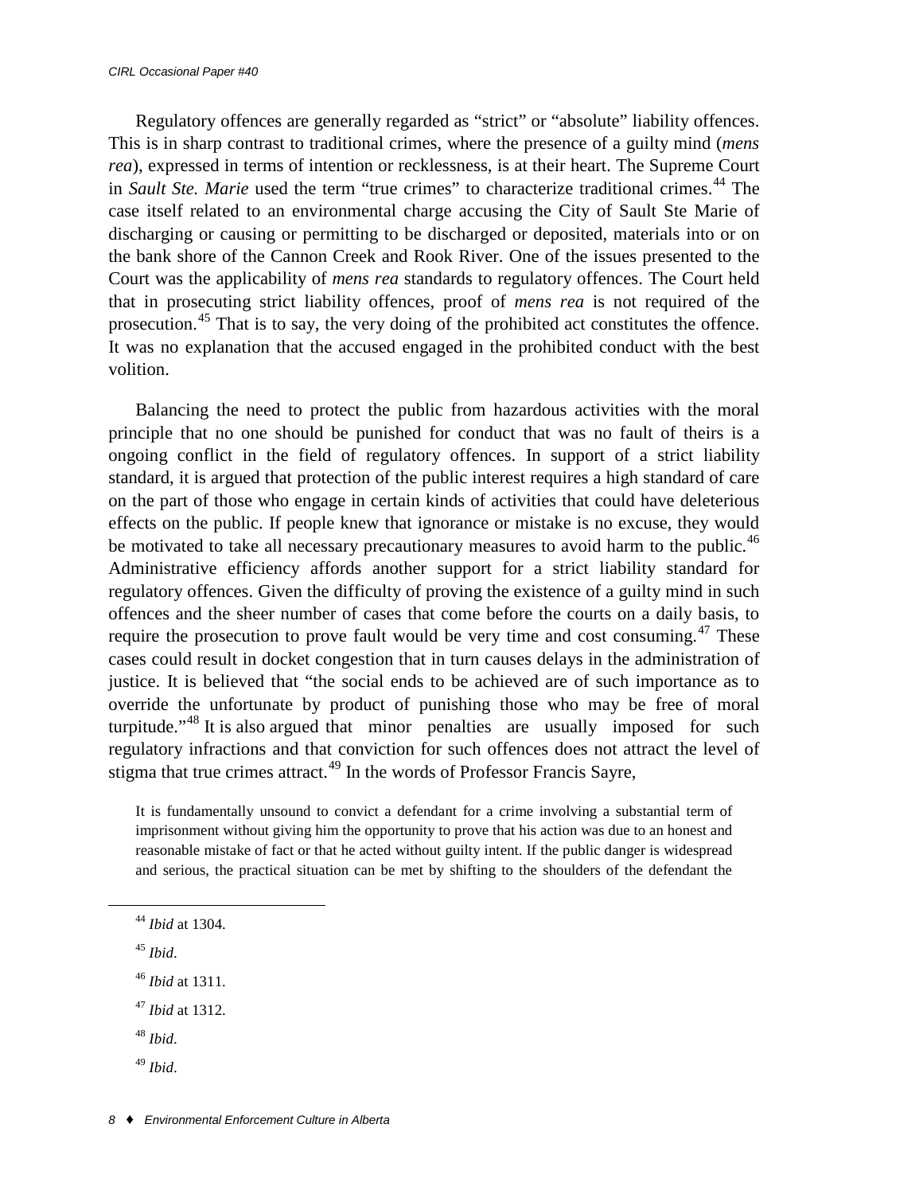Regulatory offences are generally regarded as "strict" or "absolute" liability offences. This is in sharp contrast to traditional crimes, where the presence of a guilty mind (*mens rea*), expressed in terms of intention or recklessness, is at their heart. The Supreme Court in *Sault Ste. Marie* used the term "true crimes" to characterize traditional crimes.[44] The case itself related to an environmental charge accusing the City of Sault Ste Marie of discharging or causing or permitting to be discharged or deposited, materials into or on the bank shore of the Cannon Creek and Rook River. One of the issues presented to the Court was the applicability of *mens rea* standards to regulatory offences. The Court held that in prosecuting strict liability offences, proof of *mens rea* is not required of the prosecution.[45] That is to say, the very doing of the prohibited act constitutes the offence. It was no explanation that the accused engaged in the prohibited conduct with the best volition.

Balancing the need to protect the public from hazardous activities with the moral principle that no one should be punished for conduct that was no fault of theirs is a ongoing conflict in the field of regulatory offences. In support of a strict liability standard, it is argued that protection of the public interest requires a high standard of care on the part of those who engage in certain kinds of activities that could have deleterious effects on the public. If people knew that ignorance or mistake is no excuse, they would be motivated to take all necessary precautionary measures to avoid harm to the public.[46] Administrative efficiency affords another support for a strict liability standard for regulatory offences. Given the difficulty of proving the existence of a guilty mind in such offences and the sheer number of cases that come before the courts on a daily basis, to require the prosecution to prove fault would be very time and cost consuming.[47] These cases could result in docket congestion that in turn causes delays in the administration of justice. It is believed that "the social ends to be achieved are of such importance as to override the unfortunate by product of punishing those who may be free of moral turpitude."[48] It is also argued that minor penalties are usually imposed for such regulatory infractions and that conviction for such offences does not attract the level of stigma that true crimes attract.[49] In the words of Professor Francis Sayre,

> It is fundamentally unsound to convict a defendant for a crime involving a substantial term of imprisonment without giving him the opportunity to prove that his action was due to an honest and reasonable mistake of fact or that he acted without guilty intent. If the public danger is widespread and serious, the practical situation can be met by shifting to the shoulders of the defendant the

---

[44] *Ibid* at 1304.

[45] *Ibid*.

[46] *Ibid* at 1311.

[47] *Ibid* at 1312.

[48] *Ibid*.

[49] *Ibid*.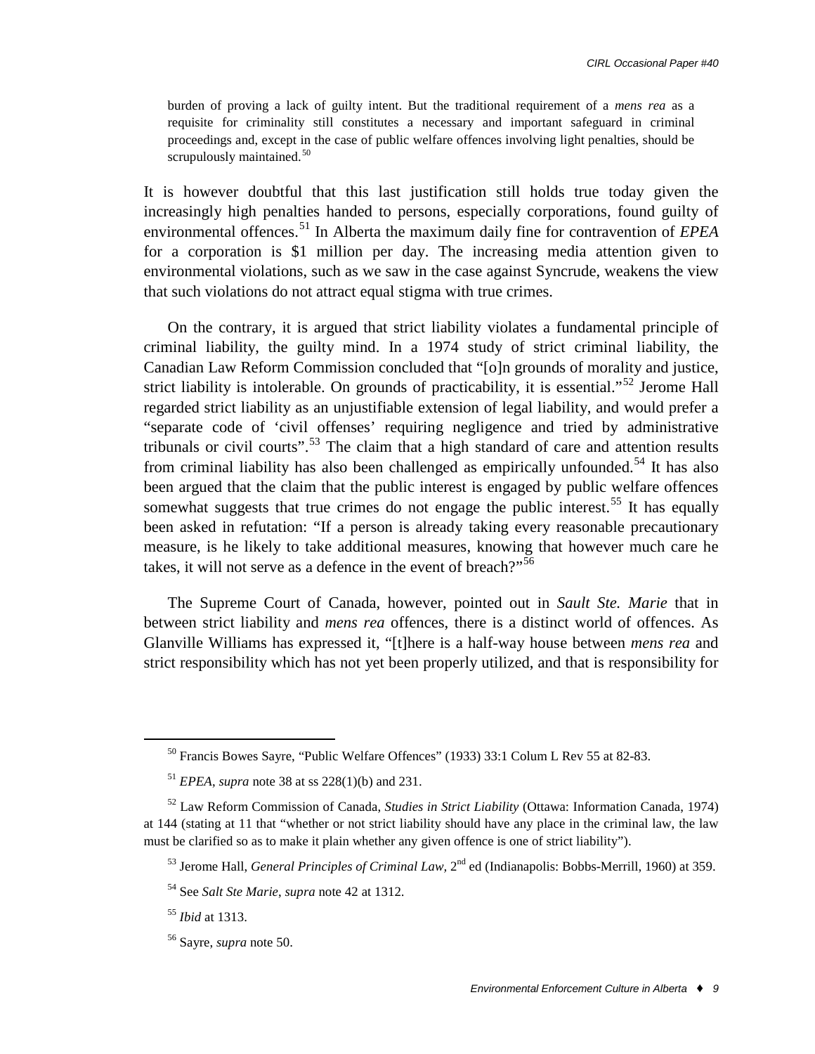> burden of proving a lack of guilty intent. But the traditional requirement of a *mens rea* as a requisite for criminality still constitutes a necessary and important safeguard in criminal proceedings and, except in the case of public welfare offences involving light penalties, should be scrupulously maintained.[50]

It is however doubtful that this last justification still holds true today given the increasingly high penalties handed to persons, especially corporations, found guilty of environmental offences.[51] In Alberta the maximum daily fine for contravention of *EPEA* for a corporation is $1 million per day. The increasing media attention given to environmental violations, such as we saw in the case against Syncrude, weakens the view that such violations do not attract equal stigma with true crimes.

On the contrary, it is argued that strict liability violates a fundamental principle of criminal liability, the guilty mind. In a 1974 study of strict criminal liability, the Canadian Law Reform Commission concluded that "[o]n grounds of morality and justice, strict liability is intolerable. On grounds of practicability, it is essential."[52] Jerome Hall regarded strict liability as an unjustifiable extension of legal liability, and would prefer a "separate code of 'civil offenses' requiring negligence and tried by administrative tribunals or civil courts".[53] The claim that a high standard of care and attention results from criminal liability has also been challenged as empirically unfounded.[54] It has also been argued that the claim that the public interest is engaged by public welfare offences somewhat suggests that true crimes do not engage the public interest.[55] It has equally been asked in refutation: "If a person is already taking every reasonable precautionary measure, is he likely to take additional measures, knowing that however much care he takes, it will not serve as a defence in the event of breach?"[56]

The Supreme Court of Canada, however, pointed out in *Sault Ste. Marie* that in between strict liability and *mens rea* offences, there is a distinct world of offences. As Glanville Williams has expressed it, "[t]here is a half-way house between *mens rea* and strict responsibility which has not yet been properly utilized, and that is responsibility for

---

[50] Francis Bowes Sayre, "Public Welfare Offences" (1933) 33:1 Colum L Rev 55 at 82-83.

[51] *EPEA*, *supra* note 38 at ss 228(1)(b) and 231.

[52] Law Reform Commission of Canada, *Studies in Strict Liability* (Ottawa: Information Canada, 1974) at 144 (stating at 11 that "whether or not strict liability should have any place in the criminal law, the law must be clarified so as to make it plain whether any given offence is one of strict liability").

[53] Jerome Hall, *General Principles of Criminal Law*, 2nd ed (Indianapolis: Bobbs-Merrill, 1960) at 359.

[54] See *Salt Ste Marie*, *supra* note 42 at 1312.

[55] *Ibid* at 1313.

[56] Sayre, *supra* note 50.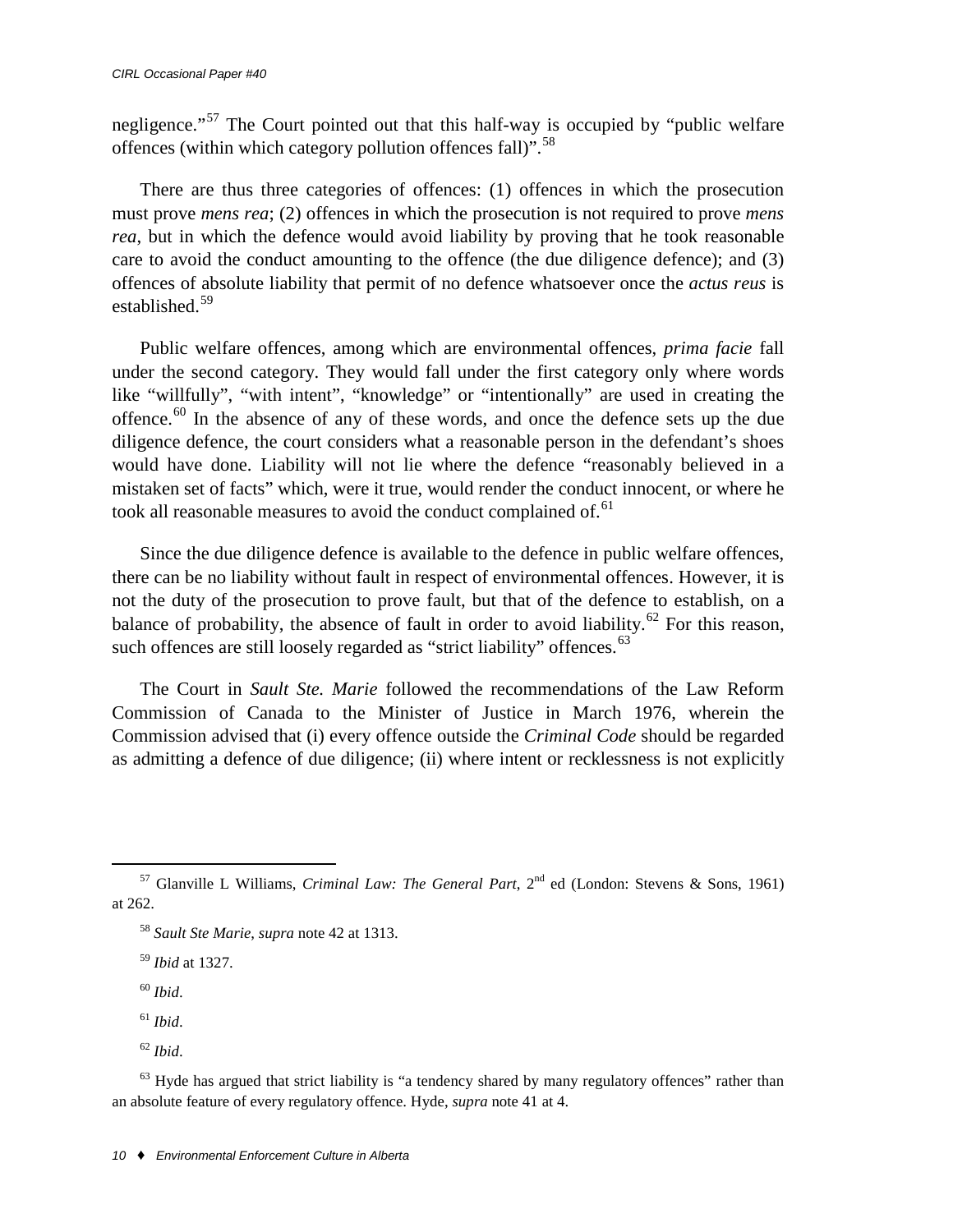negligence."[57] The Court pointed out that this half-way is occupied by "public welfare offences (within which category pollution offences fall)".[58]

There are thus three categories of offences: (1) offences in which the prosecution must prove *mens rea*; (2) offences in which the prosecution is not required to prove *mens rea*, but in which the defence would avoid liability by proving that he took reasonable care to avoid the conduct amounting to the offence (the due diligence defence); and (3) offences of absolute liability that permit of no defence whatsoever once the *actus reus* is established.[59]

Public welfare offences, among which are environmental offences, *prima facie* fall under the second category. They would fall under the first category only where words like "willfully", "with intent", "knowledge" or "intentionally" are used in creating the offence.[60] In the absence of any of these words, and once the defence sets up the due diligence defence, the court considers what a reasonable person in the defendant's shoes would have done. Liability will not lie where the defence "reasonably believed in a mistaken set of facts" which, were it true, would render the conduct innocent, or where he took all reasonable measures to avoid the conduct complained of.[61]

Since the due diligence defence is available to the defence in public welfare offences, there can be no liability without fault in respect of environmental offences. However, it is not the duty of the prosecution to prove fault, but that of the defence to establish, on a balance of probability, the absence of fault in order to avoid liability.[62] For this reason, such offences are still loosely regarded as "strict liability" offences.[63]

The Court in *Sault Ste. Marie* followed the recommendations of the Law Reform Commission of Canada to the Minister of Justice in March 1976, wherein the Commission advised that (i) every offence outside the *Criminal Code* should be regarded as admitting a defence of due diligence; (ii) where intent or recklessness is not explicitly

---

[57] Glanville L Williams, *Criminal Law: The General Part*, 2nd ed (London: Stevens & Sons, 1961) at 262.

[58] *Sault Ste Marie*, *supra* note 42 at 1313.

[59] *Ibid* at 1327.

[60] *Ibid*.

[61] *Ibid*.

[62] *Ibid*.

[63] Hyde has argued that strict liability is "a tendency shared by many regulatory offences" rather than an absolute feature of every regulatory offence. Hyde, *supra* note 41 at 4.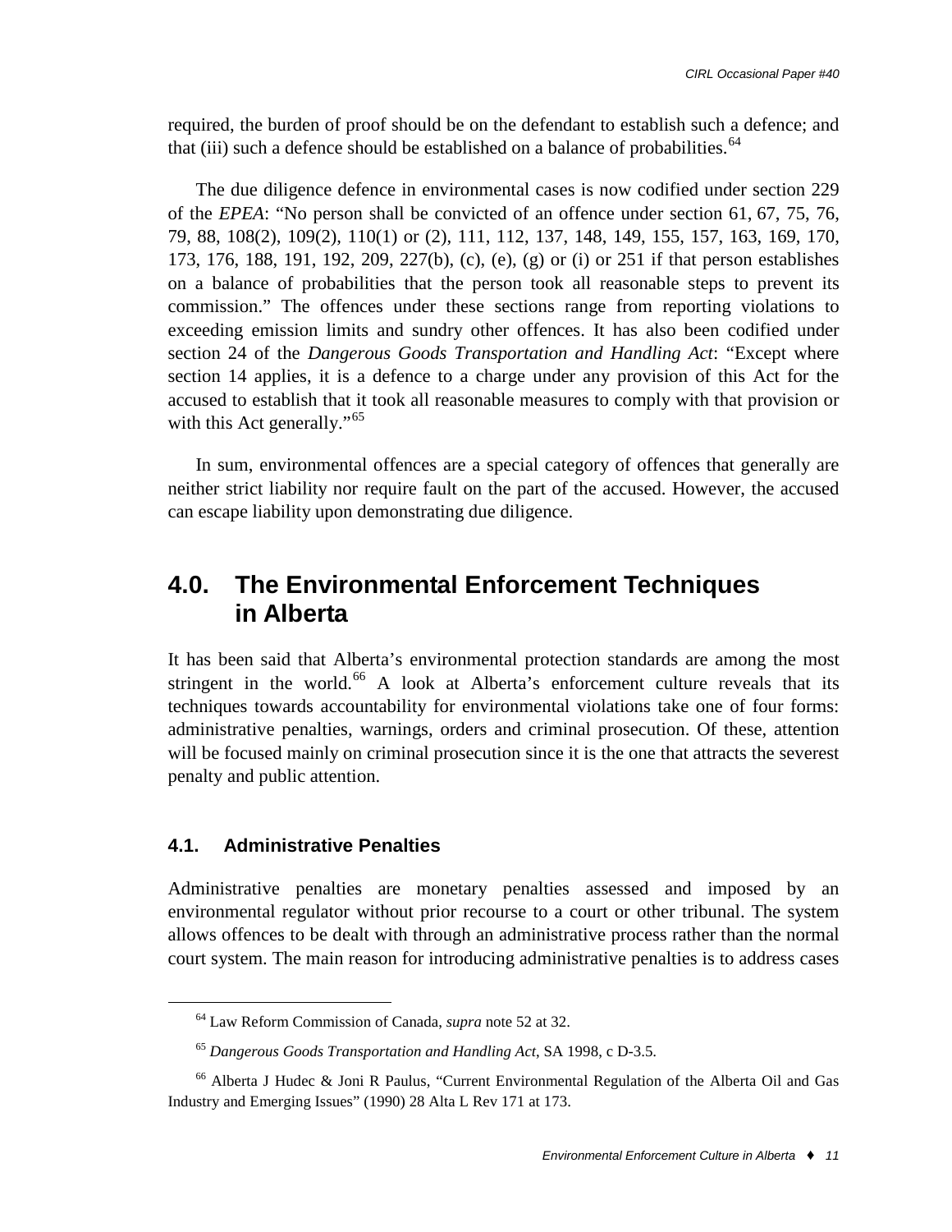required, the burden of proof should be on the defendant to establish such a defence; and that (iii) such a defence should be established on a balance of probabilities.[64]

The due diligence defence in environmental cases is now codified under section 229 of the *EPEA*: "No person shall be convicted of an offence under section 61, 67, 75, 76, 79, 88, 108(2), 109(2), 110(1) or (2), 111, 112, 137, 148, 149, 155, 157, 163, 169, 170, 173, 176, 188, 191, 192, 209, 227(b), (c), (e), (g) or (i) or 251 if that person establishes on a balance of probabilities that the person took all reasonable steps to prevent its commission." The offences under these sections range from reporting violations to exceeding emission limits and sundry other offences. It has also been codified under section 24 of the *Dangerous Goods Transportation and Handling Act*: "Except where section 14 applies, it is a defence to a charge under any provision of this Act for the accused to establish that it took all reasonable measures to comply with that provision or with this Act generally."[65]

In sum, environmental offences are a special category of offences that generally are neither strict liability nor require fault on the part of the accused. However, the accused can escape liability upon demonstrating due diligence.

## 4.0. The Environmental Enforcement Techniques in Alberta

It has been said that Alberta's environmental protection standards are among the most stringent in the world.[66] A look at Alberta's enforcement culture reveals that its techniques towards accountability for environmental violations take one of four forms: administrative penalties, warnings, orders and criminal prosecution. Of these, attention will be focused mainly on criminal prosecution since it is the one that attracts the severest penalty and public attention.

### 4.1. Administrative Penalties

Administrative penalties are monetary penalties assessed and imposed by an environmental regulator without prior recourse to a court or other tribunal. The system allows offences to be dealt with through an administrative process rather than the normal court system. The main reason for introducing administrative penalties is to address cases

---

[64] Law Reform Commission of Canada, *supra* note 52 at 32.

[65] *Dangerous Goods Transportation and Handling Act*, SA 1998, c D-3.5.

[66] Alberta J Hudec & Joni R Paulus, "Current Environmental Regulation of the Alberta Oil and Gas Industry and Emerging Issues" (1990) 28 Alta L Rev 171 at 173.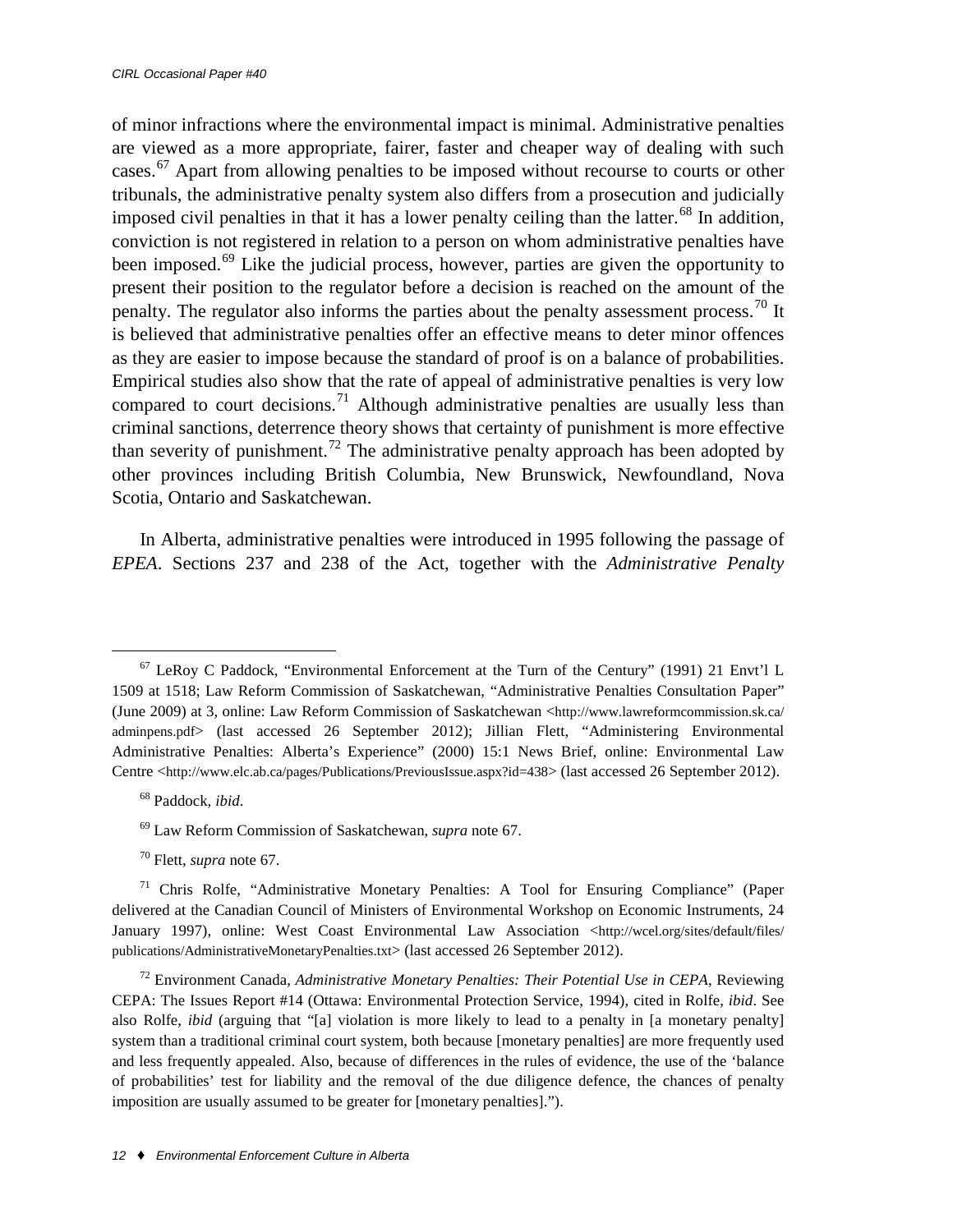of minor infractions where the environmental impact is minimal. Administrative penalties are viewed as a more appropriate, fairer, faster and cheaper way of dealing with such cases.[67] Apart from allowing penalties to be imposed without recourse to courts or other tribunals, the administrative penalty system also differs from a prosecution and judicially imposed civil penalties in that it has a lower penalty ceiling than the latter.[68] In addition, conviction is not registered in relation to a person on whom administrative penalties have been imposed.[69] Like the judicial process, however, parties are given the opportunity to present their position to the regulator before a decision is reached on the amount of the penalty. The regulator also informs the parties about the penalty assessment process.[70] It is believed that administrative penalties offer an effective means to deter minor offences as they are easier to impose because the standard of proof is on a balance of probabilities. Empirical studies also show that the rate of appeal of administrative penalties is very low compared to court decisions.[71] Although administrative penalties are usually less than criminal sanctions, deterrence theory shows that certainty of punishment is more effective than severity of punishment.[72] The administrative penalty approach has been adopted by other provinces including British Columbia, New Brunswick, Newfoundland, Nova Scotia, Ontario and Saskatchewan.

In Alberta, administrative penalties were introduced in 1995 following the passage of *EPEA*. Sections 237 and 238 of the Act, together with the *Administrative Penalty*

---

[67] LeRoy C Paddock, "Environmental Enforcement at the Turn of the Century" (1991) 21 Envt'l L 1509 at 1518; Law Reform Commission of Saskatchewan, "Administrative Penalties Consultation Paper" (June 2009) at 3, online: Law Reform Commission of Saskatchewan <http://www.lawreformcommission.sk.ca/adminpens.pdf> (last accessed 26 September 2012); Jillian Flett, "Administering Environmental Administrative Penalties: Alberta's Experience" (2000) 15:1 News Brief, online: Environmental Law Centre <http://www.elc.ab.ca/pages/Publications/PreviousIssue.aspx?id=438> (last accessed 26 September 2012).

[68] Paddock, *ibid*.

[69] Law Reform Commission of Saskatchewan, *supra* note 67.

[70] Flett, *supra* note 67.

[71] Chris Rolfe, "Administrative Monetary Penalties: A Tool for Ensuring Compliance" (Paper delivered at the Canadian Council of Ministers of Environmental Workshop on Economic Instruments, 24 January 1997), online: West Coast Environmental Law Association <http://wcel.org/sites/default/files/publications/AdministrativeMonetaryPenalties.txt> (last accessed 26 September 2012).

[72] Environment Canada, *Administrative Monetary Penalties: Their Potential Use in CEPA*, Reviewing CEPA: The Issues Report #14 (Ottawa: Environmental Protection Service, 1994), cited in Rolfe, *ibid*. See also Rolfe, *ibid* (arguing that "[a] violation is more likely to lead to a penalty in [a monetary penalty] system than a traditional criminal court system, both because [monetary penalties] are more frequently used and less frequently appealed. Also, because of differences in the rules of evidence, the use of the 'balance of probabilities' test for liability and the removal of the due diligence defence, the chances of penalty imposition are usually assumed to be greater for [monetary penalties].").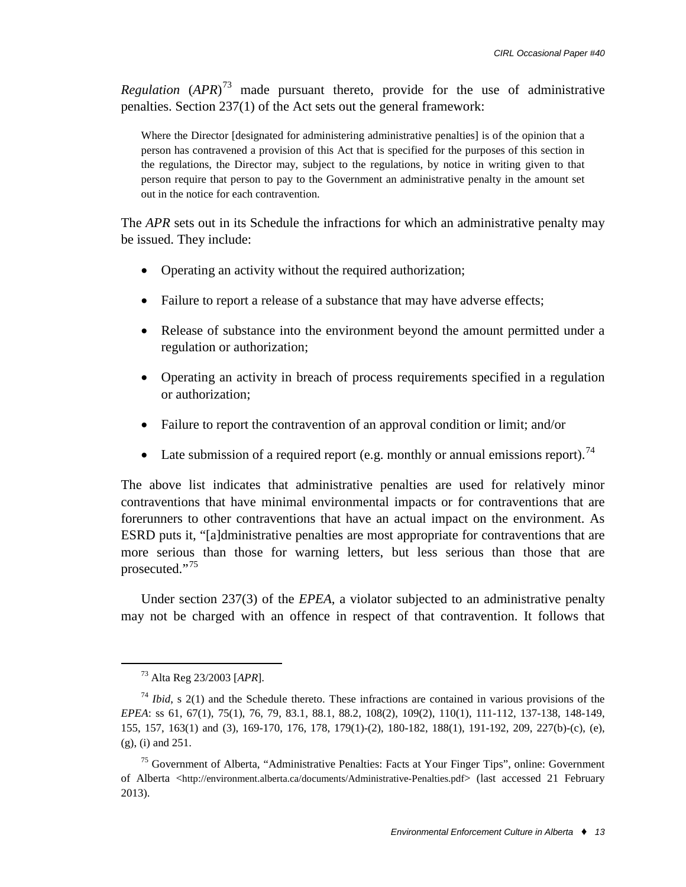*Regulation* (*APR*)[73] made pursuant thereto, provide for the use of administrative penalties. Section 237(1) of the Act sets out the general framework:

> Where the Director [designated for administering administrative penalties] is of the opinion that a person has contravened a provision of this Act that is specified for the purposes of this section in the regulations, the Director may, subject to the regulations, by notice in writing given to that person require that person to pay to the Government an administrative penalty in the amount set out in the notice for each contravention.

The *APR* sets out in its Schedule the infractions for which an administrative penalty may be issued. They include:

- Operating an activity without the required authorization;
- Failure to report a release of a substance that may have adverse effects;
- Release of substance into the environment beyond the amount permitted under a regulation or authorization;
- Operating an activity in breach of process requirements specified in a regulation or authorization;
- Failure to report the contravention of an approval condition or limit; and/or
- Late submission of a required report (e.g. monthly or annual emissions report).[74]

The above list indicates that administrative penalties are used for relatively minor contraventions that have minimal environmental impacts or for contraventions that are forerunners to other contraventions that have an actual impact on the environment. As ESRD puts it, "[a]dministrative penalties are most appropriate for contraventions that are more serious than those for warning letters, but less serious than those that are prosecuted."[75]

Under section 237(3) of the *EPEA*, a violator subjected to an administrative penalty may not be charged with an offence in respect of that contravention. It follows that

---

[73] Alta Reg 23/2003 [*APR*].

[74] *Ibid*, s 2(1) and the Schedule thereto. These infractions are contained in various provisions of the *EPEA*: ss 61, 67(1), 75(1), 76, 79, 83.1, 88.1, 88.2, 108(2), 109(2), 110(1), 111-112, 137-138, 148-149, 155, 157, 163(1) and (3), 169-170, 176, 178, 179(1)-(2), 180-182, 188(1), 191-192, 209, 227(b)-(c), (e), (g), (i) and 251.

[75] Government of Alberta, "Administrative Penalties: Facts at Your Finger Tips", online: Government of Alberta <http://environment.alberta.ca/documents/Administrative-Penalties.pdf> (last accessed 21 February 2013).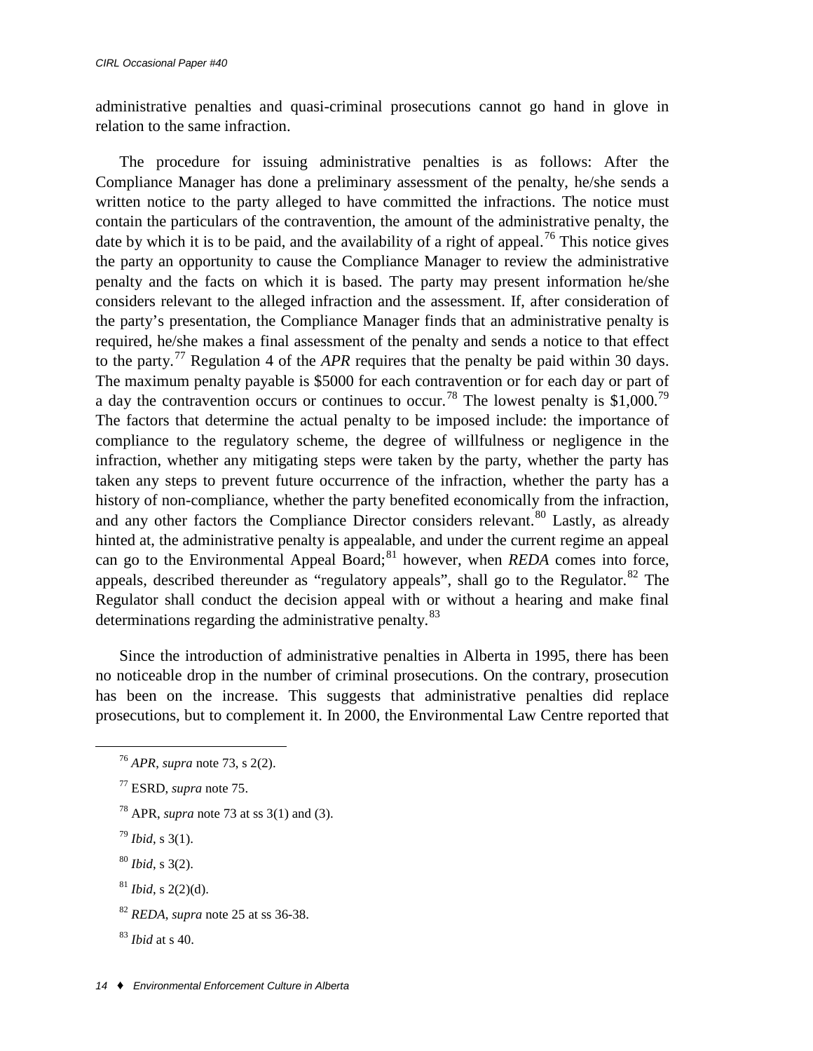administrative penalties and quasi-criminal prosecutions cannot go hand in glove in relation to the same infraction.

The procedure for issuing administrative penalties is as follows: After the Compliance Manager has done a preliminary assessment of the penalty, he/she sends a written notice to the party alleged to have committed the infractions. The notice must contain the particulars of the contravention, the amount of the administrative penalty, the date by which it is to be paid, and the availability of a right of appeal.[76] This notice gives the party an opportunity to cause the Compliance Manager to review the administrative penalty and the facts on which it is based. The party may present information he/she considers relevant to the alleged infraction and the assessment. If, after consideration of the party's presentation, the Compliance Manager finds that an administrative penalty is required, he/she makes a final assessment of the penalty and sends a notice to that effect to the party.[77] Regulation 4 of the *APR* requires that the penalty be paid within 30 days. The maximum penalty payable is $5000 for each contravention or for each day or part of a day the contravention occurs or continues to occur.[78] The lowest penalty is $1,000.[79] The factors that determine the actual penalty to be imposed include: the importance of compliance to the regulatory scheme, the degree of willfulness or negligence in the infraction, whether any mitigating steps were taken by the party, whether the party has taken any steps to prevent future occurrence of the infraction, whether the party has a history of non-compliance, whether the party benefited economically from the infraction, and any other factors the Compliance Director considers relevant.[80] Lastly, as already hinted at, the administrative penalty is appealable, and under the current regime an appeal can go to the Environmental Appeal Board;[81] however, when *REDA* comes into force, appeals, described thereunder as "regulatory appeals", shall go to the Regulator.[82] The Regulator shall conduct the decision appeal with or without a hearing and make final determinations regarding the administrative penalty.[83]

Since the introduction of administrative penalties in Alberta in 1995, there has been no noticeable drop in the number of criminal prosecutions. On the contrary, prosecution has been on the increase. This suggests that administrative penalties did replace prosecutions, but to complement it. In 2000, the Environmental Law Centre reported that

---

[76] *APR*, *supra* note 73, s 2(2).

[77] ESRD, *supra* note 75.

[78] APR, *supra* note 73 at ss 3(1) and (3).

[79] *Ibid*, s 3(1).

[80] *Ibid*, s 3(2).

[81] *Ibid*, s 2(2)(d).

[82] *REDA*, *supra* note 25 at ss 36-38.

[83] *Ibid* at s 40.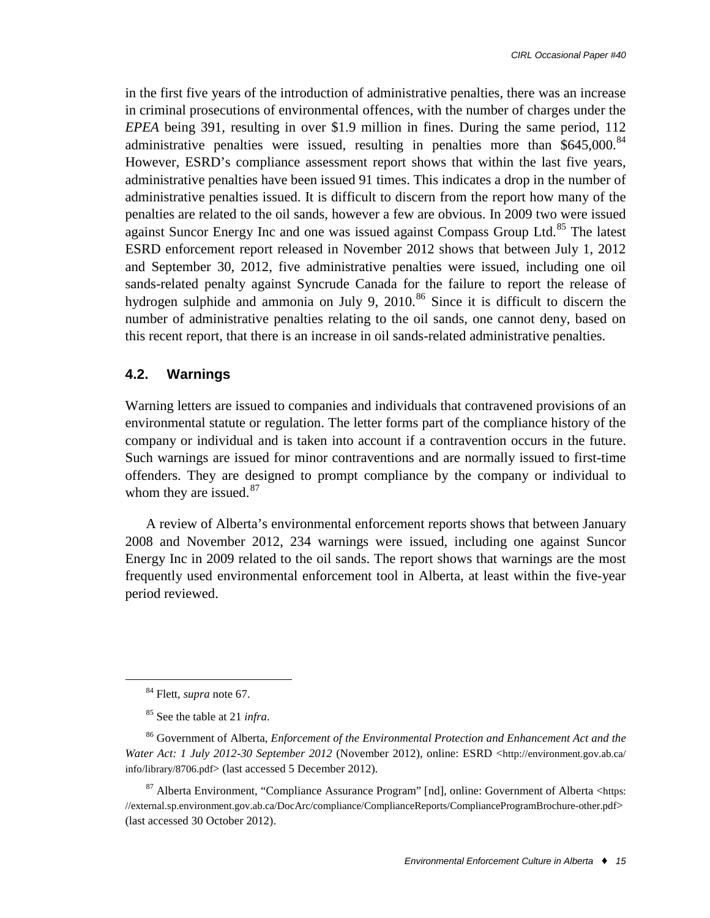in the first five years of the introduction of administrative penalties, there was an increase in criminal prosecutions of environmental offences, with the number of charges under the *EPEA* being 391, resulting in over $1.9 million in fines. During the same period, 112 administrative penalties were issued, resulting in penalties more than $645,000.[84] However, ESRD's compliance assessment report shows that within the last five years, administrative penalties have been issued 91 times. This indicates a drop in the number of administrative penalties issued. It is difficult to discern from the report how many of the penalties are related to the oil sands, however a few are obvious. In 2009 two were issued against Suncor Energy Inc and one was issued against Compass Group Ltd.[85] The latest ESRD enforcement report released in November 2012 shows that between July 1, 2012 and September 30, 2012, five administrative penalties were issued, including one oil sands-related penalty against Syncrude Canada for the failure to report the release of hydrogen sulphide and ammonia on July 9, 2010.[86] Since it is difficult to discern the number of administrative penalties relating to the oil sands, one cannot deny, based on this recent report, that there is an increase in oil sands-related administrative penalties.

### 4.2. Warnings

Warning letters are issued to companies and individuals that contravened provisions of an environmental statute or regulation. The letter forms part of the compliance history of the company or individual and is taken into account if a contravention occurs in the future. Such warnings are issued for minor contraventions and are normally issued to first-time offenders. They are designed to prompt compliance by the company or individual to whom they are issued.[87]

A review of Alberta's environmental enforcement reports shows that between January 2008 and November 2012, 234 warnings were issued, including one against Suncor Energy Inc in 2009 related to the oil sands. The report shows that warnings are the most frequently used environmental enforcement tool in Alberta, at least within the five-year period reviewed.

---

[84] Flett, *supra* note 67.

[85] See the table at 21 *infra*.

[86] Government of Alberta, *Enforcement of the Environmental Protection and Enhancement Act and the Water Act: 1 July 2012-30 September 2012* (November 2012), online: ESRD <http://environment.gov.ab.ca/info/library/8706.pdf> (last accessed 5 December 2012).

[87] Alberta Environment, "Compliance Assurance Program" [nd], online: Government of Alberta <https://external.sp.environment.gov.ab.ca/DocArc/compliance/ComplianceReports/ComplianceProgramBrochure-other.pdf> (last accessed 30 October 2012).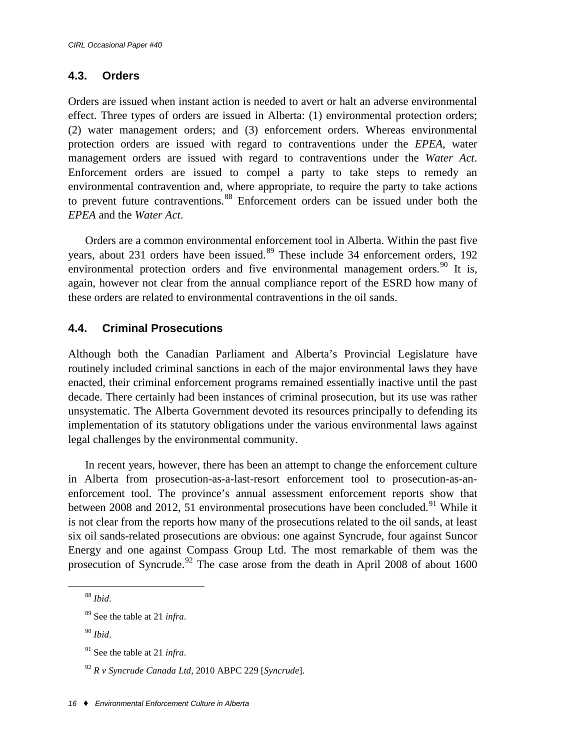## 4.3. Orders

Orders are issued when instant action is needed to avert or halt an adverse environmental effect. Three types of orders are issued in Alberta: (1) environmental protection orders; (2) water management orders; and (3) enforcement orders. Whereas environmental protection orders are issued with regard to contraventions under the *EPEA*, water management orders are issued with regard to contraventions under the *Water Act*. Enforcement orders are issued to compel a party to take steps to remedy an environmental contravention and, where appropriate, to require the party to take actions to prevent future contraventions.[88] Enforcement orders can be issued under both the *EPEA* and the *Water Act*.

Orders are a common environmental enforcement tool in Alberta. Within the past five years, about 231 orders have been issued.[89] These include 34 enforcement orders, 192 environmental protection orders and five environmental management orders.[90] It is, again, however not clear from the annual compliance report of the ESRD how many of these orders are related to environmental contraventions in the oil sands.

## 4.4. Criminal Prosecutions

Although both the Canadian Parliament and Alberta's Provincial Legislature have routinely included criminal sanctions in each of the major environmental laws they have enacted, their criminal enforcement programs remained essentially inactive until the past decade. There certainly had been instances of criminal prosecution, but its use was rather unsystematic. The Alberta Government devoted its resources principally to defending its implementation of its statutory obligations under the various environmental laws against legal challenges by the environmental community.

In recent years, however, there has been an attempt to change the enforcement culture in Alberta from prosecution-as-a-last-resort enforcement tool to prosecution-as-an-enforcement tool. The province's annual assessment enforcement reports show that between 2008 and 2012, 51 environmental prosecutions have been concluded.[91] While it is not clear from the reports how many of the prosecutions related to the oil sands, at least six oil sands-related prosecutions are obvious: one against Syncrude, four against Suncor Energy and one against Compass Group Ltd. The most remarkable of them was the prosecution of Syncrude.[92] The case arose from the death in April 2008 of about 1600

---

[88] *Ibid*.

[89] See the table at 21 *infra*.

[90] *Ibid*.

[91] See the table at 21 *infra*.

[92] *R v Syncrude Canada Ltd*, 2010 ABPC 229 [*Syncrude*].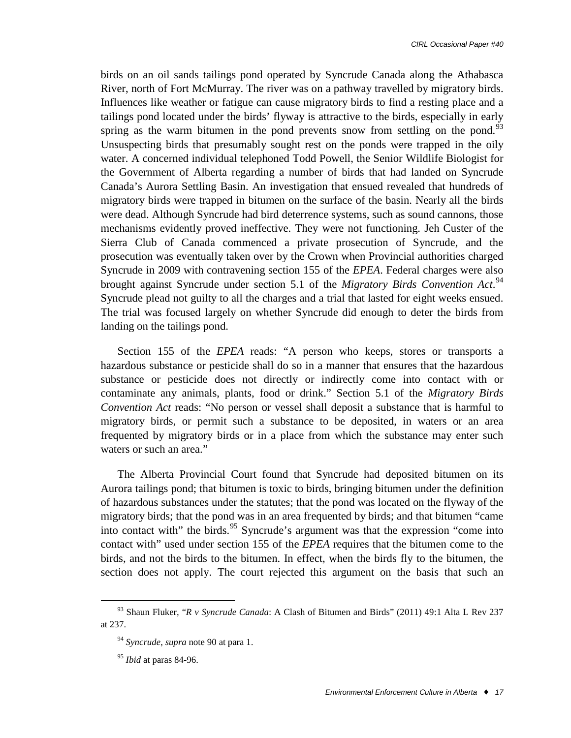birds on an oil sands tailings pond operated by Syncrude Canada along the Athabasca River, north of Fort McMurray. The river was on a pathway travelled by migratory birds. Influences like weather or fatigue can cause migratory birds to find a resting place and a tailings pond located under the birds' flyway is attractive to the birds, especially in early spring as the warm bitumen in the pond prevents snow from settling on the pond.[93] Unsuspecting birds that presumably sought rest on the ponds were trapped in the oily water. A concerned individual telephoned Todd Powell, the Senior Wildlife Biologist for the Government of Alberta regarding a number of birds that had landed on Syncrude Canada's Aurora Settling Basin. An investigation that ensued revealed that hundreds of migratory birds were trapped in bitumen on the surface of the basin. Nearly all the birds were dead. Although Syncrude had bird deterrence systems, such as sound cannons, those mechanisms evidently proved ineffective. They were not functioning. Jeh Custer of the Sierra Club of Canada commenced a private prosecution of Syncrude, and the prosecution was eventually taken over by the Crown when Provincial authorities charged Syncrude in 2009 with contravening section 155 of the *EPEA*. Federal charges were also brought against Syncrude under section 5.1 of the *Migratory Birds Convention Act*.[94] Syncrude plead not guilty to all the charges and a trial that lasted for eight weeks ensued. The trial was focused largely on whether Syncrude did enough to deter the birds from landing on the tailings pond.

Section 155 of the *EPEA* reads: "A person who keeps, stores or transports a hazardous substance or pesticide shall do so in a manner that ensures that the hazardous substance or pesticide does not directly or indirectly come into contact with or contaminate any animals, plants, food or drink." Section 5.1 of the *Migratory Birds Convention Act* reads: "No person or vessel shall deposit a substance that is harmful to migratory birds, or permit such a substance to be deposited, in waters or an area frequented by migratory birds or in a place from which the substance may enter such waters or such an area."

The Alberta Provincial Court found that Syncrude had deposited bitumen on its Aurora tailings pond; that bitumen is toxic to birds, bringing bitumen under the definition of hazardous substances under the statutes; that the pond was located on the flyway of the migratory birds; that the pond was in an area frequented by birds; and that bitumen "came into contact with" the birds.[95] Syncrude's argument was that the expression "come into contact with" used under section 155 of the *EPEA* requires that the bitumen come to the birds, and not the birds to the bitumen. In effect, when the birds fly to the bitumen, the section does not apply. The court rejected this argument on the basis that such an

---

[93] Shaun Fluker, "*R v Syncrude Canada*: A Clash of Bitumen and Birds" (2011) 49:1 Alta L Rev 237 at 237.

[94] *Syncrude*, *supra* note 90 at para 1.

[95] *Ibid* at paras 84-96.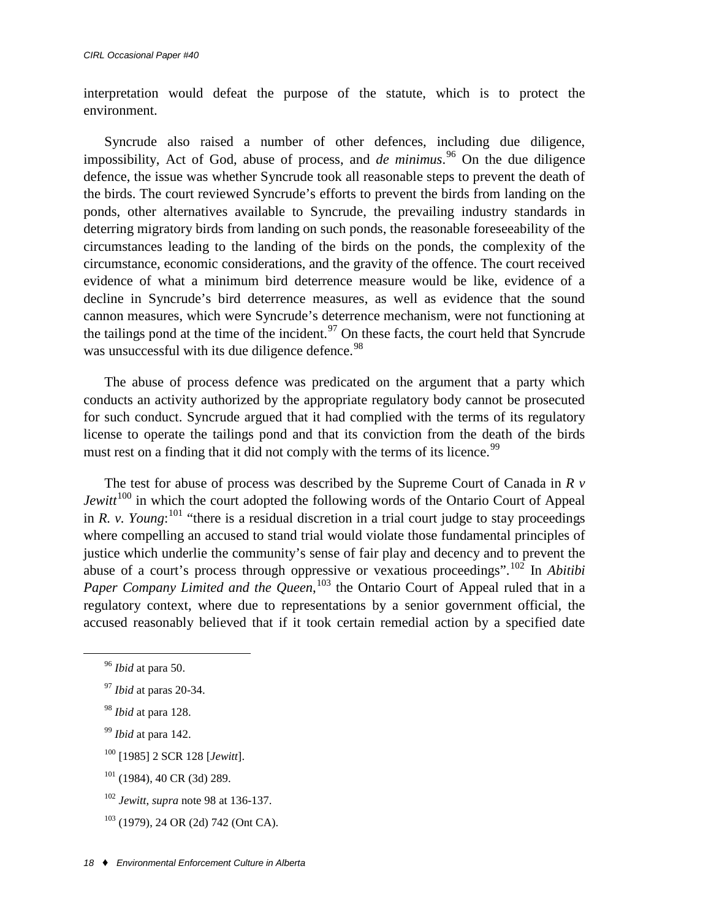interpretation would defeat the purpose of the statute, which is to protect the environment.

Syncrude also raised a number of other defences, including due diligence, impossibility, Act of God, abuse of process, and *de minimus*.[96] On the due diligence defence, the issue was whether Syncrude took all reasonable steps to prevent the death of the birds. The court reviewed Syncrude's efforts to prevent the birds from landing on the ponds, other alternatives available to Syncrude, the prevailing industry standards in deterring migratory birds from landing on such ponds, the reasonable foreseeability of the circumstances leading to the landing of the birds on the ponds, the complexity of the circumstance, economic considerations, and the gravity of the offence. The court received evidence of what a minimum bird deterrence measure would be like, evidence of a decline in Syncrude's bird deterrence measures, as well as evidence that the sound cannon measures, which were Syncrude's deterrence mechanism, were not functioning at the tailings pond at the time of the incident.[97] On these facts, the court held that Syncrude was unsuccessful with its due diligence defence.[98]

The abuse of process defence was predicated on the argument that a party which conducts an activity authorized by the appropriate regulatory body cannot be prosecuted for such conduct. Syncrude argued that it had complied with the terms of its regulatory license to operate the tailings pond and that its conviction from the death of the birds must rest on a finding that it did not comply with the terms of its licence.[99]

The test for abuse of process was described by the Supreme Court of Canada in *R v Jewitt*[100] in which the court adopted the following words of the Ontario Court of Appeal in *R. v. Young*:[101] "there is a residual discretion in a trial court judge to stay proceedings where compelling an accused to stand trial would violate those fundamental principles of justice which underlie the community's sense of fair play and decency and to prevent the abuse of a court's process through oppressive or vexatious proceedings".[102] In *Abitibi Paper Company Limited and the Queen*,[103] the Ontario Court of Appeal ruled that in a regulatory context, where due to representations by a senior government official, the accused reasonably believed that if it took certain remedial action by a specified date

---

[96] *Ibid* at para 50.

[97] *Ibid* at paras 20-34.

[98] *Ibid* at para 128.

[99] *Ibid* at para 142.

[100] [1985] 2 SCR 128 [*Jewitt*].

[101] (1984), 40 CR (3d) 289.

[102] *Jewitt*, *supra* note 98 at 136-137.

[103] (1979), 24 OR (2d) 742 (Ont CA).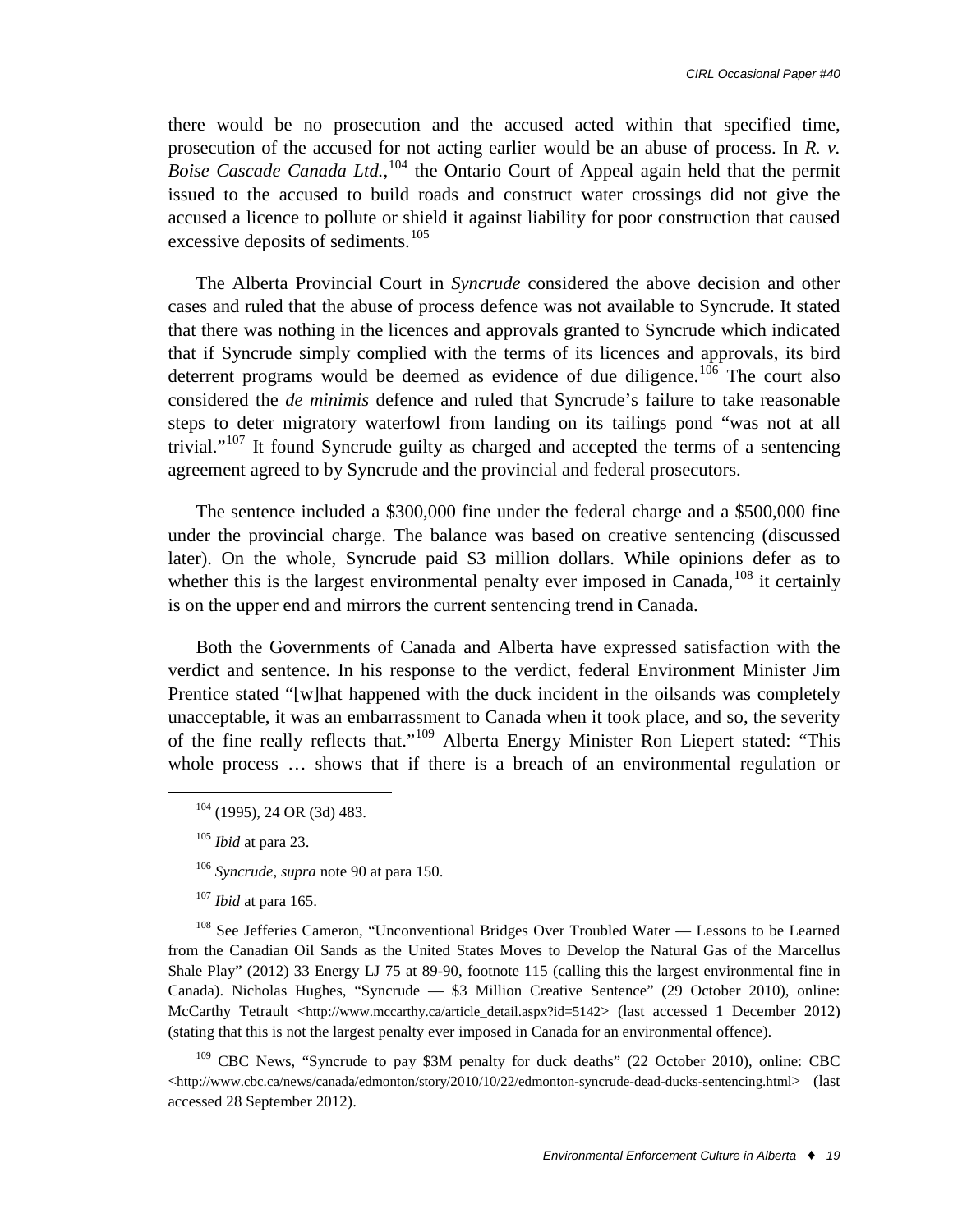there would be no prosecution and the accused acted within that specified time, prosecution of the accused for not acting earlier would be an abuse of process. In *R. v. Boise Cascade Canada Ltd.*,[104] the Ontario Court of Appeal again held that the permit issued to the accused to build roads and construct water crossings did not give the accused a licence to pollute or shield it against liability for poor construction that caused excessive deposits of sediments.[105]

The Alberta Provincial Court in *Syncrude* considered the above decision and other cases and ruled that the abuse of process defence was not available to Syncrude. It stated that there was nothing in the licences and approvals granted to Syncrude which indicated that if Syncrude simply complied with the terms of its licences and approvals, its bird deterrent programs would be deemed as evidence of due diligence.[106] The court also considered the *de minimis* defence and ruled that Syncrude's failure to take reasonable steps to deter migratory waterfowl from landing on its tailings pond "was not at all trivial."[107] It found Syncrude guilty as charged and accepted the terms of a sentencing agreement agreed to by Syncrude and the provincial and federal prosecutors.

The sentence included a $300,000 fine under the federal charge and a $500,000 fine under the provincial charge. The balance was based on creative sentencing (discussed later). On the whole, Syncrude paid $3 million dollars. While opinions defer as to whether this is the largest environmental penalty ever imposed in Canada,[108] it certainly is on the upper end and mirrors the current sentencing trend in Canada.

Both the Governments of Canada and Alberta have expressed satisfaction with the verdict and sentence. In his response to the verdict, federal Environment Minister Jim Prentice stated "[w]hat happened with the duck incident in the oilsands was completely unacceptable, it was an embarrassment to Canada when it took place, and so, the severity of the fine really reflects that."[109] Alberta Energy Minister Ron Liepert stated: "This whole process … shows that if there is a breach of an environmental regulation or

---

[104] (1995), 24 OR (3d) 483.

[105] *Ibid* at para 23.

[106] *Syncrude*, *supra* note 90 at para 150.

[107] *Ibid* at para 165.

[108] See Jefferies Cameron, "Unconventional Bridges Over Troubled Water — Lessons to be Learned from the Canadian Oil Sands as the United States Moves to Develop the Natural Gas of the Marcellus Shale Play" (2012) 33 Energy LJ 75 at 89-90, footnote 115 (calling this the largest environmental fine in Canada). Nicholas Hughes, "Syncrude — $3 Million Creative Sentence" (29 October 2010), online: McCarthy Tetrault <http://www.mccarthy.ca/article_detail.aspx?id=5142> (last accessed 1 December 2012) (stating that this is not the largest penalty ever imposed in Canada for an environmental offence).

[109] CBC News, "Syncrude to pay $3M penalty for duck deaths" (22 October 2010), online: CBC <http://www.cbc.ca/news/canada/edmonton/story/2010/10/22/edmonton-syncrude-dead-ducks-sentencing.html> (last accessed 28 September 2012).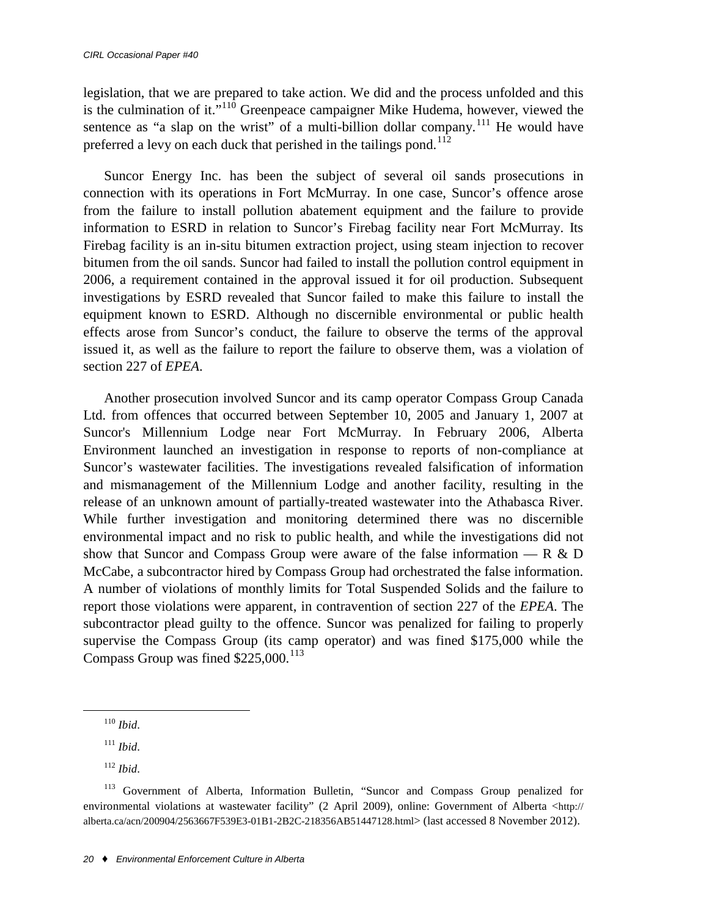legislation, that we are prepared to take action. We did and the process unfolded and this is the culmination of it."[110] Greenpeace campaigner Mike Hudema, however, viewed the sentence as "a slap on the wrist" of a multi-billion dollar company.[111] He would have preferred a levy on each duck that perished in the tailings pond.[112]

Suncor Energy Inc. has been the subject of several oil sands prosecutions in connection with its operations in Fort McMurray. In one case, Suncor's offence arose from the failure to install pollution abatement equipment and the failure to provide information to ESRD in relation to Suncor's Firebag facility near Fort McMurray. Its Firebag facility is an in-situ bitumen extraction project, using steam injection to recover bitumen from the oil sands. Suncor had failed to install the pollution control equipment in 2006, a requirement contained in the approval issued it for oil production. Subsequent investigations by ESRD revealed that Suncor failed to make this failure to install the equipment known to ESRD. Although no discernible environmental or public health effects arose from Suncor's conduct, the failure to observe the terms of the approval issued it, as well as the failure to report the failure to observe them, was a violation of section 227 of *EPEA*.

Another prosecution involved Suncor and its camp operator Compass Group Canada Ltd. from offences that occurred between September 10, 2005 and January 1, 2007 at Suncor's Millennium Lodge near Fort McMurray. In February 2006, Alberta Environment launched an investigation in response to reports of non-compliance at Suncor's wastewater facilities. The investigations revealed falsification of information and mismanagement of the Millennium Lodge and another facility, resulting in the release of an unknown amount of partially-treated wastewater into the Athabasca River. While further investigation and monitoring determined there was no discernible environmental impact and no risk to public health, and while the investigations did not show that Suncor and Compass Group were aware of the false information — R & D McCabe, a subcontractor hired by Compass Group had orchestrated the false information. A number of violations of monthly limits for Total Suspended Solids and the failure to report those violations were apparent, in contravention of section 227 of the *EPEA*. The subcontractor plead guilty to the offence. Suncor was penalized for failing to properly supervise the Compass Group (its camp operator) and was fined \$175,000 while the Compass Group was fined \$225,000.[113]

---

[110] *Ibid*.

[111] *Ibid*.

[112] *Ibid*.

[113] Government of Alberta, Information Bulletin, "Suncor and Compass Group penalized for environmental violations at wastewater facility" (2 April 2009), online: Government of Alberta <http://alberta.ca/acn/200904/2563667F539E3-01B1-2B2C-218356AB51447128.html> (last accessed 8 November 2012).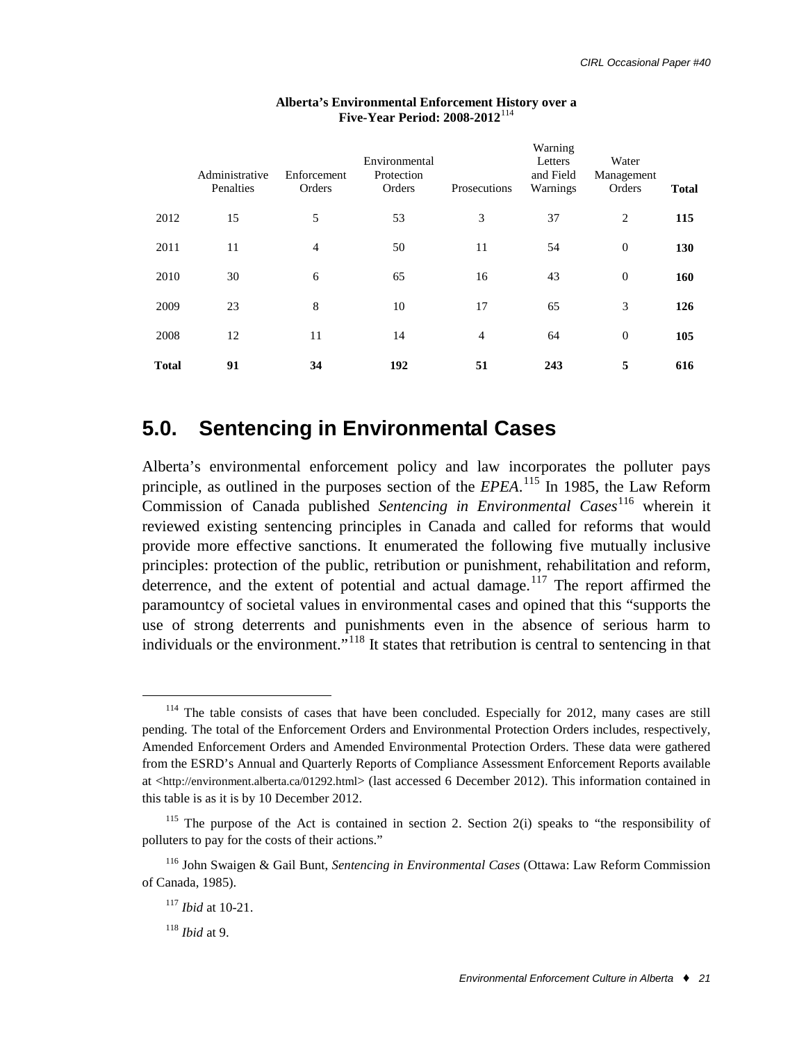**Alberta's Environmental Enforcement History over a Five-Year Period: 2008-2012**[114]

| | Administrative Penalties | Enforcement Orders | Environmental Protection Orders | Prosecutions | Warning Letters and Field Warnings | Water Management Orders | **Total** |
|---|---|---|---|---|---|---|---|
| 2012 | 15 | 5 | 53 | 3 | 37 | 2 | **115** |
| 2011 | 11 | 4 | 50 | 11 | 54 | 0 | **130** |
| 2010 | 30 | 6 | 65 | 16 | 43 | 0 | **160** |
| 2009 | 23 | 8 | 10 | 17 | 65 | 3 | **126** |
| 2008 | 12 | 11 | 14 | 4 | 64 | 0 | **105** |
| **Total** | **91** | **34** | **192** | **51** | **243** | **5** | **616** |

## 5.0. Sentencing in Environmental Cases

Alberta's environmental enforcement policy and law incorporates the polluter pays principle, as outlined in the purposes section of the *EPEA*.[115] In 1985, the Law Reform Commission of Canada published *Sentencing in Environmental Cases*[116] wherein it reviewed existing sentencing principles in Canada and called for reforms that would provide more effective sanctions. It enumerated the following five mutually inclusive principles: protection of the public, retribution or punishment, rehabilitation and reform, deterrence, and the extent of potential and actual damage.[117] The report affirmed the paramountcy of societal values in environmental cases and opined that this "supports the use of strong deterrents and punishments even in the absence of serious harm to individuals or the environment."[118] It states that retribution is central to sentencing in that

---

[114] The table consists of cases that have been concluded. Especially for 2012, many cases are still pending. The total of the Enforcement Orders and Environmental Protection Orders includes, respectively, Amended Enforcement Orders and Amended Environmental Protection Orders. These data were gathered from the ESRD's Annual and Quarterly Reports of Compliance Assessment Enforcement Reports available at <http://environment.alberta.ca/01292.html> (last accessed 6 December 2012). This information contained in this table is as it is by 10 December 2012.

[115] The purpose of the Act is contained in section 2. Section 2(i) speaks to "the responsibility of polluters to pay for the costs of their actions."

[116] John Swaigen & Gail Bunt, *Sentencing in Environmental Cases* (Ottawa: Law Reform Commission of Canada, 1985).

[117] *Ibid* at 10-21.

[118] *Ibid* at 9.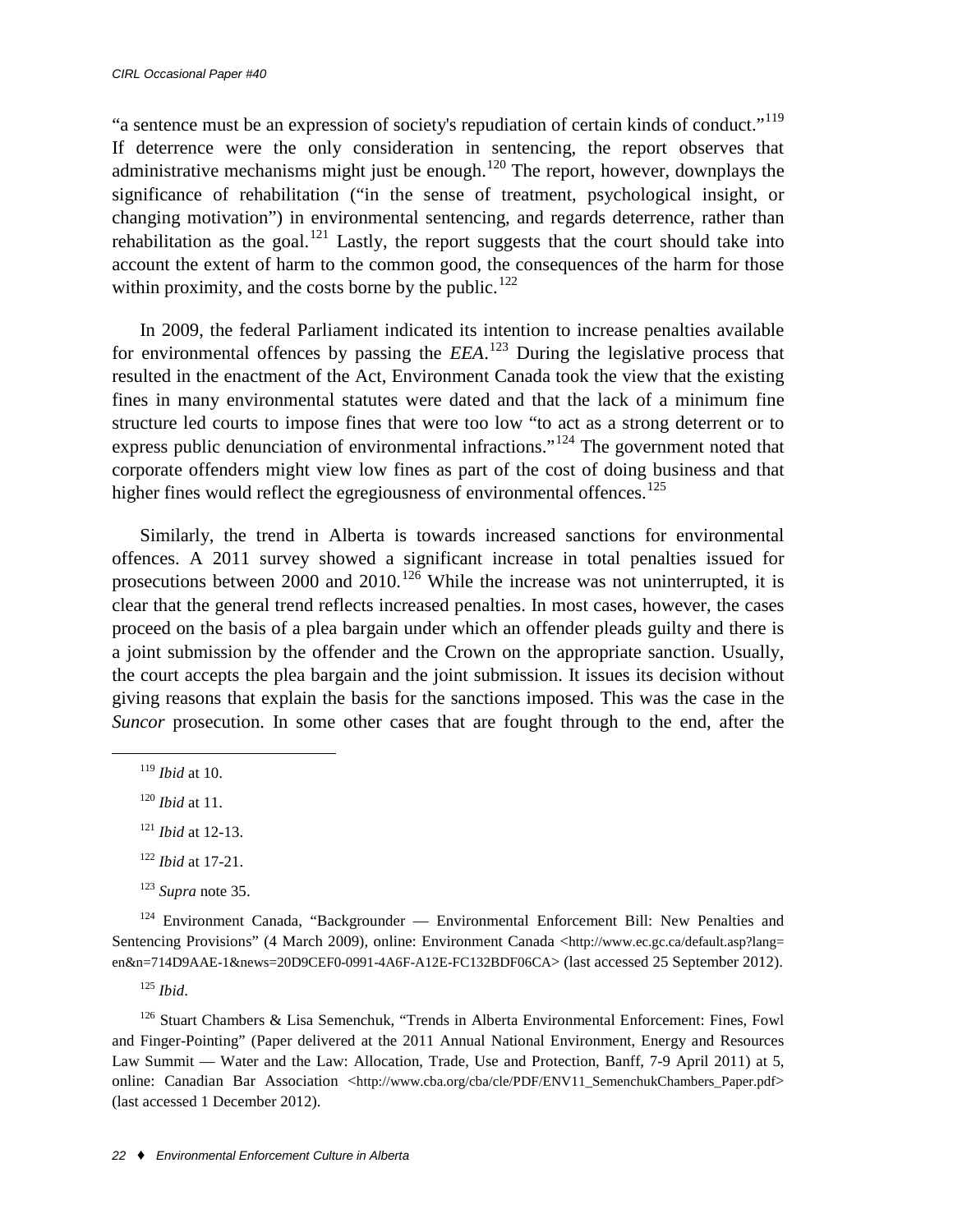"a sentence must be an expression of society's repudiation of certain kinds of conduct."[119] If deterrence were the only consideration in sentencing, the report observes that administrative mechanisms might just be enough.[120] The report, however, downplays the significance of rehabilitation ("in the sense of treatment, psychological insight, or changing motivation") in environmental sentencing, and regards deterrence, rather than rehabilitation as the goal.[121] Lastly, the report suggests that the court should take into account the extent of harm to the common good, the consequences of the harm for those within proximity, and the costs borne by the public.[122]

In 2009, the federal Parliament indicated its intention to increase penalties available for environmental offences by passing the *EEA*.[123] During the legislative process that resulted in the enactment of the Act, Environment Canada took the view that the existing fines in many environmental statutes were dated and that the lack of a minimum fine structure led courts to impose fines that were too low "to act as a strong deterrent or to express public denunciation of environmental infractions."[124] The government noted that corporate offenders might view low fines as part of the cost of doing business and that higher fines would reflect the egregiousness of environmental offences.[125]

Similarly, the trend in Alberta is towards increased sanctions for environmental offences. A 2011 survey showed a significant increase in total penalties issued for prosecutions between 2000 and 2010.[126] While the increase was not uninterrupted, it is clear that the general trend reflects increased penalties. In most cases, however, the cases proceed on the basis of a plea bargain under which an offender pleads guilty and there is a joint submission by the offender and the Crown on the appropriate sanction. Usually, the court accepts the plea bargain and the joint submission. It issues its decision without giving reasons that explain the basis for the sanctions imposed. This was the case in the *Suncor* prosecution. In some other cases that are fought through to the end, after the

---

[119] *Ibid* at 10.

[120] *Ibid* at 11.

[121] *Ibid* at 12-13.

[122] *Ibid* at 17-21.

[123] *Supra* note 35.

[124] Environment Canada, "Backgrounder — Environmental Enforcement Bill: New Penalties and Sentencing Provisions" (4 March 2009), online: Environment Canada <http://www.ec.gc.ca/default.asp?lang=en&n=714D9AAE-1&news=20D9CEF0-0991-4A6F-A12E-FC132BDF06CA> (last accessed 25 September 2012).

[125] *Ibid*.

[126] Stuart Chambers & Lisa Semenchuk, "Trends in Alberta Environmental Enforcement: Fines, Fowl and Finger-Pointing" (Paper delivered at the 2011 Annual National Environment, Energy and Resources Law Summit — Water and the Law: Allocation, Trade, Use and Protection, Banff, 7-9 April 2011) at 5, online: Canadian Bar Association <http://www.cba.org/cba/cle/PDF/ENV11_SemenchukChambers_Paper.pdf> (last accessed 1 December 2012).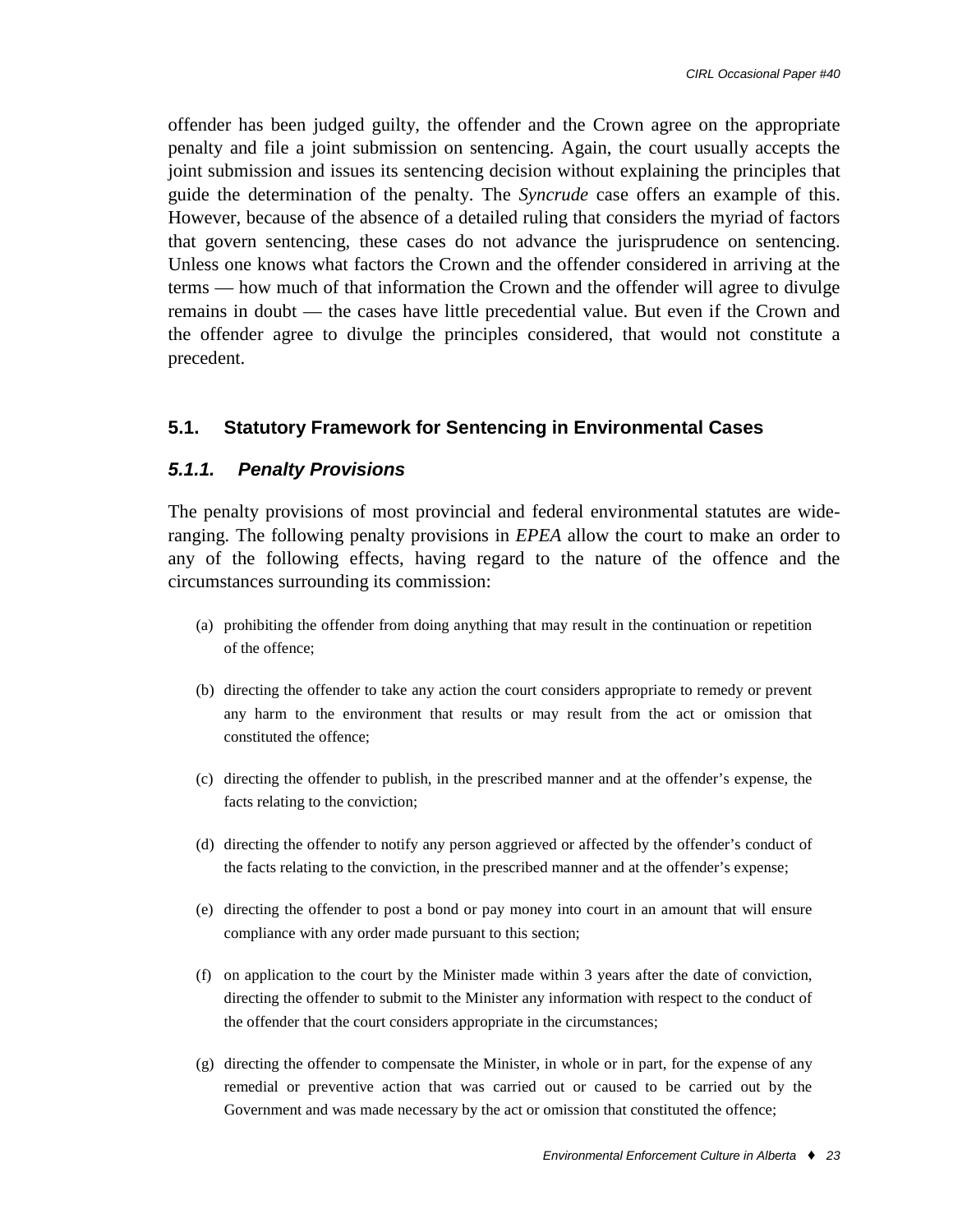offender has been judged guilty, the offender and the Crown agree on the appropriate penalty and file a joint submission on sentencing. Again, the court usually accepts the joint submission and issues its sentencing decision without explaining the principles that guide the determination of the penalty. The *Syncrude* case offers an example of this. However, because of the absence of a detailed ruling that considers the myriad of factors that govern sentencing, these cases do not advance the jurisprudence on sentencing. Unless one knows what factors the Crown and the offender considered in arriving at the terms — how much of that information the Crown and the offender will agree to divulge remains in doubt — the cases have little precedential value. But even if the Crown and the offender agree to divulge the principles considered, that would not constitute a precedent.

## 5.1. Statutory Framework for Sentencing in Environmental Cases

### *5.1.1. Penalty Provisions*

The penalty provisions of most provincial and federal environmental statutes are wide-ranging. The following penalty provisions in *EPEA* allow the court to make an order to any of the following effects, having regard to the nature of the offence and the circumstances surrounding its commission:

(a) prohibiting the offender from doing anything that may result in the continuation or repetition of the offence;

(b) directing the offender to take any action the court considers appropriate to remedy or prevent any harm to the environment that results or may result from the act or omission that constituted the offence;

(c) directing the offender to publish, in the prescribed manner and at the offender's expense, the facts relating to the conviction;

(d) directing the offender to notify any person aggrieved or affected by the offender's conduct of the facts relating to the conviction, in the prescribed manner and at the offender's expense;

(e) directing the offender to post a bond or pay money into court in an amount that will ensure compliance with any order made pursuant to this section;

(f) on application to the court by the Minister made within 3 years after the date of conviction, directing the offender to submit to the Minister any information with respect to the conduct of the offender that the court considers appropriate in the circumstances;

(g) directing the offender to compensate the Minister, in whole or in part, for the expense of any remedial or preventive action that was carried out or caused to be carried out by the Government and was made necessary by the act or omission that constituted the offence;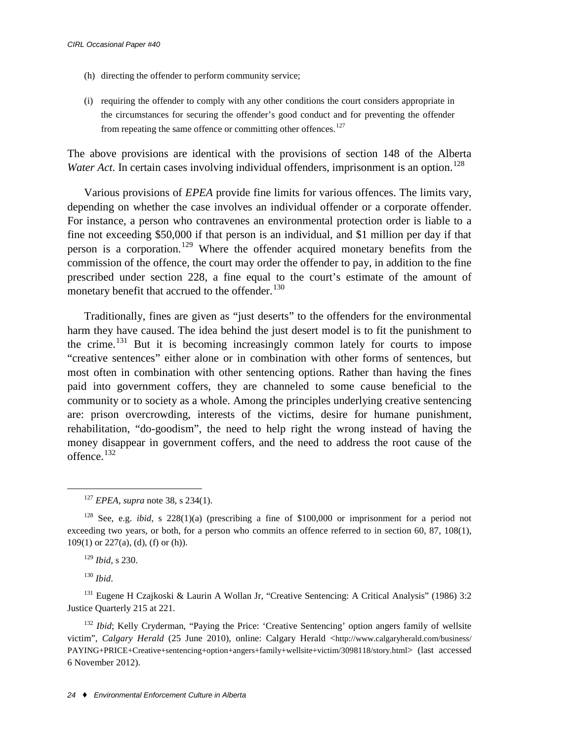(h) directing the offender to perform community service;

(i) requiring the offender to comply with any other conditions the court considers appropriate in the circumstances for securing the offender's good conduct and for preventing the offender from repeating the same offence or committing other offences.[127]

The above provisions are identical with the provisions of section 148 of the Alberta *Water Act*. In certain cases involving individual offenders, imprisonment is an option.[128]

Various provisions of *EPEA* provide fine limits for various offences. The limits vary, depending on whether the case involves an individual offender or a corporate offender. For instance, a person who contravenes an environmental protection order is liable to a fine not exceeding $50,000 if that person is an individual, and $1 million per day if that person is a corporation.[129] Where the offender acquired monetary benefits from the commission of the offence, the court may order the offender to pay, in addition to the fine prescribed under section 228, a fine equal to the court's estimate of the amount of monetary benefit that accrued to the offender.[130]

Traditionally, fines are given as "just deserts" to the offenders for the environmental harm they have caused. The idea behind the just desert model is to fit the punishment to the crime.[131] But it is becoming increasingly common lately for courts to impose "creative sentences" either alone or in combination with other forms of sentences, but most often in combination with other sentencing options. Rather than having the fines paid into government coffers, they are channeled to some cause beneficial to the community or to society as a whole. Among the principles underlying creative sentencing are: prison overcrowding, interests of the victims, desire for humane punishment, rehabilitation, "do-goodism", the need to help right the wrong instead of having the money disappear in government coffers, and the need to address the root cause of the offence.[132]

---

[127] *EPEA*, *supra* note 38, s 234(1).

[128] See, e.g. *ibid*, s 228(1)(a) (prescribing a fine of $100,000 or imprisonment for a period not exceeding two years, or both, for a person who commits an offence referred to in section 60, 87, 108(1), 109(1) or 227(a), (d), (f) or (h)).

[129] *Ibid*, s 230.

[130] *Ibid*.

[131] Eugene H Czajkoski & Laurin A Wollan Jr, "Creative Sentencing: A Critical Analysis" (1986) 3:2 Justice Quarterly 215 at 221.

[132] *Ibid*; Kelly Cryderman, "Paying the Price: 'Creative Sentencing' option angers family of wellsite victim", *Calgary Herald* (25 June 2010), online: Calgary Herald <http://www.calgaryherald.com/business/PAYING+PRICE+Creative+sentencing+option+angers+family+wellsite+victim/3098118/story.html> (last accessed 6 November 2012).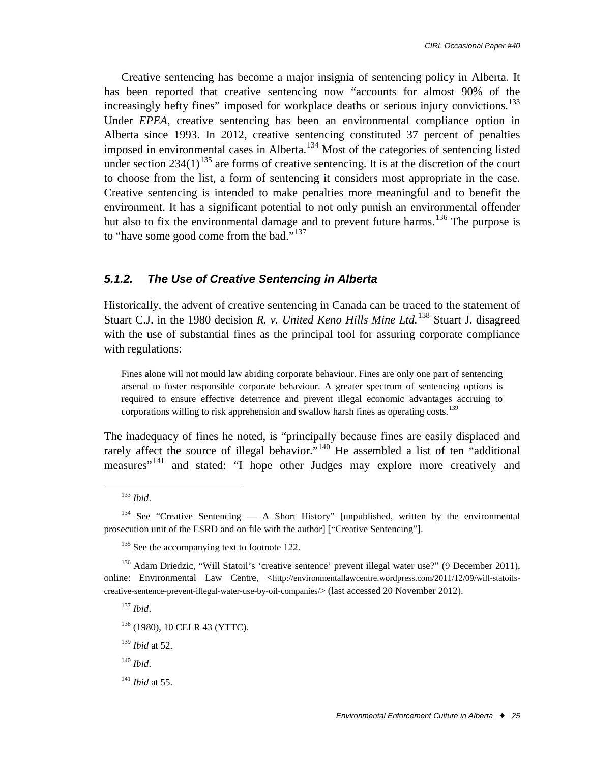Creative sentencing has become a major insignia of sentencing policy in Alberta. It has been reported that creative sentencing now "accounts for almost 90% of the increasingly hefty fines" imposed for workplace deaths or serious injury convictions.[133] Under *EPEA*, creative sentencing has been an environmental compliance option in Alberta since 1993. In 2012, creative sentencing constituted 37 percent of penalties imposed in environmental cases in Alberta.[134] Most of the categories of sentencing listed under section 234(1)[135] are forms of creative sentencing. It is at the discretion of the court to choose from the list, a form of sentencing it considers most appropriate in the case. Creative sentencing is intended to make penalties more meaningful and to benefit the environment. It has a significant potential to not only punish an environmental offender but also to fix the environmental damage and to prevent future harms.[136] The purpose is to "have some good come from the bad."[137]

### *5.1.2. The Use of Creative Sentencing in Alberta*

Historically, the advent of creative sentencing in Canada can be traced to the statement of Stuart C.J. in the 1980 decision *R. v. United Keno Hills Mine Ltd.*[138] Stuart J. disagreed with the use of substantial fines as the principal tool for assuring corporate compliance with regulations:

> Fines alone will not mould law abiding corporate behaviour. Fines are only one part of sentencing arsenal to foster responsible corporate behaviour. A greater spectrum of sentencing options is required to ensure effective deterrence and prevent illegal economic advantages accruing to corporations willing to risk apprehension and swallow harsh fines as operating costs.[139]

The inadequacy of fines he noted, is "principally because fines are easily displaced and rarely affect the source of illegal behavior."[140] He assembled a list of ten "additional measures"[141] and stated: "I hope other Judges may explore more creatively and

---

[133] *Ibid*.

[134] See "Creative Sentencing — A Short History" [unpublished, written by the environmental prosecution unit of the ESRD and on file with the author] ["Creative Sentencing"].

[135] See the accompanying text to footnote 122.

[136] Adam Driedzic, "Will Statoil's 'creative sentence' prevent illegal water use?" (9 December 2011), online: Environmental Law Centre, <http://environmentallawcentre.wordpress.com/2011/12/09/will-statoils-creative-sentence-prevent-illegal-water-use-by-oil-companies/> (last accessed 20 November 2012).

[137] *Ibid*.

[138] (1980), 10 CELR 43 (YTTC).

[139] *Ibid* at 52.

[140] *Ibid*.

[141] *Ibid* at 55.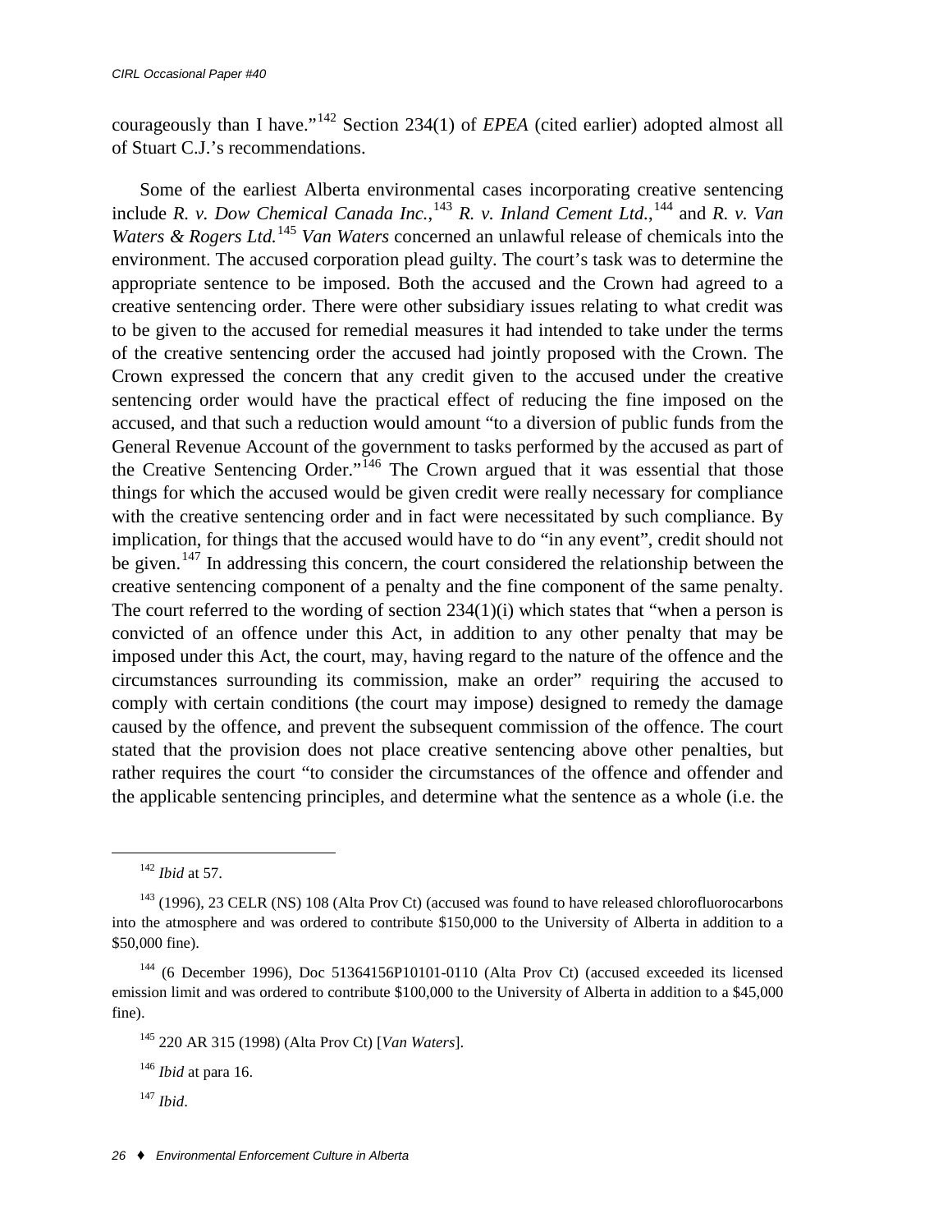courageously than I have."[142] Section 234(1) of *EPEA* (cited earlier) adopted almost all of Stuart C.J.'s recommendations.

Some of the earliest Alberta environmental cases incorporating creative sentencing include *R. v. Dow Chemical Canada Inc.*,[143] *R. v. Inland Cement Ltd.*,[144] and *R. v. Van Waters & Rogers Ltd.*[145] *Van Waters* concerned an unlawful release of chemicals into the environment. The accused corporation plead guilty. The court's task was to determine the appropriate sentence to be imposed. Both the accused and the Crown had agreed to a creative sentencing order. There were other subsidiary issues relating to what credit was to be given to the accused for remedial measures it had intended to take under the terms of the creative sentencing order the accused had jointly proposed with the Crown. The Crown expressed the concern that any credit given to the accused under the creative sentencing order would have the practical effect of reducing the fine imposed on the accused, and that such a reduction would amount "to a diversion of public funds from the General Revenue Account of the government to tasks performed by the accused as part of the Creative Sentencing Order."[146] The Crown argued that it was essential that those things for which the accused would be given credit were really necessary for compliance with the creative sentencing order and in fact were necessitated by such compliance. By implication, for things that the accused would have to do "in any event", credit should not be given.[147] In addressing this concern, the court considered the relationship between the creative sentencing component of a penalty and the fine component of the same penalty. The court referred to the wording of section 234(1)(i) which states that "when a person is convicted of an offence under this Act, in addition to any other penalty that may be imposed under this Act, the court, may, having regard to the nature of the offence and the circumstances surrounding its commission, make an order" requiring the accused to comply with certain conditions (the court may impose) designed to remedy the damage caused by the offence, and prevent the subsequent commission of the offence. The court stated that the provision does not place creative sentencing above other penalties, but rather requires the court "to consider the circumstances of the offence and offender and the applicable sentencing principles, and determine what the sentence as a whole (i.e. the

---

[142] *Ibid* at 57.

[143] (1996), 23 CELR (NS) 108 (Alta Prov Ct) (accused was found to have released chlorofluorocarbons into the atmosphere and was ordered to contribute $150,000 to the University of Alberta in addition to a $50,000 fine).

[144] (6 December 1996), Doc 51364156P10101-0110 (Alta Prov Ct) (accused exceeded its licensed emission limit and was ordered to contribute $100,000 to the University of Alberta in addition to a $45,000 fine).

[145] 220 AR 315 (1998) (Alta Prov Ct) [*Van Waters*].

[146] *Ibid* at para 16.

[147] *Ibid*.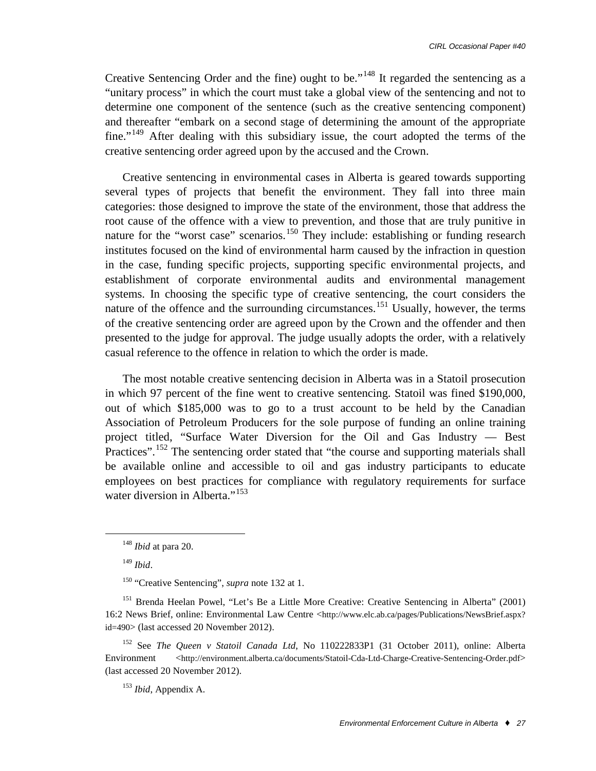Creative Sentencing Order and the fine) ought to be."[148] It regarded the sentencing as a "unitary process" in which the court must take a global view of the sentencing and not to determine one component of the sentence (such as the creative sentencing component) and thereafter "embark on a second stage of determining the amount of the appropriate fine."[149] After dealing with this subsidiary issue, the court adopted the terms of the creative sentencing order agreed upon by the accused and the Crown.

Creative sentencing in environmental cases in Alberta is geared towards supporting several types of projects that benefit the environment. They fall into three main categories: those designed to improve the state of the environment, those that address the root cause of the offence with a view to prevention, and those that are truly punitive in nature for the "worst case" scenarios.[150] They include: establishing or funding research institutes focused on the kind of environmental harm caused by the infraction in question in the case, funding specific projects, supporting specific environmental projects, and establishment of corporate environmental audits and environmental management systems. In choosing the specific type of creative sentencing, the court considers the nature of the offence and the surrounding circumstances.[151] Usually, however, the terms of the creative sentencing order are agreed upon by the Crown and the offender and then presented to the judge for approval. The judge usually adopts the order, with a relatively casual reference to the offence in relation to which the order is made.

The most notable creative sentencing decision in Alberta was in a Statoil prosecution in which 97 percent of the fine went to creative sentencing. Statoil was fined $190,000, out of which $185,000 was to go to a trust account to be held by the Canadian Association of Petroleum Producers for the sole purpose of funding an online training project titled, "Surface Water Diversion for the Oil and Gas Industry — Best Practices".[152] The sentencing order stated that "the course and supporting materials shall be available online and accessible to oil and gas industry participants to educate employees on best practices for compliance with regulatory requirements for surface water diversion in Alberta."[153]

---

[148] *Ibid* at para 20.

[149] *Ibid*.

[150] "Creative Sentencing", *supra* note 132 at 1.

[151] Brenda Heelan Powel, "Let's Be a Little More Creative: Creative Sentencing in Alberta" (2001) 16:2 News Brief, online: Environmental Law Centre <http://www.elc.ab.ca/pages/Publications/NewsBrief.aspx?id=490> (last accessed 20 November 2012).

[152] See *The Queen v Statoil Canada Ltd*, No 110222833P1 (31 October 2011), online: Alberta Environment <http://environment.alberta.ca/documents/Statoil-Cda-Ltd-Charge-Creative-Sentencing-Order.pdf> (last accessed 20 November 2012).

[153] *Ibid*, Appendix A.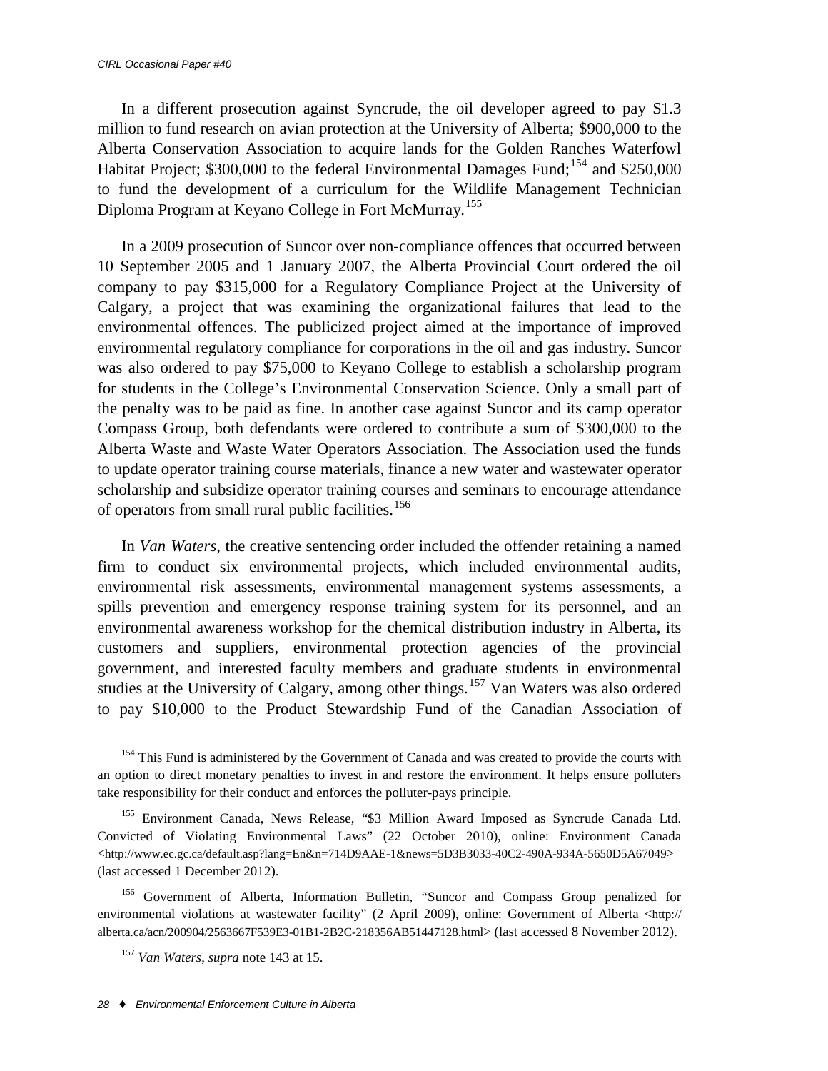In a different prosecution against Syncrude, the oil developer agreed to pay $1.3 million to fund research on avian protection at the University of Alberta; $900,000 to the Alberta Conservation Association to acquire lands for the Golden Ranches Waterfowl Habitat Project; $300,000 to the federal Environmental Damages Fund;[154] and $250,000 to fund the development of a curriculum for the Wildlife Management Technician Diploma Program at Keyano College in Fort McMurray.[155]

In a 2009 prosecution of Suncor over non-compliance offences that occurred between 10 September 2005 and 1 January 2007, the Alberta Provincial Court ordered the oil company to pay $315,000 for a Regulatory Compliance Project at the University of Calgary, a project that was examining the organizational failures that lead to the environmental offences. The publicized project aimed at the importance of improved environmental regulatory compliance for corporations in the oil and gas industry. Suncor was also ordered to pay $75,000 to Keyano College to establish a scholarship program for students in the College's Environmental Conservation Science. Only a small part of the penalty was to be paid as fine. In another case against Suncor and its camp operator Compass Group, both defendants were ordered to contribute a sum of $300,000 to the Alberta Waste and Waste Water Operators Association. The Association used the funds to update operator training course materials, finance a new water and wastewater operator scholarship and subsidize operator training courses and seminars to encourage attendance of operators from small rural public facilities.[156]

In *Van Waters*, the creative sentencing order included the offender retaining a named firm to conduct six environmental projects, which included environmental audits, environmental risk assessments, environmental management systems assessments, a spills prevention and emergency response training system for its personnel, and an environmental awareness workshop for the chemical distribution industry in Alberta, its customers and suppliers, environmental protection agencies of the provincial government, and interested faculty members and graduate students in environmental studies at the University of Calgary, among other things.[157] Van Waters was also ordered to pay $10,000 to the Product Stewardship Fund of the Canadian Association of

---

[154] This Fund is administered by the Government of Canada and was created to provide the courts with an option to direct monetary penalties to invest in and restore the environment. It helps ensure polluters take responsibility for their conduct and enforces the polluter-pays principle.

[155] Environment Canada, News Release, "$3 Million Award Imposed as Syncrude Canada Ltd. Convicted of Violating Environmental Laws" (22 October 2010), online: Environment Canada <http://www.ec.gc.ca/default.asp?lang=En&n=714D9AAE-1&news=5D3B3033-40C2-490A-934A-5650D5A67049> (last accessed 1 December 2012).

[156] Government of Alberta, Information Bulletin, "Suncor and Compass Group penalized for environmental violations at wastewater facility" (2 April 2009), online: Government of Alberta <http://alberta.ca/acn/200904/2563667F539E3-01B1-2B2C-218356AB51447128.html> (last accessed 8 November 2012).

[157] *Van Waters*, *supra* note 143 at 15.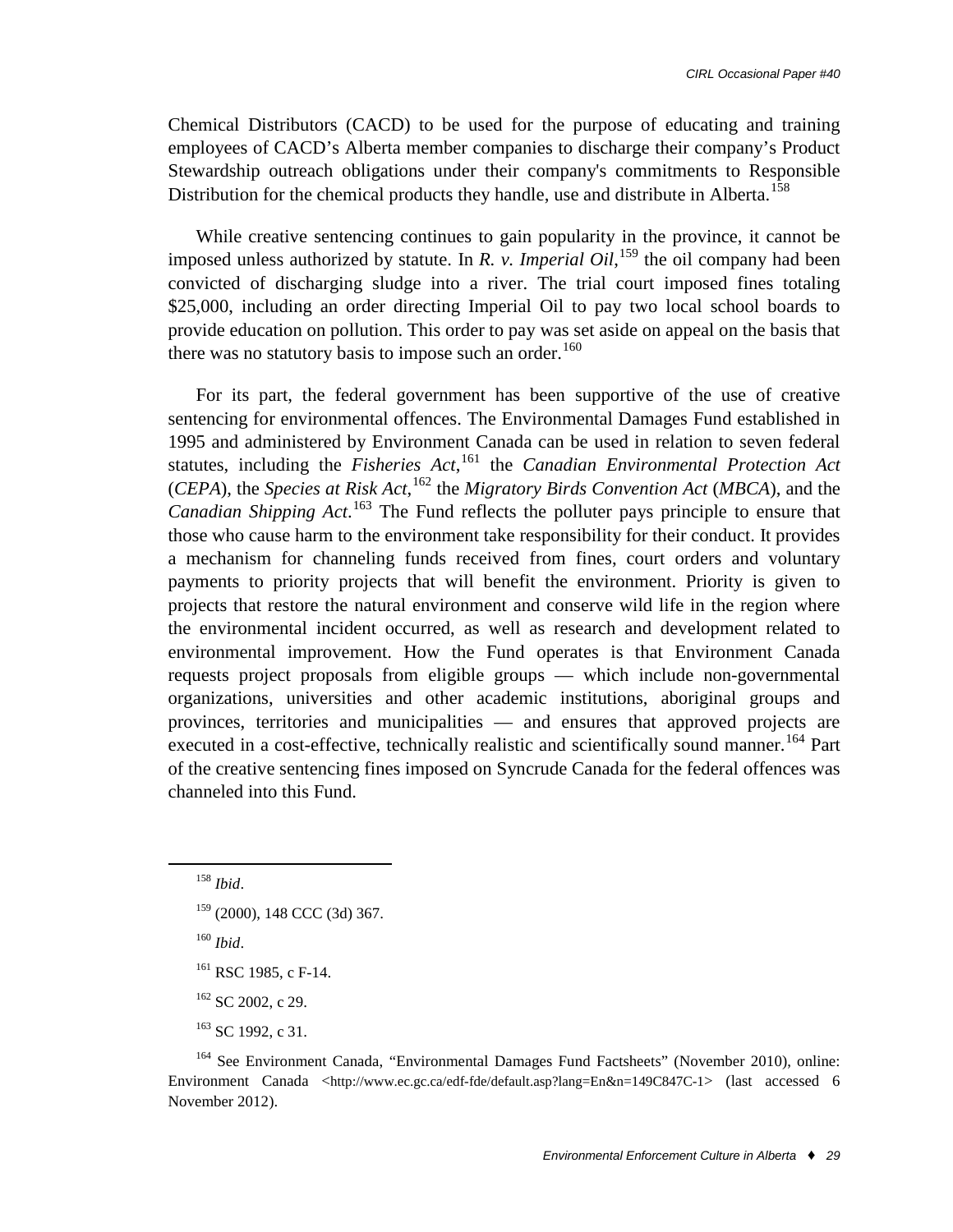Chemical Distributors (CACD) to be used for the purpose of educating and training employees of CACD's Alberta member companies to discharge their company's Product Stewardship outreach obligations under their company's commitments to Responsible Distribution for the chemical products they handle, use and distribute in Alberta.[158]

While creative sentencing continues to gain popularity in the province, it cannot be imposed unless authorized by statute. In *R. v. Imperial Oil*,[159] the oil company had been convicted of discharging sludge into a river. The trial court imposed fines totaling $25,000, including an order directing Imperial Oil to pay two local school boards to provide education on pollution. This order to pay was set aside on appeal on the basis that there was no statutory basis to impose such an order.[160]

For its part, the federal government has been supportive of the use of creative sentencing for environmental offences. The Environmental Damages Fund established in 1995 and administered by Environment Canada can be used in relation to seven federal statutes, including the *Fisheries Act*,[161] the *Canadian Environmental Protection Act* (*CEPA*), the *Species at Risk Act*,[162] the *Migratory Birds Convention Act* (*MBCA*), and the *Canadian Shipping Act*.[163] The Fund reflects the polluter pays principle to ensure that those who cause harm to the environment take responsibility for their conduct. It provides a mechanism for channeling funds received from fines, court orders and voluntary payments to priority projects that will benefit the environment. Priority is given to projects that restore the natural environment and conserve wild life in the region where the environmental incident occurred, as well as research and development related to environmental improvement. How the Fund operates is that Environment Canada requests project proposals from eligible groups — which include non-governmental organizations, universities and other academic institutions, aboriginal groups and provinces, territories and municipalities — and ensures that approved projects are executed in a cost-effective, technically realistic and scientifically sound manner.[164] Part of the creative sentencing fines imposed on Syncrude Canada for the federal offences was channeled into this Fund.

---

[158] *Ibid*.

[159] (2000), 148 CCC (3d) 367.

[160] *Ibid*.

[161] RSC 1985, c F-14.

[162] SC 2002, c 29.

[163] SC 1992, c 31.

[164] See Environment Canada, "Environmental Damages Fund Factsheets" (November 2010), online: Environment Canada <http://www.ec.gc.ca/edf-fde/default.asp?lang=En&n=149C847C-1> (last accessed 6 November 2012).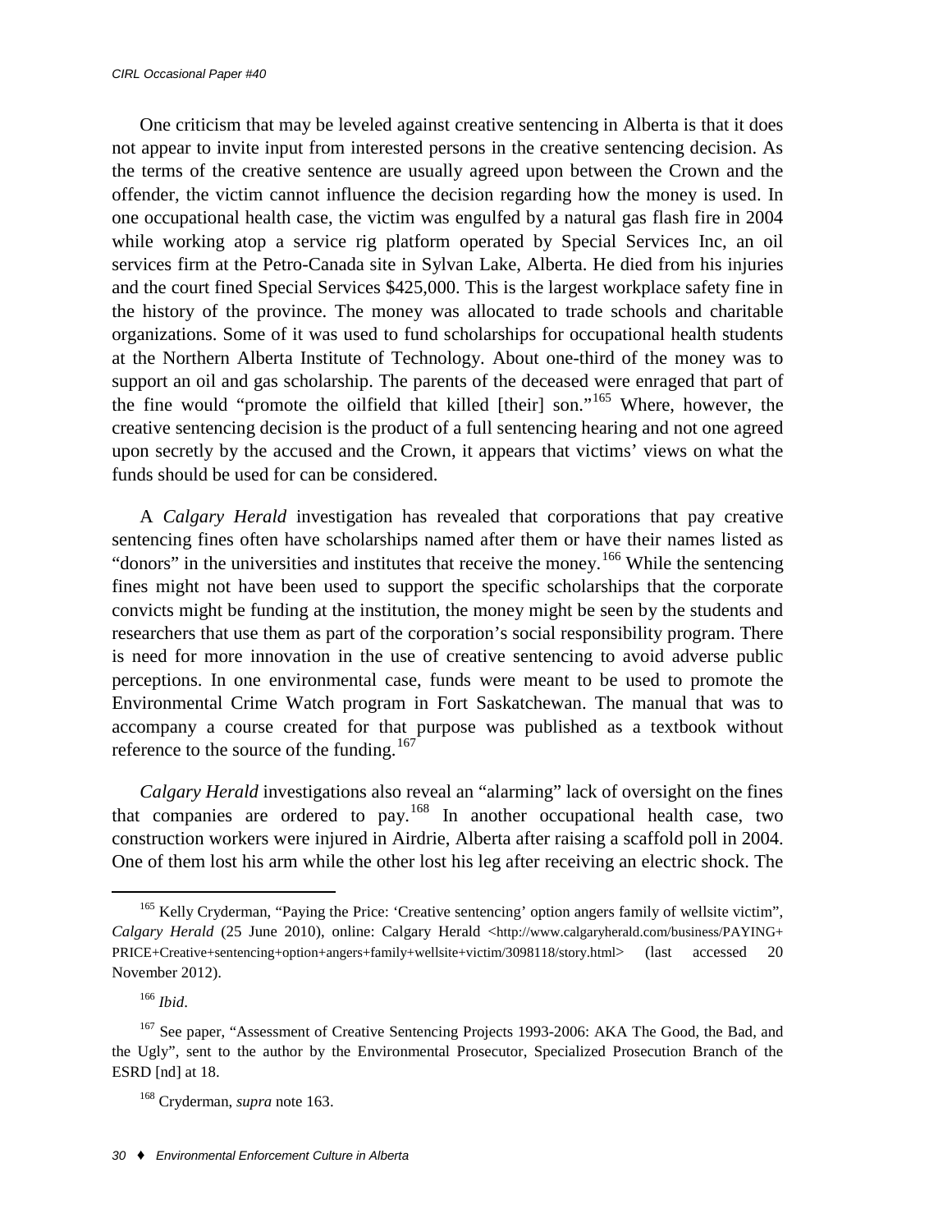One criticism that may be leveled against creative sentencing in Alberta is that it does not appear to invite input from interested persons in the creative sentencing decision. As the terms of the creative sentence are usually agreed upon between the Crown and the offender, the victim cannot influence the decision regarding how the money is used. In one occupational health case, the victim was engulfed by a natural gas flash fire in 2004 while working atop a service rig platform operated by Special Services Inc, an oil services firm at the Petro-Canada site in Sylvan Lake, Alberta. He died from his injuries and the court fined Special Services $425,000. This is the largest workplace safety fine in the history of the province. The money was allocated to trade schools and charitable organizations. Some of it was used to fund scholarships for occupational health students at the Northern Alberta Institute of Technology. About one-third of the money was to support an oil and gas scholarship. The parents of the deceased were enraged that part of the fine would "promote the oilfield that killed [their] son."[165] Where, however, the creative sentencing decision is the product of a full sentencing hearing and not one agreed upon secretly by the accused and the Crown, it appears that victims' views on what the funds should be used for can be considered.

A *Calgary Herald* investigation has revealed that corporations that pay creative sentencing fines often have scholarships named after them or have their names listed as "donors" in the universities and institutes that receive the money.[166] While the sentencing fines might not have been used to support the specific scholarships that the corporate convicts might be funding at the institution, the money might be seen by the students and researchers that use them as part of the corporation's social responsibility program. There is need for more innovation in the use of creative sentencing to avoid adverse public perceptions. In one environmental case, funds were meant to be used to promote the Environmental Crime Watch program in Fort Saskatchewan. The manual that was to accompany a course created for that purpose was published as a textbook without reference to the source of the funding.[167]

*Calgary Herald* investigations also reveal an "alarming" lack of oversight on the fines that companies are ordered to pay.[168] In another occupational health case, two construction workers were injured in Airdrie, Alberta after raising a scaffold poll in 2004. One of them lost his arm while the other lost his leg after receiving an electric shock. The

---

[165] Kelly Cryderman, "Paying the Price: 'Creative sentencing' option angers family of wellsite victim", *Calgary Herald* (25 June 2010), online: Calgary Herald <http://www.calgaryherald.com/business/PAYING+PRICE+Creative+sentencing+option+angers+family+wellsite+victim/3098118/story.html> (last accessed 20 November 2012).

[166] *Ibid*.

[167] See paper, "Assessment of Creative Sentencing Projects 1993-2006: AKA The Good, the Bad, and the Ugly", sent to the author by the Environmental Prosecutor, Specialized Prosecution Branch of the ESRD [nd] at 18.

[168] Cryderman, *supra* note 163.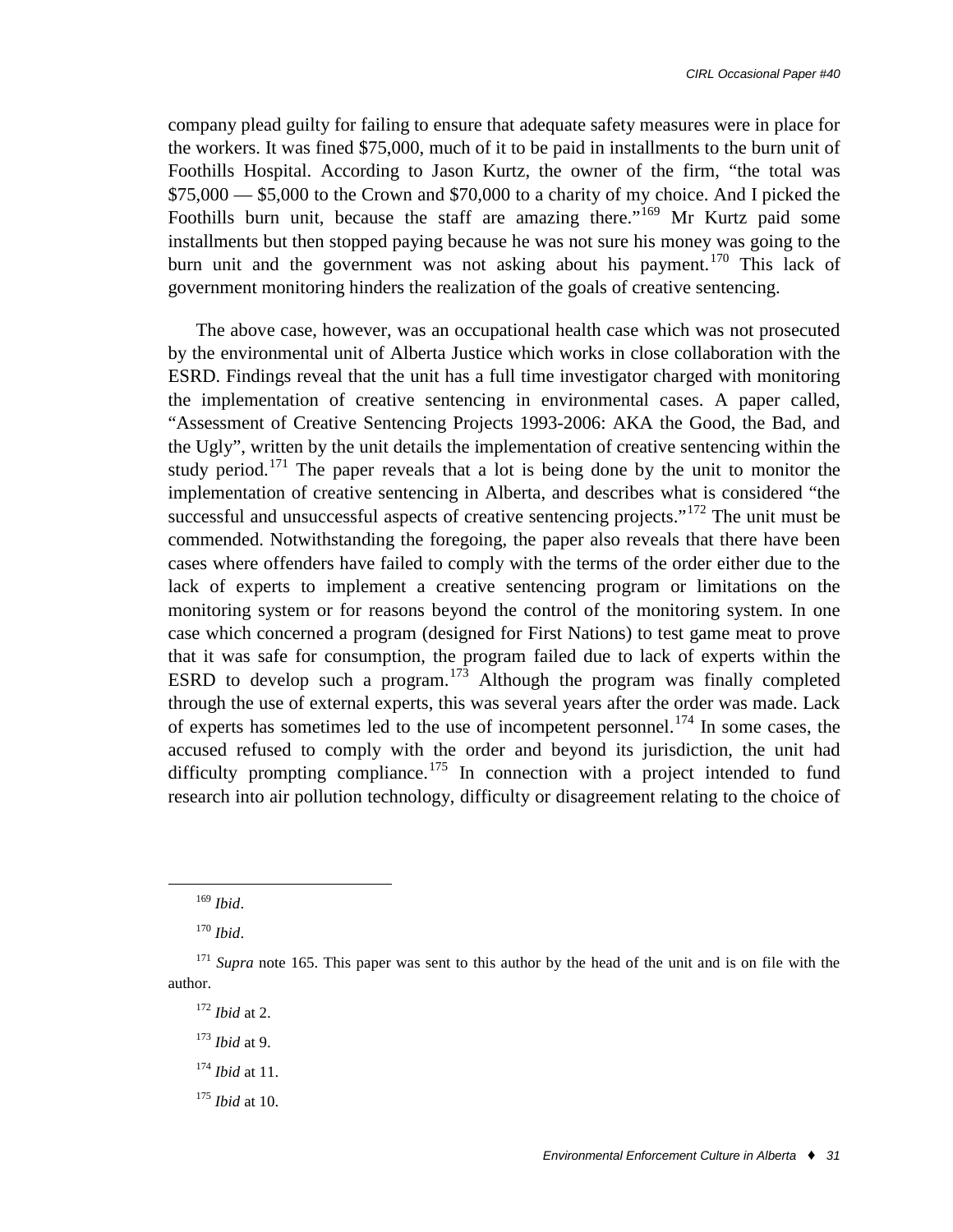company plead guilty for failing to ensure that adequate safety measures were in place for the workers. It was fined $75,000, much of it to be paid in installments to the burn unit of Foothills Hospital. According to Jason Kurtz, the owner of the firm, "the total was $75,000 — $5,000 to the Crown and $70,000 to a charity of my choice. And I picked the Foothills burn unit, because the staff are amazing there."[169] Mr Kurtz paid some installments but then stopped paying because he was not sure his money was going to the burn unit and the government was not asking about his payment.[170] This lack of government monitoring hinders the realization of the goals of creative sentencing.

The above case, however, was an occupational health case which was not prosecuted by the environmental unit of Alberta Justice which works in close collaboration with the ESRD. Findings reveal that the unit has a full time investigator charged with monitoring the implementation of creative sentencing in environmental cases. A paper called, "Assessment of Creative Sentencing Projects 1993-2006: AKA the Good, the Bad, and the Ugly", written by the unit details the implementation of creative sentencing within the study period.[171] The paper reveals that a lot is being done by the unit to monitor the implementation of creative sentencing in Alberta, and describes what is considered "the successful and unsuccessful aspects of creative sentencing projects."[172] The unit must be commended. Notwithstanding the foregoing, the paper also reveals that there have been cases where offenders have failed to comply with the terms of the order either due to the lack of experts to implement a creative sentencing program or limitations on the monitoring system or for reasons beyond the control of the monitoring system. In one case which concerned a program (designed for First Nations) to test game meat to prove that it was safe for consumption, the program failed due to lack of experts within the ESRD to develop such a program.[173] Although the program was finally completed through the use of external experts, this was several years after the order was made. Lack of experts has sometimes led to the use of incompetent personnel.[174] In some cases, the accused refused to comply with the order and beyond its jurisdiction, the unit had difficulty prompting compliance.[175] In connection with a project intended to fund research into air pollution technology, difficulty or disagreement relating to the choice of

---

[169] *Ibid*.

[170] *Ibid*.

[171] *Supra* note 165. This paper was sent to this author by the head of the unit and is on file with the author.

[172] *Ibid* at 2.

[173] *Ibid* at 9.

[174] *Ibid* at 11.

[175] *Ibid* at 10.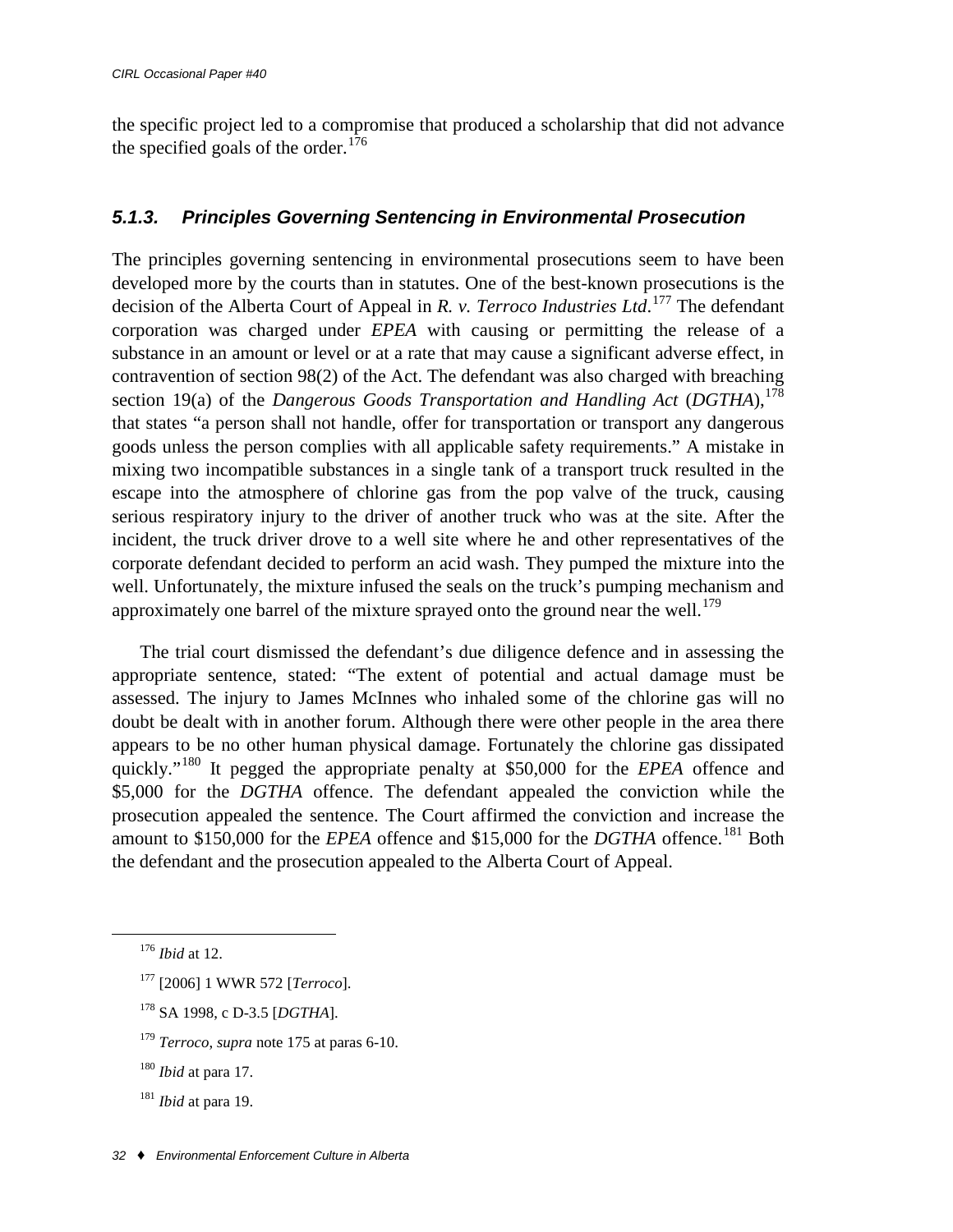the specific project led to a compromise that produced a scholarship that did not advance the specified goals of the order.[176]

### *5.1.3. Principles Governing Sentencing in Environmental Prosecution*

The principles governing sentencing in environmental prosecutions seem to have been developed more by the courts than in statutes. One of the best-known prosecutions is the decision of the Alberta Court of Appeal in *R. v. Terroco Industries Ltd*.[177] The defendant corporation was charged under *EPEA* with causing or permitting the release of a substance in an amount or level or at a rate that may cause a significant adverse effect, in contravention of section 98(2) of the Act. The defendant was also charged with breaching section 19(a) of the *Dangerous Goods Transportation and Handling Act* (*DGTHA*),[178] that states "a person shall not handle, offer for transportation or transport any dangerous goods unless the person complies with all applicable safety requirements." A mistake in mixing two incompatible substances in a single tank of a transport truck resulted in the escape into the atmosphere of chlorine gas from the pop valve of the truck, causing serious respiratory injury to the driver of another truck who was at the site. After the incident, the truck driver drove to a well site where he and other representatives of the corporate defendant decided to perform an acid wash. They pumped the mixture into the well. Unfortunately, the mixture infused the seals on the truck's pumping mechanism and approximately one barrel of the mixture sprayed onto the ground near the well.[179]

The trial court dismissed the defendant's due diligence defence and in assessing the appropriate sentence, stated: "The extent of potential and actual damage must be assessed. The injury to James McInnes who inhaled some of the chlorine gas will no doubt be dealt with in another forum. Although there were other people in the area there appears to be no other human physical damage. Fortunately the chlorine gas dissipated quickly."[180] It pegged the appropriate penalty at $50,000 for the *EPEA* offence and $5,000 for the *DGTHA* offence. The defendant appealed the conviction while the prosecution appealed the sentence. The Court affirmed the conviction and increase the amount to $150,000 for the *EPEA* offence and $15,000 for the *DGTHA* offence.[181] Both the defendant and the prosecution appealed to the Alberta Court of Appeal.

---

[176] *Ibid* at 12.

[177] [2006] 1 WWR 572 [*Terroco*].

[178] SA 1998, c D-3.5 [*DGTHA*].

[179] *Terroco*, *supra* note 175 at paras 6-10.

[180] *Ibid* at para 17.

[181] *Ibid* at para 19.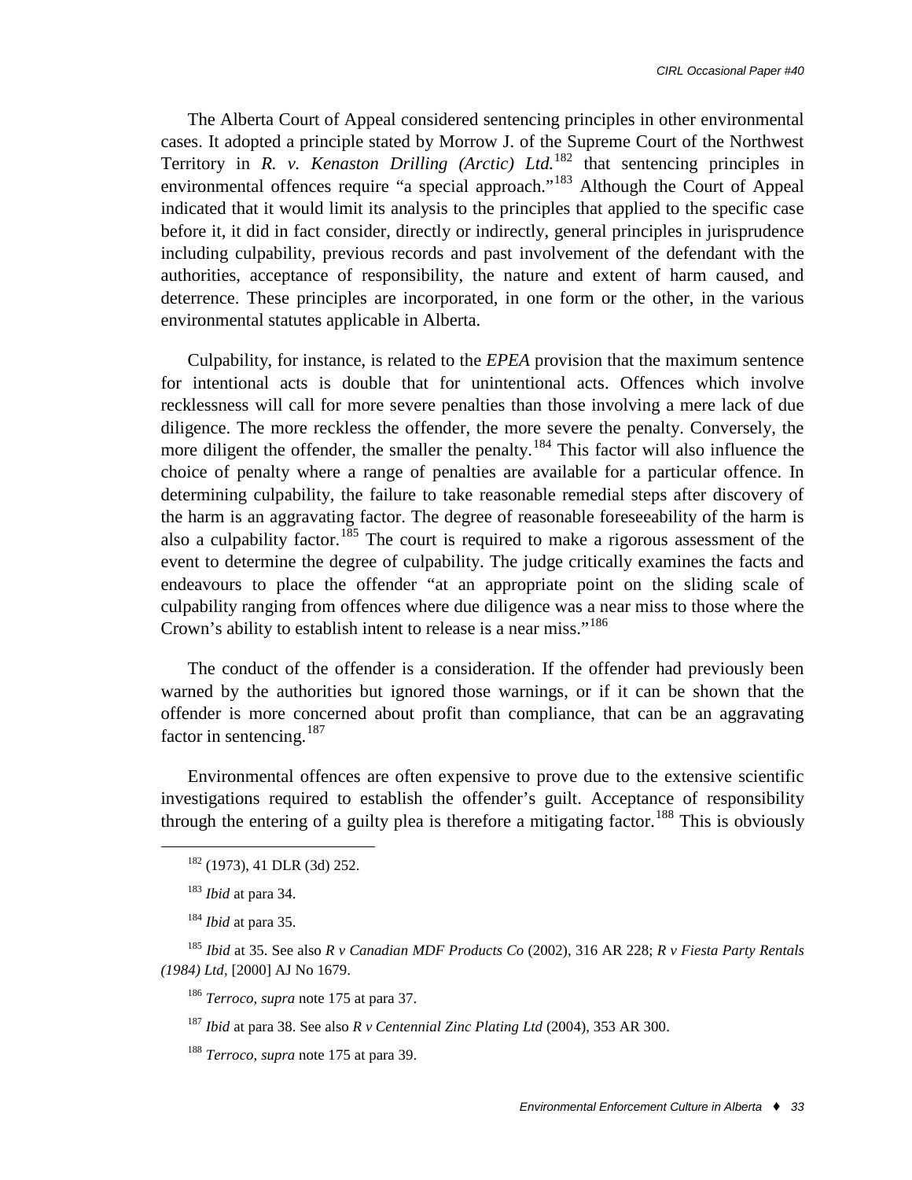The Alberta Court of Appeal considered sentencing principles in other environmental cases. It adopted a principle stated by Morrow J. of the Supreme Court of the Northwest Territory in *R. v. Kenaston Drilling (Arctic) Ltd.*[182] that sentencing principles in environmental offences require "a special approach."[183] Although the Court of Appeal indicated that it would limit its analysis to the principles that applied to the specific case before it, it did in fact consider, directly or indirectly, general principles in jurisprudence including culpability, previous records and past involvement of the defendant with the authorities, acceptance of responsibility, the nature and extent of harm caused, and deterrence. These principles are incorporated, in one form or the other, in the various environmental statutes applicable in Alberta.

Culpability, for instance, is related to the *EPEA* provision that the maximum sentence for intentional acts is double that for unintentional acts. Offences which involve recklessness will call for more severe penalties than those involving a mere lack of due diligence. The more reckless the offender, the more severe the penalty. Conversely, the more diligent the offender, the smaller the penalty.[184] This factor will also influence the choice of penalty where a range of penalties are available for a particular offence. In determining culpability, the failure to take reasonable remedial steps after discovery of the harm is an aggravating factor. The degree of reasonable foreseeability of the harm is also a culpability factor.[185] The court is required to make a rigorous assessment of the event to determine the degree of culpability. The judge critically examines the facts and endeavours to place the offender "at an appropriate point on the sliding scale of culpability ranging from offences where due diligence was a near miss to those where the Crown's ability to establish intent to release is a near miss."[186]

The conduct of the offender is a consideration. If the offender had previously been warned by the authorities but ignored those warnings, or if it can be shown that the offender is more concerned about profit than compliance, that can be an aggravating factor in sentencing.[187]

Environmental offences are often expensive to prove due to the extensive scientific investigations required to establish the offender's guilt. Acceptance of responsibility through the entering of a guilty plea is therefore a mitigating factor.[188] This is obviously

---

[182] (1973), 41 DLR (3d) 252.

[183] *Ibid* at para 34.

[184] *Ibid* at para 35.

[185] *Ibid* at 35. See also *R v Canadian MDF Products Co* (2002), 316 AR 228; *R v Fiesta Party Rentals (1984) Ltd*, [2000] AJ No 1679.

[186] *Terroco*, *supra* note 175 at para 37.

[187] *Ibid* at para 38. See also *R v Centennial Zinc Plating Ltd* (2004), 353 AR 300.

[188] *Terroco*, *supra* note 175 at para 39.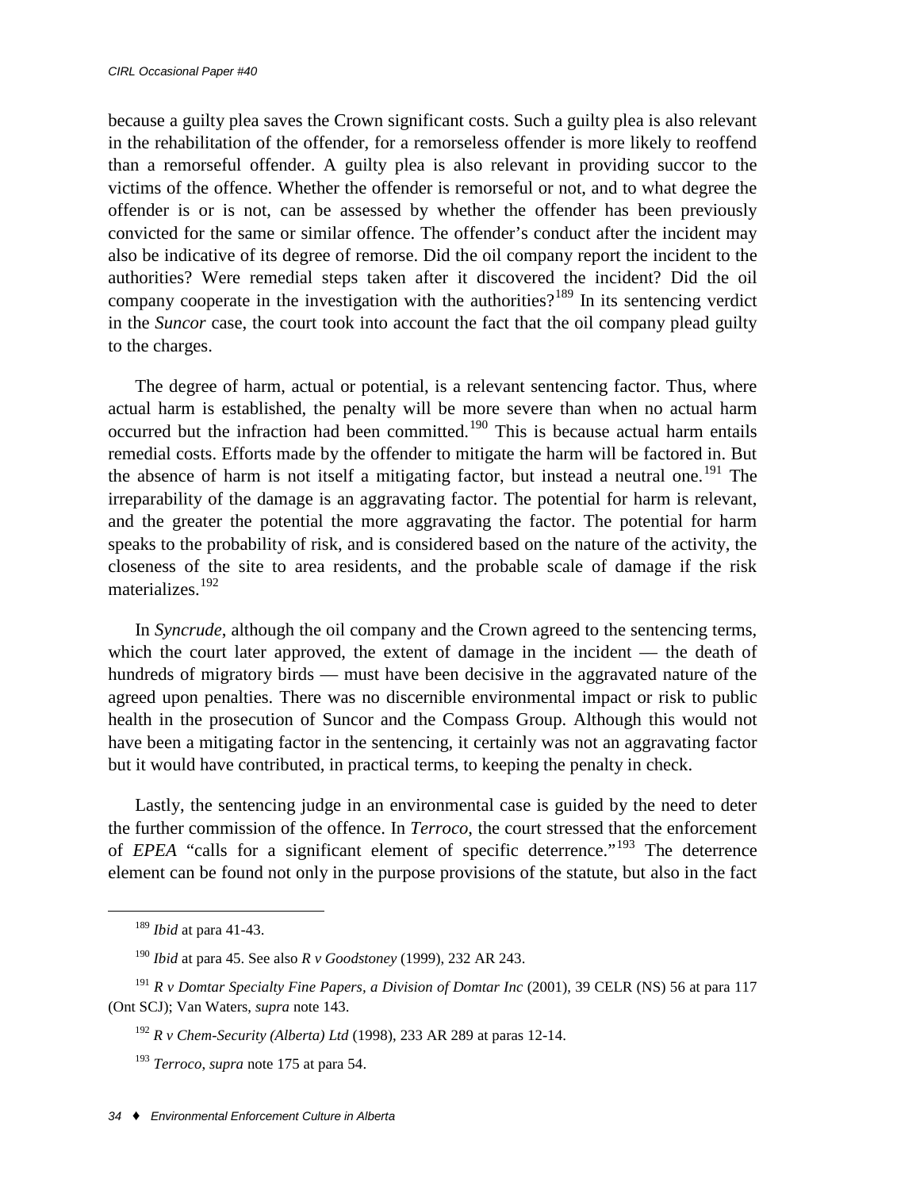because a guilty plea saves the Crown significant costs. Such a guilty plea is also relevant in the rehabilitation of the offender, for a remorseless offender is more likely to reoffend than a remorseful offender. A guilty plea is also relevant in providing succor to the victims of the offence. Whether the offender is remorseful or not, and to what degree the offender is or is not, can be assessed by whether the offender has been previously convicted for the same or similar offence. The offender's conduct after the incident may also be indicative of its degree of remorse. Did the oil company report the incident to the authorities? Were remedial steps taken after it discovered the incident? Did the oil company cooperate in the investigation with the authorities?[189] In its sentencing verdict in the *Suncor* case, the court took into account the fact that the oil company plead guilty to the charges.

The degree of harm, actual or potential, is a relevant sentencing factor. Thus, where actual harm is established, the penalty will be more severe than when no actual harm occurred but the infraction had been committed.[190] This is because actual harm entails remedial costs. Efforts made by the offender to mitigate the harm will be factored in. But the absence of harm is not itself a mitigating factor, but instead a neutral one.[191] The irreparability of the damage is an aggravating factor. The potential for harm is relevant, and the greater the potential the more aggravating the factor. The potential for harm speaks to the probability of risk, and is considered based on the nature of the activity, the closeness of the site to area residents, and the probable scale of damage if the risk materializes.[192]

In *Syncrude*, although the oil company and the Crown agreed to the sentencing terms, which the court later approved, the extent of damage in the incident — the death of hundreds of migratory birds — must have been decisive in the aggravated nature of the agreed upon penalties. There was no discernible environmental impact or risk to public health in the prosecution of Suncor and the Compass Group. Although this would not have been a mitigating factor in the sentencing, it certainly was not an aggravating factor but it would have contributed, in practical terms, to keeping the penalty in check.

Lastly, the sentencing judge in an environmental case is guided by the need to deter the further commission of the offence. In *Terroco*, the court stressed that the enforcement of *EPEA* "calls for a significant element of specific deterrence."[193] The deterrence element can be found not only in the purpose provisions of the statute, but also in the fact

---

[189] *Ibid* at para 41-43.

[190] *Ibid* at para 45. See also *R v Goodstoney* (1999), 232 AR 243.

[191] *R v Domtar Specialty Fine Papers, a Division of Domtar Inc* (2001), 39 CELR (NS) 56 at para 117 (Ont SCJ); Van Waters, *supra* note 143.

[192] *R v Chem-Security (Alberta) Ltd* (1998), 233 AR 289 at paras 12-14.

[193] *Terroco*, *supra* note 175 at para 54.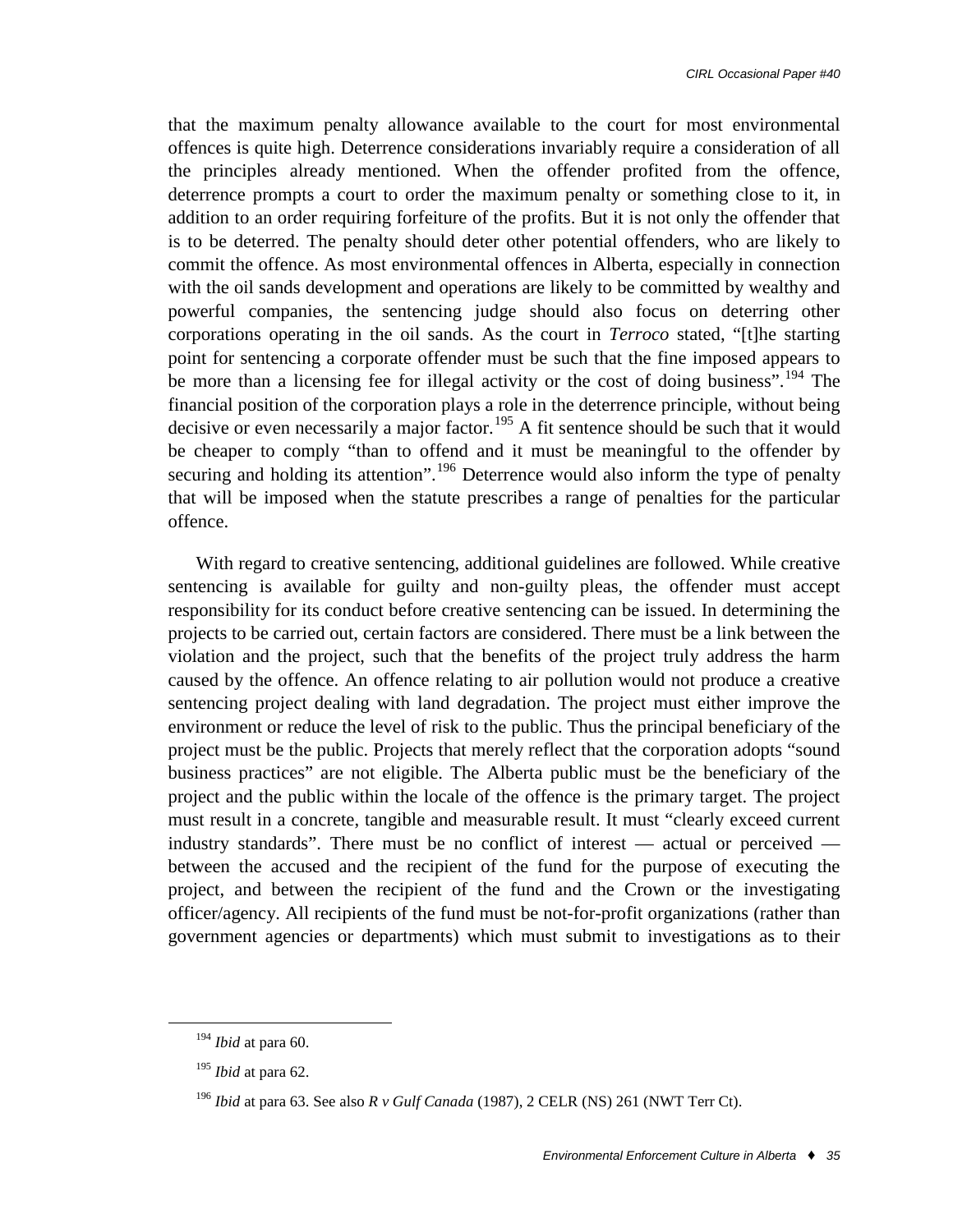that the maximum penalty allowance available to the court for most environmental offences is quite high. Deterrence considerations invariably require a consideration of all the principles already mentioned. When the offender profited from the offence, deterrence prompts a court to order the maximum penalty or something close to it, in addition to an order requiring forfeiture of the profits. But it is not only the offender that is to be deterred. The penalty should deter other potential offenders, who are likely to commit the offence. As most environmental offences in Alberta, especially in connection with the oil sands development and operations are likely to be committed by wealthy and powerful companies, the sentencing judge should also focus on deterring other corporations operating in the oil sands. As the court in *Terroco* stated, "[t]he starting point for sentencing a corporate offender must be such that the fine imposed appears to be more than a licensing fee for illegal activity or the cost of doing business".[194] The financial position of the corporation plays a role in the deterrence principle, without being decisive or even necessarily a major factor.[195] A fit sentence should be such that it would be cheaper to comply "than to offend and it must be meaningful to the offender by securing and holding its attention".[196] Deterrence would also inform the type of penalty that will be imposed when the statute prescribes a range of penalties for the particular offence.

With regard to creative sentencing, additional guidelines are followed. While creative sentencing is available for guilty and non-guilty pleas, the offender must accept responsibility for its conduct before creative sentencing can be issued. In determining the projects to be carried out, certain factors are considered. There must be a link between the violation and the project, such that the benefits of the project truly address the harm caused by the offence. An offence relating to air pollution would not produce a creative sentencing project dealing with land degradation. The project must either improve the environment or reduce the level of risk to the public. Thus the principal beneficiary of the project must be the public. Projects that merely reflect that the corporation adopts "sound business practices" are not eligible. The Alberta public must be the beneficiary of the project and the public within the locale of the offence is the primary target. The project must result in a concrete, tangible and measurable result. It must "clearly exceed current industry standards". There must be no conflict of interest — actual or perceived — between the accused and the recipient of the fund for the purpose of executing the project, and between the recipient of the fund and the Crown or the investigating officer/agency. All recipients of the fund must be not-for-profit organizations (rather than government agencies or departments) which must submit to investigations as to their

---

[194] *Ibid* at para 60.

[195] *Ibid* at para 62.

[196] *Ibid* at para 63. See also *R v Gulf Canada* (1987), 2 CELR (NS) 261 (NWT Terr Ct).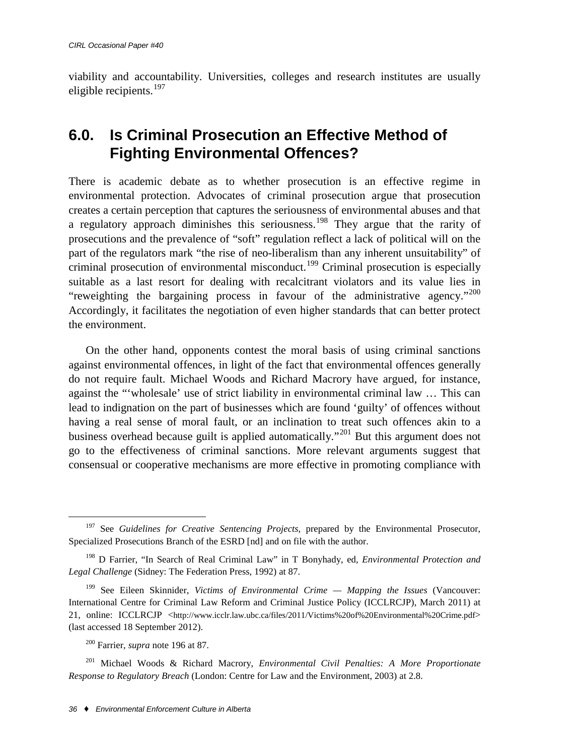viability and accountability. Universities, colleges and research institutes are usually eligible recipients.[197]

## 6.0. Is Criminal Prosecution an Effective Method of Fighting Environmental Offences?

There is academic debate as to whether prosecution is an effective regime in environmental protection. Advocates of criminal prosecution argue that prosecution creates a certain perception that captures the seriousness of environmental abuses and that a regulatory approach diminishes this seriousness.[198] They argue that the rarity of prosecutions and the prevalence of "soft" regulation reflect a lack of political will on the part of the regulators mark "the rise of neo-liberalism than any inherent unsuitability" of criminal prosecution of environmental misconduct.[199] Criminal prosecution is especially suitable as a last resort for dealing with recalcitrant violators and its value lies in "reweighting the bargaining process in favour of the administrative agency."[200] Accordingly, it facilitates the negotiation of even higher standards that can better protect the environment.

On the other hand, opponents contest the moral basis of using criminal sanctions against environmental offences, in light of the fact that environmental offences generally do not require fault. Michael Woods and Richard Macrory have argued, for instance, against the "'wholesale' use of strict liability in environmental criminal law … This can lead to indignation on the part of businesses which are found 'guilty' of offences without having a real sense of moral fault, or an inclination to treat such offences akin to a business overhead because guilt is applied automatically."[201] But this argument does not go to the effectiveness of criminal sanctions. More relevant arguments suggest that consensual or cooperative mechanisms are more effective in promoting compliance with

---

[197] See *Guidelines for Creative Sentencing Projects*, prepared by the Environmental Prosecutor, Specialized Prosecutions Branch of the ESRD [nd] and on file with the author.

[198] D Farrier, "In Search of Real Criminal Law" in T Bonyhady, ed, *Environmental Protection and Legal Challenge* (Sidney: The Federation Press, 1992) at 87.

[199] See Eileen Skinnider, *Victims of Environmental Crime — Mapping the Issues* (Vancouver: International Centre for Criminal Law Reform and Criminal Justice Policy (ICCLRCJP), March 2011) at 21, online: ICCLRCJP <http://www.icclr.law.ubc.ca/files/2011/Victims%20of%20Environmental%20Crime.pdf> (last accessed 18 September 2012).

[200] Farrier, *supra* note 196 at 87.

[201] Michael Woods & Richard Macrory, *Environmental Civil Penalties: A More Proportionate Response to Regulatory Breach* (London: Centre for Law and the Environment, 2003) at 2.8.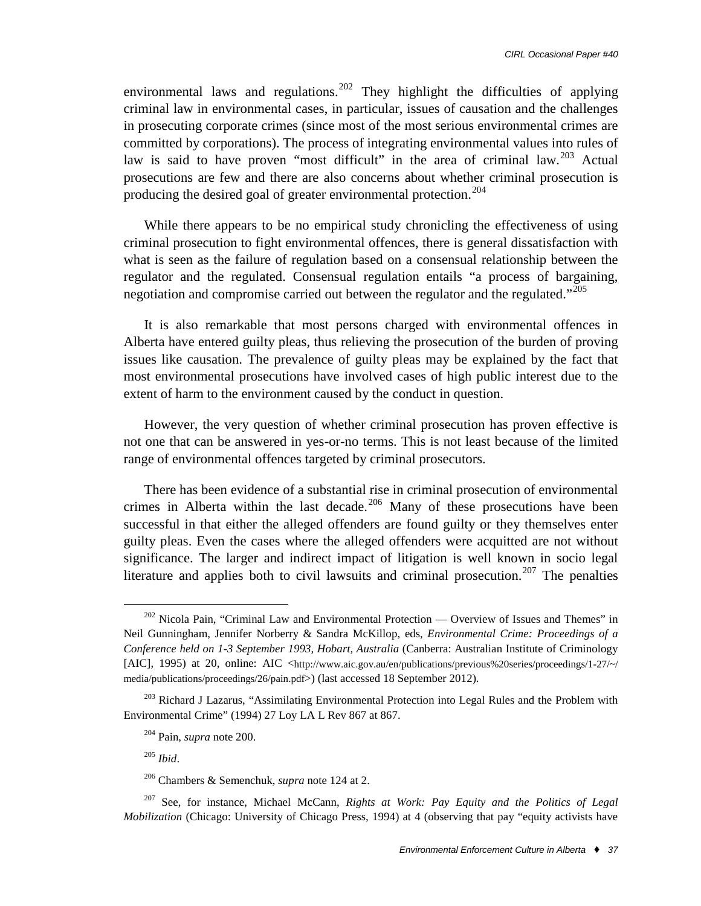environmental laws and regulations.[202] They highlight the difficulties of applying criminal law in environmental cases, in particular, issues of causation and the challenges in prosecuting corporate crimes (since most of the most serious environmental crimes are committed by corporations). The process of integrating environmental values into rules of law is said to have proven "most difficult" in the area of criminal law.[203] Actual prosecutions are few and there are also concerns about whether criminal prosecution is producing the desired goal of greater environmental protection.[204]

While there appears to be no empirical study chronicling the effectiveness of using criminal prosecution to fight environmental offences, there is general dissatisfaction with what is seen as the failure of regulation based on a consensual relationship between the regulator and the regulated. Consensual regulation entails "a process of bargaining, negotiation and compromise carried out between the regulator and the regulated."[205]

It is also remarkable that most persons charged with environmental offences in Alberta have entered guilty pleas, thus relieving the prosecution of the burden of proving issues like causation. The prevalence of guilty pleas may be explained by the fact that most environmental prosecutions have involved cases of high public interest due to the extent of harm to the environment caused by the conduct in question.

However, the very question of whether criminal prosecution has proven effective is not one that can be answered in yes-or-no terms. This is not least because of the limited range of environmental offences targeted by criminal prosecutors.

There has been evidence of a substantial rise in criminal prosecution of environmental crimes in Alberta within the last decade.[206] Many of these prosecutions have been successful in that either the alleged offenders are found guilty or they themselves enter guilty pleas. Even the cases where the alleged offenders were acquitted are not without significance. The larger and indirect impact of litigation is well known in socio legal literature and applies both to civil lawsuits and criminal prosecution.[207] The penalties

---

[202] Nicola Pain, "Criminal Law and Environmental Protection — Overview of Issues and Themes" in Neil Gunningham, Jennifer Norberry & Sandra McKillop, eds, *Environmental Crime: Proceedings of a Conference held on 1-3 September 1993, Hobart, Australia* (Canberra: Australian Institute of Criminology [AIC], 1995) at 20, online: AIC <http://www.aic.gov.au/en/publications/previous%20series/proceedings/1-27/~/media/publications/proceedings/26/pain.pdf>) (last accessed 18 September 2012).

[203] Richard J Lazarus, "Assimilating Environmental Protection into Legal Rules and the Problem with Environmental Crime" (1994) 27 Loy LA L Rev 867 at 867.

[204] Pain, *supra* note 200.

[205] *Ibid*.

[206] Chambers & Semenchuk, *supra* note 124 at 2.

[207] See, for instance, Michael McCann, *Rights at Work: Pay Equity and the Politics of Legal Mobilization* (Chicago: University of Chicago Press, 1994) at 4 (observing that pay "equity activists have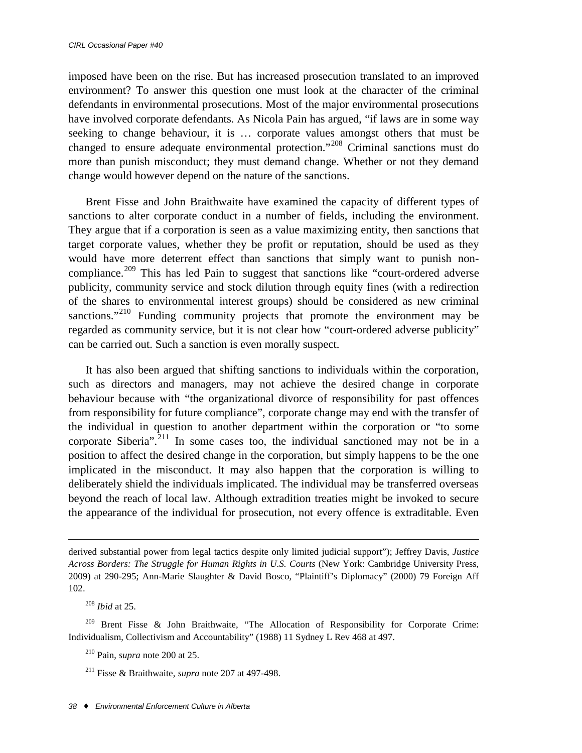imposed have been on the rise. But has increased prosecution translated to an improved environment? To answer this question one must look at the character of the criminal defendants in environmental prosecutions. Most of the major environmental prosecutions have involved corporate defendants. As Nicola Pain has argued, "if laws are in some way seeking to change behaviour, it is … corporate values amongst others that must be changed to ensure adequate environmental protection."[208] Criminal sanctions must do more than punish misconduct; they must demand change. Whether or not they demand change would however depend on the nature of the sanctions.

Brent Fisse and John Braithwaite have examined the capacity of different types of sanctions to alter corporate conduct in a number of fields, including the environment. They argue that if a corporation is seen as a value maximizing entity, then sanctions that target corporate values, whether they be profit or reputation, should be used as they would have more deterrent effect than sanctions that simply want to punish non-compliance.[209] This has led Pain to suggest that sanctions like "court-ordered adverse publicity, community service and stock dilution through equity fines (with a redirection of the shares to environmental interest groups) should be considered as new criminal sanctions."[210] Funding community projects that promote the environment may be regarded as community service, but it is not clear how "court-ordered adverse publicity" can be carried out. Such a sanction is even morally suspect.

It has also been argued that shifting sanctions to individuals within the corporation, such as directors and managers, may not achieve the desired change in corporate behaviour because with "the organizational divorce of responsibility for past offences from responsibility for future compliance", corporate change may end with the transfer of the individual in question to another department within the corporation or "to some corporate Siberia".[211] In some cases too, the individual sanctioned may not be in a position to affect the desired change in the corporation, but simply happens to be the one implicated in the misconduct. It may also happen that the corporation is willing to deliberately shield the individuals implicated. The individual may be transferred overseas beyond the reach of local law. Although extradition treaties might be invoked to secure the appearance of the individual for prosecution, not every offence is extraditable. Even

---

derived substantial power from legal tactics despite only limited judicial support"); Jeffrey Davis, *Justice Across Borders: The Struggle for Human Rights in U.S. Courts* (New York: Cambridge University Press, 2009) at 290-295; Ann-Marie Slaughter & David Bosco, "Plaintiff's Diplomacy" (2000) 79 Foreign Aff 102.

[208] *Ibid* at 25.

[209] Brent Fisse & John Braithwaite, "The Allocation of Responsibility for Corporate Crime: Individualism, Collectivism and Accountability" (1988) 11 Sydney L Rev 468 at 497.

[210] Pain, *supra* note 200 at 25.

[211] Fisse & Braithwaite, *supra* note 207 at 497-498.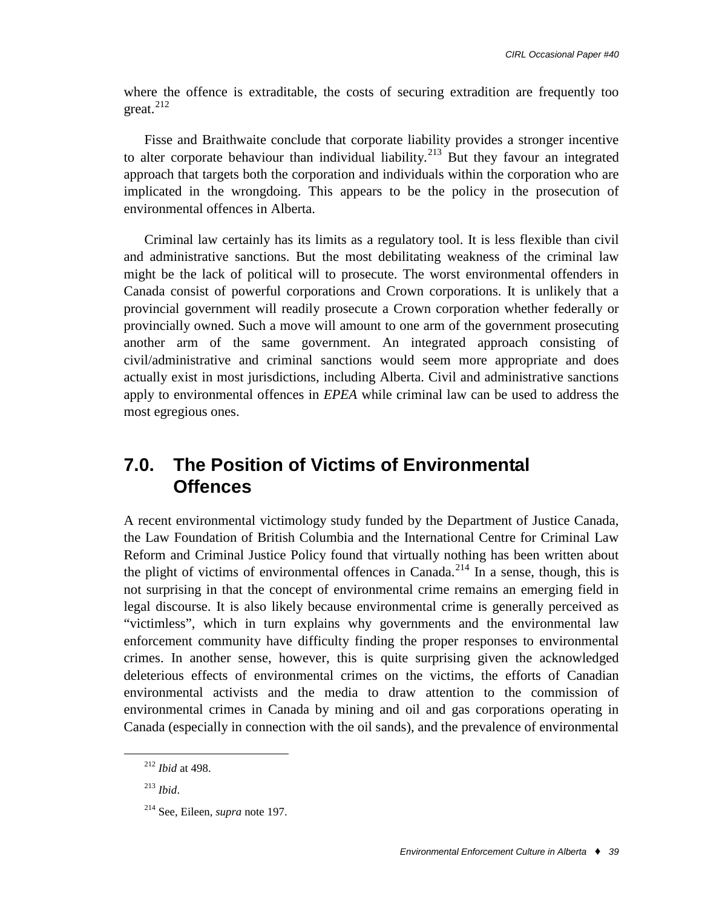where the offence is extraditable, the costs of securing extradition are frequently too great.[212]

Fisse and Braithwaite conclude that corporate liability provides a stronger incentive to alter corporate behaviour than individual liability.[213] But they favour an integrated approach that targets both the corporation and individuals within the corporation who are implicated in the wrongdoing. This appears to be the policy in the prosecution of environmental offences in Alberta.

Criminal law certainly has its limits as a regulatory tool. It is less flexible than civil and administrative sanctions. But the most debilitating weakness of the criminal law might be the lack of political will to prosecute. The worst environmental offenders in Canada consist of powerful corporations and Crown corporations. It is unlikely that a provincial government will readily prosecute a Crown corporation whether federally or provincially owned. Such a move will amount to one arm of the government prosecuting another arm of the same government. An integrated approach consisting of civil/administrative and criminal sanctions would seem more appropriate and does actually exist in most jurisdictions, including Alberta. Civil and administrative sanctions apply to environmental offences in *EPEA* while criminal law can be used to address the most egregious ones.

## 7.0. The Position of Victims of Environmental Offences

A recent environmental victimology study funded by the Department of Justice Canada, the Law Foundation of British Columbia and the International Centre for Criminal Law Reform and Criminal Justice Policy found that virtually nothing has been written about the plight of victims of environmental offences in Canada.[214] In a sense, though, this is not surprising in that the concept of environmental crime remains an emerging field in legal discourse. It is also likely because environmental crime is generally perceived as "victimless", which in turn explains why governments and the environmental law enforcement community have difficulty finding the proper responses to environmental crimes. In another sense, however, this is quite surprising given the acknowledged deleterious effects of environmental crimes on the victims, the efforts of Canadian environmental activists and the media to draw attention to the commission of environmental crimes in Canada by mining and oil and gas corporations operating in Canada (especially in connection with the oil sands), and the prevalence of environmental

[212] *Ibid* at 498.

[213] *Ibid*.

[214] See, Eileen, *supra* note 197.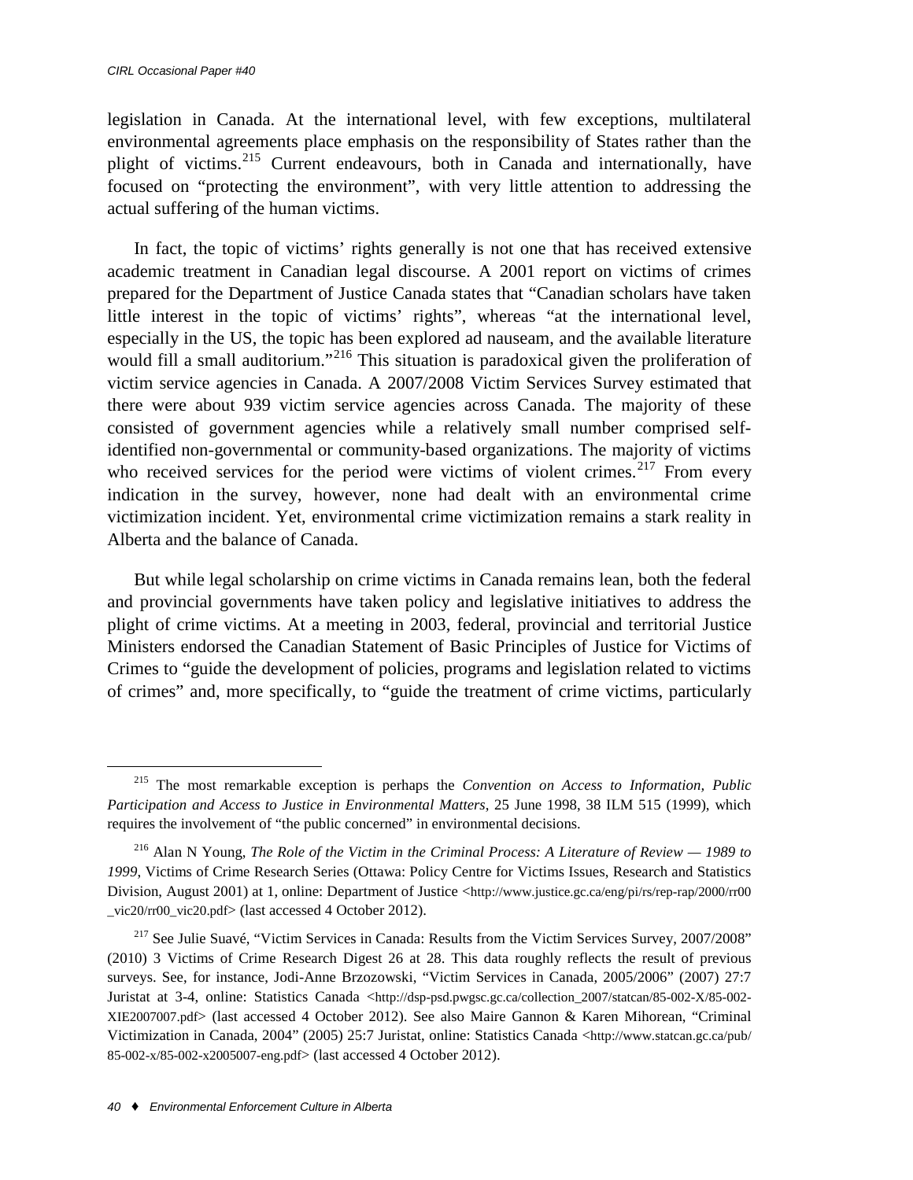legislation in Canada. At the international level, with few exceptions, multilateral environmental agreements place emphasis on the responsibility of States rather than the plight of victims.[215] Current endeavours, both in Canada and internationally, have focused on "protecting the environment", with very little attention to addressing the actual suffering of the human victims.

In fact, the topic of victims' rights generally is not one that has received extensive academic treatment in Canadian legal discourse. A 2001 report on victims of crimes prepared for the Department of Justice Canada states that "Canadian scholars have taken little interest in the topic of victims' rights", whereas "at the international level, especially in the US, the topic has been explored ad nauseam, and the available literature would fill a small auditorium."[216] This situation is paradoxical given the proliferation of victim service agencies in Canada. A 2007/2008 Victim Services Survey estimated that there were about 939 victim service agencies across Canada. The majority of these consisted of government agencies while a relatively small number comprised self-identified non-governmental or community-based organizations. The majority of victims who received services for the period were victims of violent crimes.[217] From every indication in the survey, however, none had dealt with an environmental crime victimization incident. Yet, environmental crime victimization remains a stark reality in Alberta and the balance of Canada.

But while legal scholarship on crime victims in Canada remains lean, both the federal and provincial governments have taken policy and legislative initiatives to address the plight of crime victims. At a meeting in 2003, federal, provincial and territorial Justice Ministers endorsed the Canadian Statement of Basic Principles of Justice for Victims of Crimes to "guide the development of policies, programs and legislation related to victims of crimes" and, more specifically, to "guide the treatment of crime victims, particularly

---

[215] The most remarkable exception is perhaps the *Convention on Access to Information, Public Participation and Access to Justice in Environmental Matters*, 25 June 1998, 38 ILM 515 (1999), which requires the involvement of "the public concerned" in environmental decisions.

[216] Alan N Young, *The Role of the Victim in the Criminal Process: A Literature of Review — 1989 to 1999*, Victims of Crime Research Series (Ottawa: Policy Centre for Victims Issues, Research and Statistics Division, August 2001) at 1, online: Department of Justice <http://www.justice.gc.ca/eng/pi/rs/rep-rap/2000/rr00_vic20/rr00_vic20.pdf> (last accessed 4 October 2012).

[217] See Julie Suavé, "Victim Services in Canada: Results from the Victim Services Survey, 2007/2008" (2010) 3 Victims of Crime Research Digest 26 at 28. This data roughly reflects the result of previous surveys. See, for instance, Jodi-Anne Brzozowski, "Victim Services in Canada, 2005/2006" (2007) 27:7 Juristat at 3-4, online: Statistics Canada <http://dsp-psd.pwgsc.gc.ca/collection_2007/statcan/85-002-X/85-002-XIE2007007.pdf> (last accessed 4 October 2012). See also Maire Gannon & Karen Mihorean, "Criminal Victimization in Canada, 2004" (2005) 25:7 Juristat, online: Statistics Canada <http://www.statcan.gc.ca/pub/85-002-x/85-002-x2005007-eng.pdf> (last accessed 4 October 2012).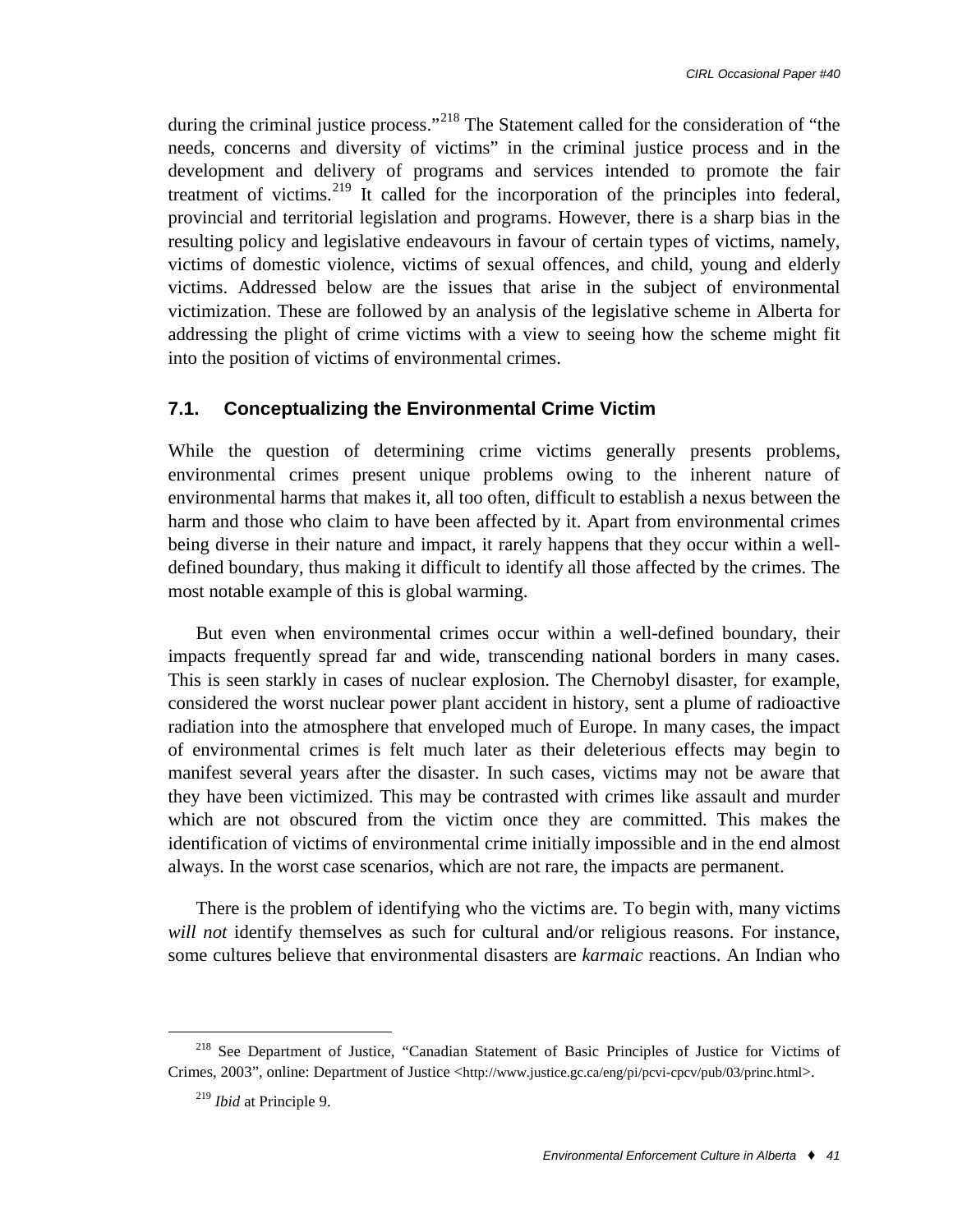during the criminal justice process."[218] The Statement called for the consideration of "the needs, concerns and diversity of victims" in the criminal justice process and in the development and delivery of programs and services intended to promote the fair treatment of victims.[219] It called for the incorporation of the principles into federal, provincial and territorial legislation and programs. However, there is a sharp bias in the resulting policy and legislative endeavours in favour of certain types of victims, namely, victims of domestic violence, victims of sexual offences, and child, young and elderly victims. Addressed below are the issues that arise in the subject of environmental victimization. These are followed by an analysis of the legislative scheme in Alberta for addressing the plight of crime victims with a view to seeing how the scheme might fit into the position of victims of environmental crimes.

### 7.1. Conceptualizing the Environmental Crime Victim

While the question of determining crime victims generally presents problems, environmental crimes present unique problems owing to the inherent nature of environmental harms that makes it, all too often, difficult to establish a nexus between the harm and those who claim to have been affected by it. Apart from environmental crimes being diverse in their nature and impact, it rarely happens that they occur within a well-defined boundary, thus making it difficult to identify all those affected by the crimes. The most notable example of this is global warming.

But even when environmental crimes occur within a well-defined boundary, their impacts frequently spread far and wide, transcending national borders in many cases. This is seen starkly in cases of nuclear explosion. The Chernobyl disaster, for example, considered the worst nuclear power plant accident in history, sent a plume of radioactive radiation into the atmosphere that enveloped much of Europe. In many cases, the impact of environmental crimes is felt much later as their deleterious effects may begin to manifest several years after the disaster. In such cases, victims may not be aware that they have been victimized. This may be contrasted with crimes like assault and murder which are not obscured from the victim once they are committed. This makes the identification of victims of environmental crime initially impossible and in the end almost always. In the worst case scenarios, which are not rare, the impacts are permanent.

There is the problem of identifying who the victims are. To begin with, many victims *will not* identify themselves as such for cultural and/or religious reasons. For instance, some cultures believe that environmental disasters are *karmaic* reactions. An Indian who

---

[218] See Department of Justice, "Canadian Statement of Basic Principles of Justice for Victims of Crimes, 2003", online: Department of Justice <http://www.justice.gc.ca/eng/pi/pcvi-cpcv/pub/03/princ.html>.

[219] *Ibid* at Principle 9.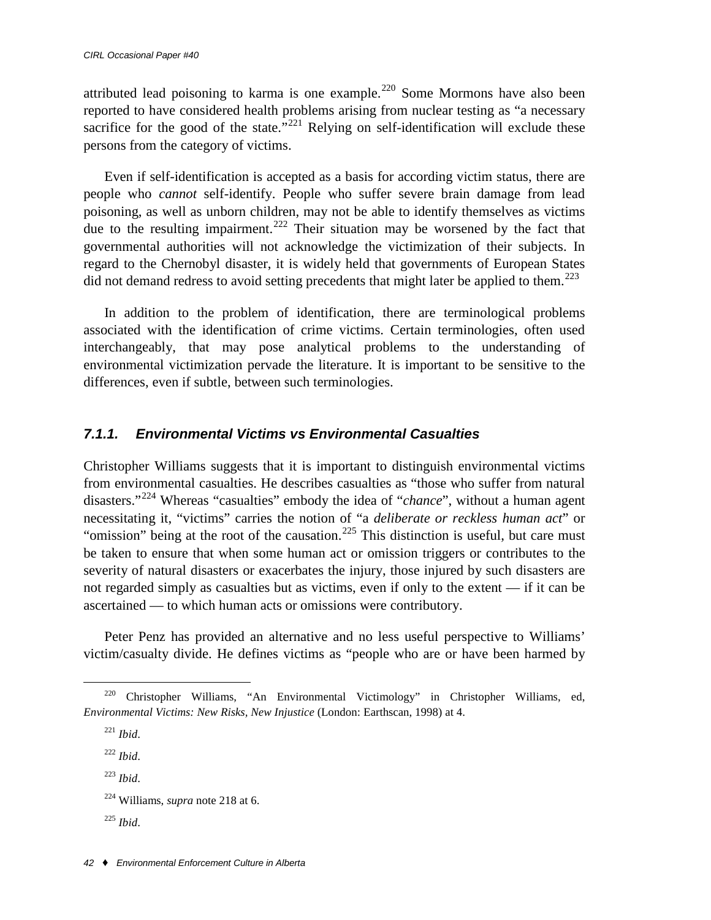attributed lead poisoning to karma is one example.[220] Some Mormons have also been reported to have considered health problems arising from nuclear testing as "a necessary sacrifice for the good of the state."[221] Relying on self-identification will exclude these persons from the category of victims.

Even if self-identification is accepted as a basis for according victim status, there are people who *cannot* self-identify. People who suffer severe brain damage from lead poisoning, as well as unborn children, may not be able to identify themselves as victims due to the resulting impairment.[222] Their situation may be worsened by the fact that governmental authorities will not acknowledge the victimization of their subjects. In regard to the Chernobyl disaster, it is widely held that governments of European States did not demand redress to avoid setting precedents that might later be applied to them.[223]

In addition to the problem of identification, there are terminological problems associated with the identification of crime victims. Certain terminologies, often used interchangeably, that may pose analytical problems to the understanding of environmental victimization pervade the literature. It is important to be sensitive to the differences, even if subtle, between such terminologies.

### *7.1.1. Environmental Victims vs Environmental Casualties*

Christopher Williams suggests that it is important to distinguish environmental victims from environmental casualties. He describes casualties as "those who suffer from natural disasters."[224] Whereas "casualties" embody the idea of "*chance*", without a human agent necessitating it, "victims" carries the notion of "a *deliberate or reckless human act*" or "omission" being at the root of the causation.[225] This distinction is useful, but care must be taken to ensure that when some human act or omission triggers or contributes to the severity of natural disasters or exacerbates the injury, those injured by such disasters are not regarded simply as casualties but as victims, even if only to the extent — if it can be ascertained — to which human acts or omissions were contributory.

Peter Penz has provided an alternative and no less useful perspective to Williams' victim/casualty divide. He defines victims as "people who are or have been harmed by

---

[220] Christopher Williams, "An Environmental Victimology" in Christopher Williams, ed, *Environmental Victims: New Risks, New Injustice* (London: Earthscan, 1998) at 4.

[221] *Ibid*.

[222] *Ibid*.

[223] *Ibid*.

[224] Williams, *supra* note 218 at 6.

[225] *Ibid*.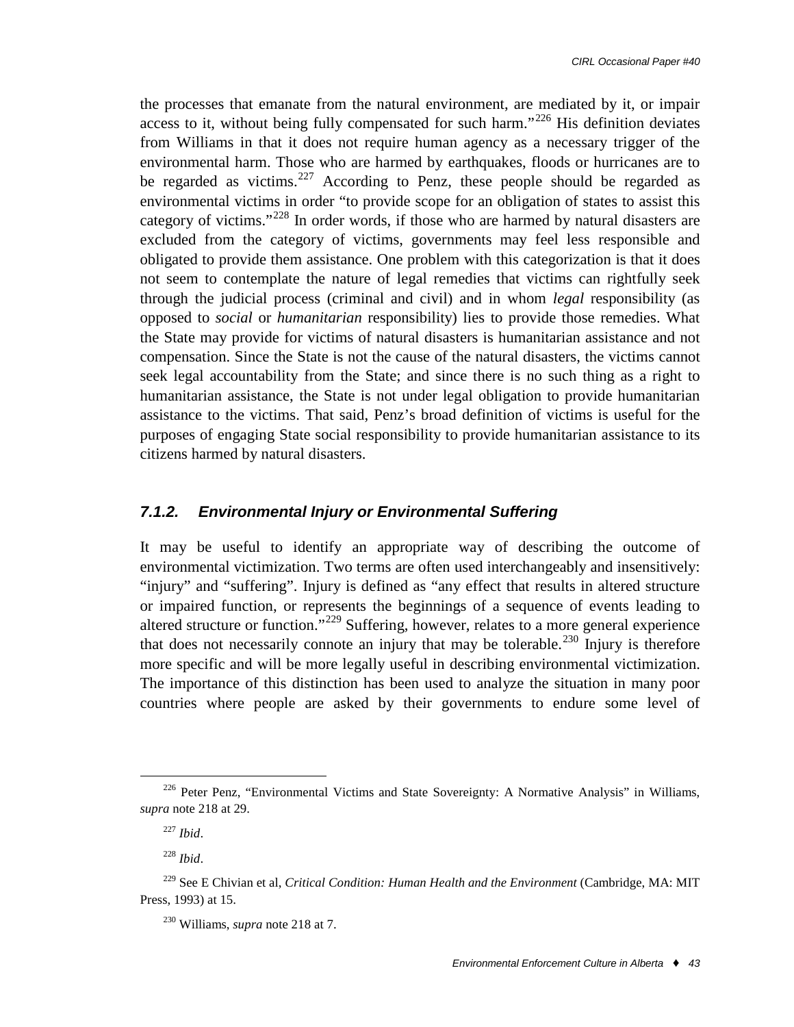the processes that emanate from the natural environment, are mediated by it, or impair access to it, without being fully compensated for such harm."[226] His definition deviates from Williams in that it does not require human agency as a necessary trigger of the environmental harm. Those who are harmed by earthquakes, floods or hurricanes are to be regarded as victims.[227] According to Penz, these people should be regarded as environmental victims in order "to provide scope for an obligation of states to assist this category of victims."[228] In order words, if those who are harmed by natural disasters are excluded from the category of victims, governments may feel less responsible and obligated to provide them assistance. One problem with this categorization is that it does not seem to contemplate the nature of legal remedies that victims can rightfully seek through the judicial process (criminal and civil) and in whom *legal* responsibility (as opposed to *social* or *humanitarian* responsibility) lies to provide those remedies. What the State may provide for victims of natural disasters is humanitarian assistance and not compensation. Since the State is not the cause of the natural disasters, the victims cannot seek legal accountability from the State; and since there is no such thing as a right to humanitarian assistance, the State is not under legal obligation to provide humanitarian assistance to the victims. That said, Penz's broad definition of victims is useful for the purposes of engaging State social responsibility to provide humanitarian assistance to its citizens harmed by natural disasters.

### *7.1.2. Environmental Injury or Environmental Suffering*

It may be useful to identify an appropriate way of describing the outcome of environmental victimization. Two terms are often used interchangeably and insensitively: "injury" and "suffering". Injury is defined as "any effect that results in altered structure or impaired function, or represents the beginnings of a sequence of events leading to altered structure or function."[229] Suffering, however, relates to a more general experience that does not necessarily connote an injury that may be tolerable.[230] Injury is therefore more specific and will be more legally useful in describing environmental victimization. The importance of this distinction has been used to analyze the situation in many poor countries where people are asked by their governments to endure some level of

---

[226] Peter Penz, "Environmental Victims and State Sovereignty: A Normative Analysis" in Williams, *supra* note 218 at 29.

[227] *Ibid*.

[228] *Ibid*.

[229] See E Chivian et al, *Critical Condition: Human Health and the Environment* (Cambridge, MA: MIT Press, 1993) at 15.

[230] Williams, *supra* note 218 at 7.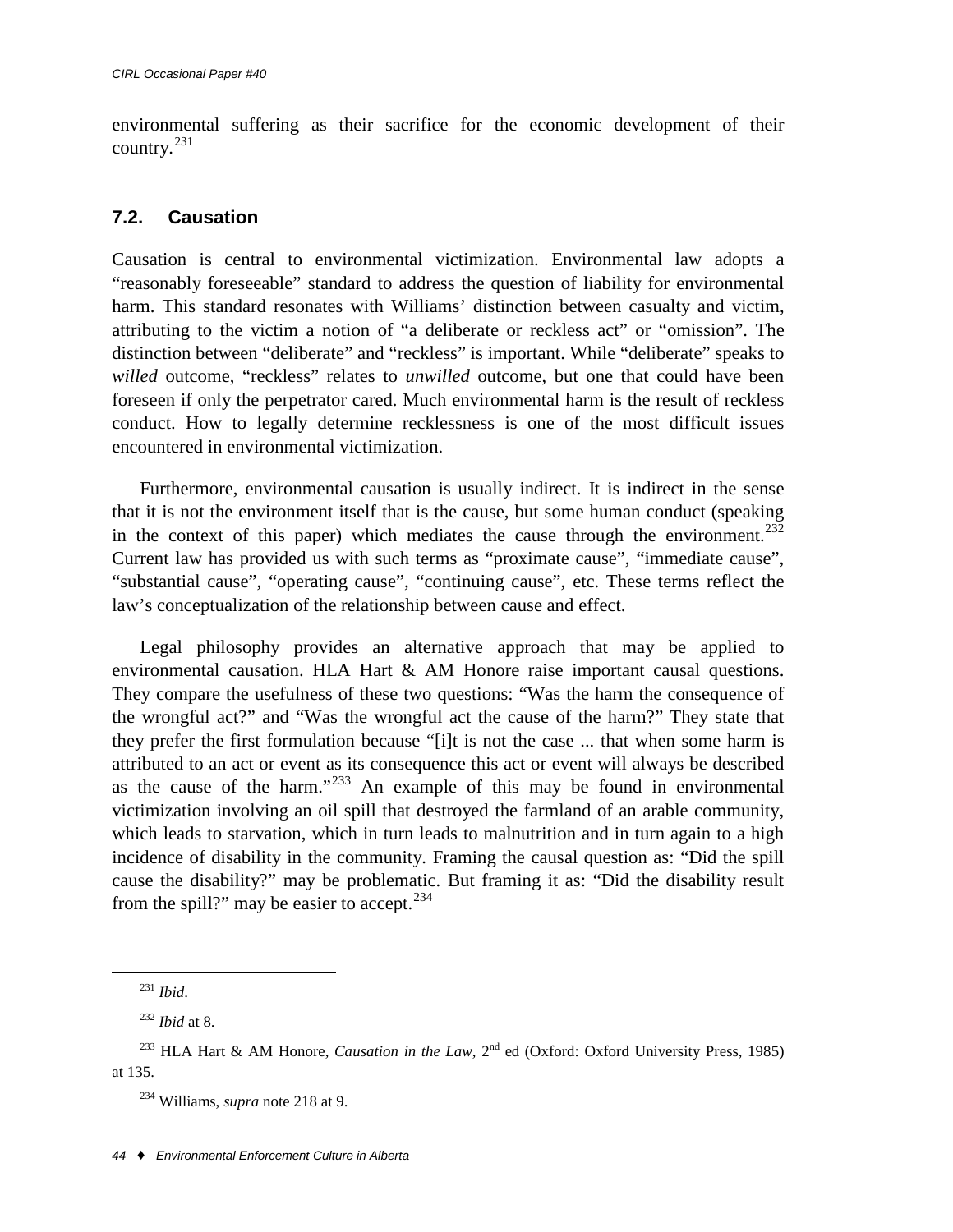environmental suffering as their sacrifice for the economic development of their country.[231]

## 7.2. Causation

Causation is central to environmental victimization. Environmental law adopts a "reasonably foreseeable" standard to address the question of liability for environmental harm. This standard resonates with Williams' distinction between casualty and victim, attributing to the victim a notion of "a deliberate or reckless act" or "omission". The distinction between "deliberate" and "reckless" is important. While "deliberate" speaks to *willed* outcome, "reckless" relates to *unwilled* outcome, but one that could have been foreseen if only the perpetrator cared. Much environmental harm is the result of reckless conduct. How to legally determine recklessness is one of the most difficult issues encountered in environmental victimization.

Furthermore, environmental causation is usually indirect. It is indirect in the sense that it is not the environment itself that is the cause, but some human conduct (speaking in the context of this paper) which mediates the cause through the environment.[232] Current law has provided us with such terms as "proximate cause", "immediate cause", "substantial cause", "operating cause", "continuing cause", etc. These terms reflect the law's conceptualization of the relationship between cause and effect.

Legal philosophy provides an alternative approach that may be applied to environmental causation. HLA Hart & AM Honore raise important causal questions. They compare the usefulness of these two questions: "Was the harm the consequence of the wrongful act?" and "Was the wrongful act the cause of the harm?" They state that they prefer the first formulation because "[i]t is not the case ... that when some harm is attributed to an act or event as its consequence this act or event will always be described as the cause of the harm."[233] An example of this may be found in environmental victimization involving an oil spill that destroyed the farmland of an arable community, which leads to starvation, which in turn leads to malnutrition and in turn again to a high incidence of disability in the community. Framing the causal question as: "Did the spill cause the disability?" may be problematic. But framing it as: "Did the disability result from the spill?" may be easier to accept.[234]

---

[231] *Ibid*.

[232] *Ibid* at 8.

[233] HLA Hart & AM Honore, *Causation in the Law*, 2nd ed (Oxford: Oxford University Press, 1985) at 135.

[234] Williams, *supra* note 218 at 9.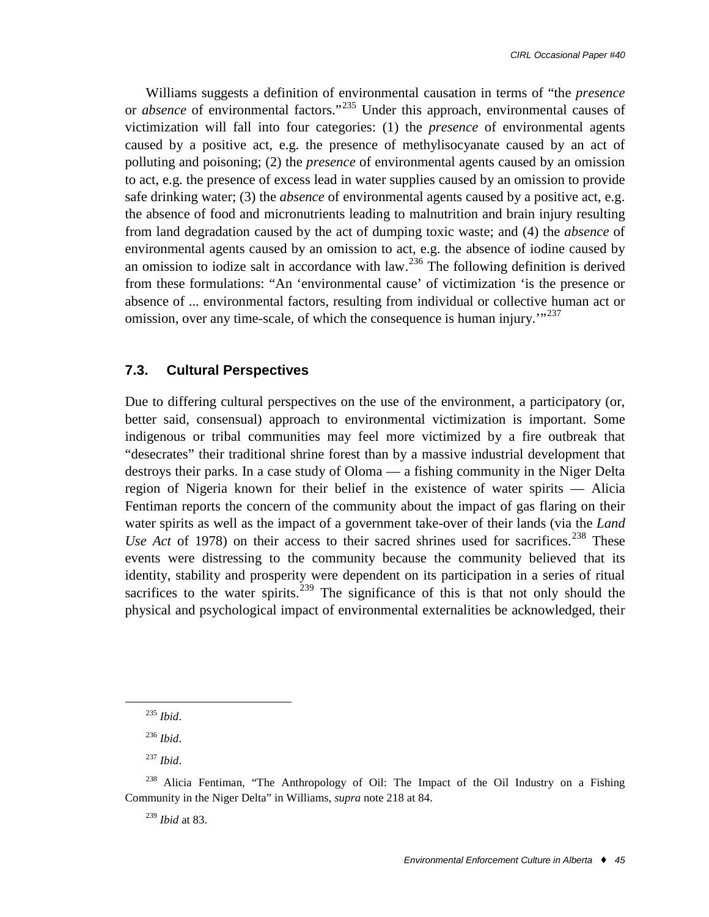Williams suggests a definition of environmental causation in terms of "the *presence* or *absence* of environmental factors."[235] Under this approach, environmental causes of victimization will fall into four categories: (1) the *presence* of environmental agents caused by a positive act, e.g. the presence of methylisocyanate caused by an act of polluting and poisoning; (2) the *presence* of environmental agents caused by an omission to act, e.g. the presence of excess lead in water supplies caused by an omission to provide safe drinking water; (3) the *absence* of environmental agents caused by a positive act, e.g. the absence of food and micronutrients leading to malnutrition and brain injury resulting from land degradation caused by the act of dumping toxic waste; and (4) the *absence* of environmental agents caused by an omission to act, e.g. the absence of iodine caused by an omission to iodize salt in accordance with law.[236] The following definition is derived from these formulations: "An 'environmental cause' of victimization 'is the presence or absence of ... environmental factors, resulting from individual or collective human act or omission, over any time-scale, of which the consequence is human injury.'"[237]

### 7.3. Cultural Perspectives

Due to differing cultural perspectives on the use of the environment, a participatory (or, better said, consensual) approach to environmental victimization is important. Some indigenous or tribal communities may feel more victimized by a fire outbreak that "desecrates" their traditional shrine forest than by a massive industrial development that destroys their parks. In a case study of Oloma — a fishing community in the Niger Delta region of Nigeria known for their belief in the existence of water spirits — Alicia Fentiman reports the concern of the community about the impact of gas flaring on their water spirits as well as the impact of a government take-over of their lands (via the *Land Use Act* of 1978) on their access to their sacred shrines used for sacrifices.[238] These events were distressing to the community because the community believed that its identity, stability and prosperity were dependent on its participation in a series of ritual sacrifices to the water spirits.[239] The significance of this is that not only should the physical and psychological impact of environmental externalities be acknowledged, their

---

[235] *Ibid*.

[236] *Ibid*.

[237] *Ibid*.

[238] Alicia Fentiman, "The Anthropology of Oil: The Impact of the Oil Industry on a Fishing Community in the Niger Delta" in Williams, *supra* note 218 at 84.

[239] *Ibid* at 83.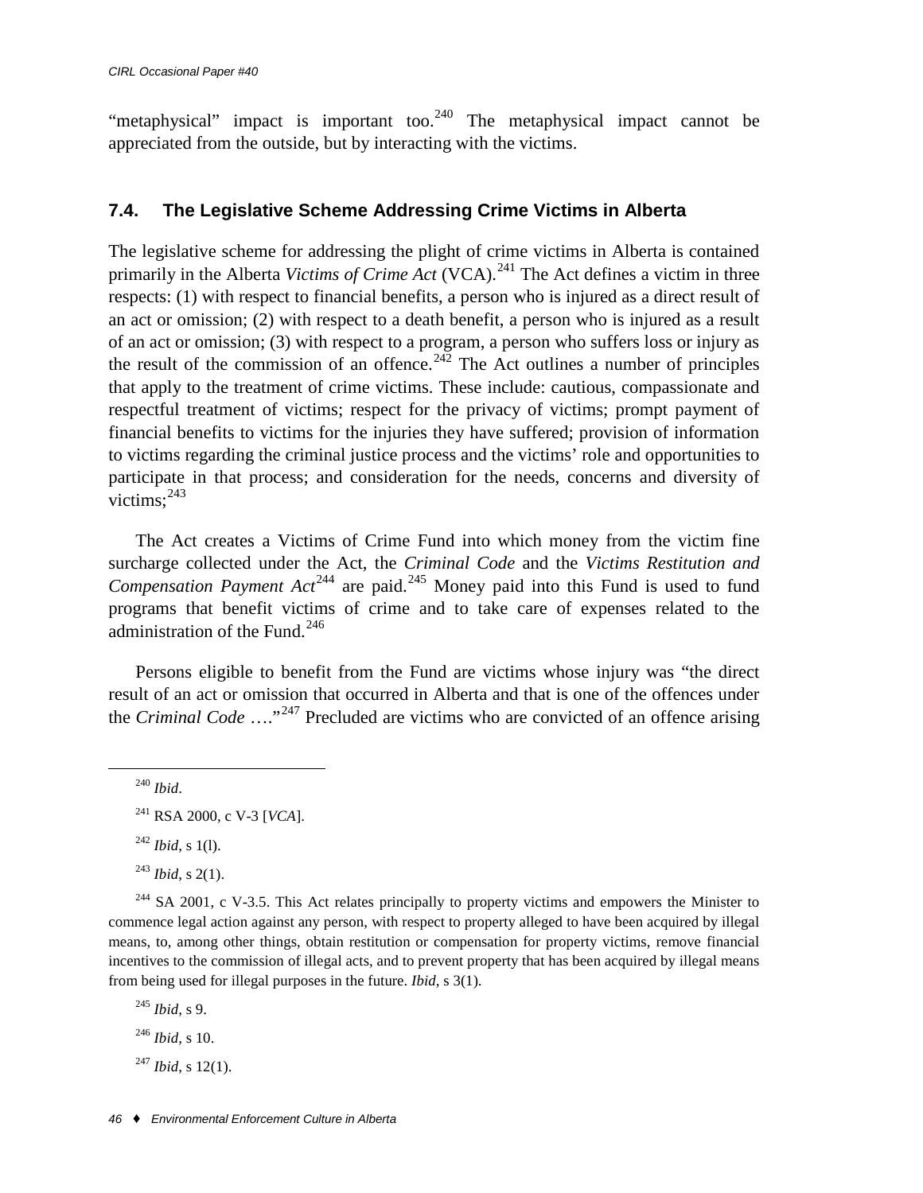"metaphysical" impact is important too.[240] The metaphysical impact cannot be appreciated from the outside, but by interacting with the victims.

## 7.4. The Legislative Scheme Addressing Crime Victims in Alberta

The legislative scheme for addressing the plight of crime victims in Alberta is contained primarily in the Alberta *Victims of Crime Act* (VCA).[241] The Act defines a victim in three respects: (1) with respect to financial benefits, a person who is injured as a direct result of an act or omission; (2) with respect to a death benefit, a person who is injured as a result of an act or omission; (3) with respect to a program, a person who suffers loss or injury as the result of the commission of an offence.[242] The Act outlines a number of principles that apply to the treatment of crime victims. These include: cautious, compassionate and respectful treatment of victims; respect for the privacy of victims; prompt payment of financial benefits to victims for the injuries they have suffered; provision of information to victims regarding the criminal justice process and the victims' role and opportunities to participate in that process; and consideration for the needs, concerns and diversity of victims;[243]

The Act creates a Victims of Crime Fund into which money from the victim fine surcharge collected under the Act, the *Criminal Code* and the *Victims Restitution and Compensation Payment Act*[244] are paid.[245] Money paid into this Fund is used to fund programs that benefit victims of crime and to take care of expenses related to the administration of the Fund.[246]

Persons eligible to benefit from the Fund are victims whose injury was "the direct result of an act or omission that occurred in Alberta and that is one of the offences under the *Criminal Code* …."[247] Precluded are victims who are convicted of an offence arising

---

[240] *Ibid*.

[241] RSA 2000, c V-3 [*VCA*].

[242] *Ibid*, s 1(l).

[243] *Ibid*, s 2(1).

[244] SA 2001, c V-3.5. This Act relates principally to property victims and empowers the Minister to commence legal action against any person, with respect to property alleged to have been acquired by illegal means, to, among other things, obtain restitution or compensation for property victims, remove financial incentives to the commission of illegal acts, and to prevent property that has been acquired by illegal means from being used for illegal purposes in the future. *Ibid*, s 3(1).

[245] *Ibid*, s 9.

[246] *Ibid*, s 10.

[247] *Ibid*, s 12(1).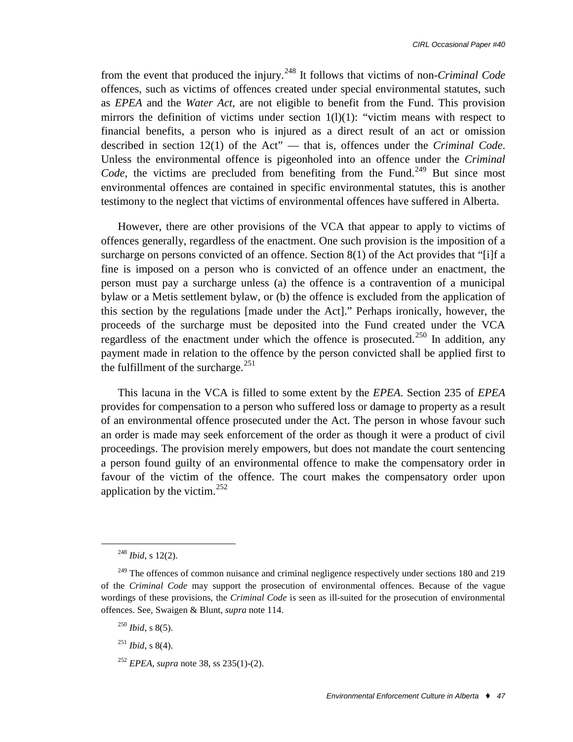from the event that produced the injury.[248] It follows that victims of non-*Criminal Code* offences, such as victims of offences created under special environmental statutes, such as *EPEA* and the *Water Act*, are not eligible to benefit from the Fund. This provision mirrors the definition of victims under section 1(l)(1): "victim means with respect to financial benefits, a person who is injured as a direct result of an act or omission described in section 12(1) of the Act" — that is, offences under the *Criminal Code*. Unless the environmental offence is pigeonholed into an offence under the *Criminal Code*, the victims are precluded from benefiting from the Fund.[249] But since most environmental offences are contained in specific environmental statutes, this is another testimony to the neglect that victims of environmental offences have suffered in Alberta.

However, there are other provisions of the VCA that appear to apply to victims of offences generally, regardless of the enactment. One such provision is the imposition of a surcharge on persons convicted of an offence. Section 8(1) of the Act provides that "[i]f a fine is imposed on a person who is convicted of an offence under an enactment, the person must pay a surcharge unless (a) the offence is a contravention of a municipal bylaw or a Metis settlement bylaw, or (b) the offence is excluded from the application of this section by the regulations [made under the Act]." Perhaps ironically, however, the proceeds of the surcharge must be deposited into the Fund created under the VCA regardless of the enactment under which the offence is prosecuted.[250] In addition, any payment made in relation to the offence by the person convicted shall be applied first to the fulfillment of the surcharge.[251]

This lacuna in the VCA is filled to some extent by the *EPEA*. Section 235 of *EPEA* provides for compensation to a person who suffered loss or damage to property as a result of an environmental offence prosecuted under the Act. The person in whose favour such an order is made may seek enforcement of the order as though it were a product of civil proceedings. The provision merely empowers, but does not mandate the court sentencing a person found guilty of an environmental offence to make the compensatory order in favour of the victim of the offence. The court makes the compensatory order upon application by the victim.[252]

---

[248] *Ibid*, s 12(2).

[249] The offences of common nuisance and criminal negligence respectively under sections 180 and 219 of the *Criminal Code* may support the prosecution of environmental offences. Because of the vague wordings of these provisions, the *Criminal Code* is seen as ill-suited for the prosecution of environmental offences. See, Swaigen & Blunt, *supra* note 114.

[250] *Ibid*, s 8(5).

[251] *Ibid*, s 8(4).

[252] *EPEA*, *supra* note 38, ss 235(1)-(2).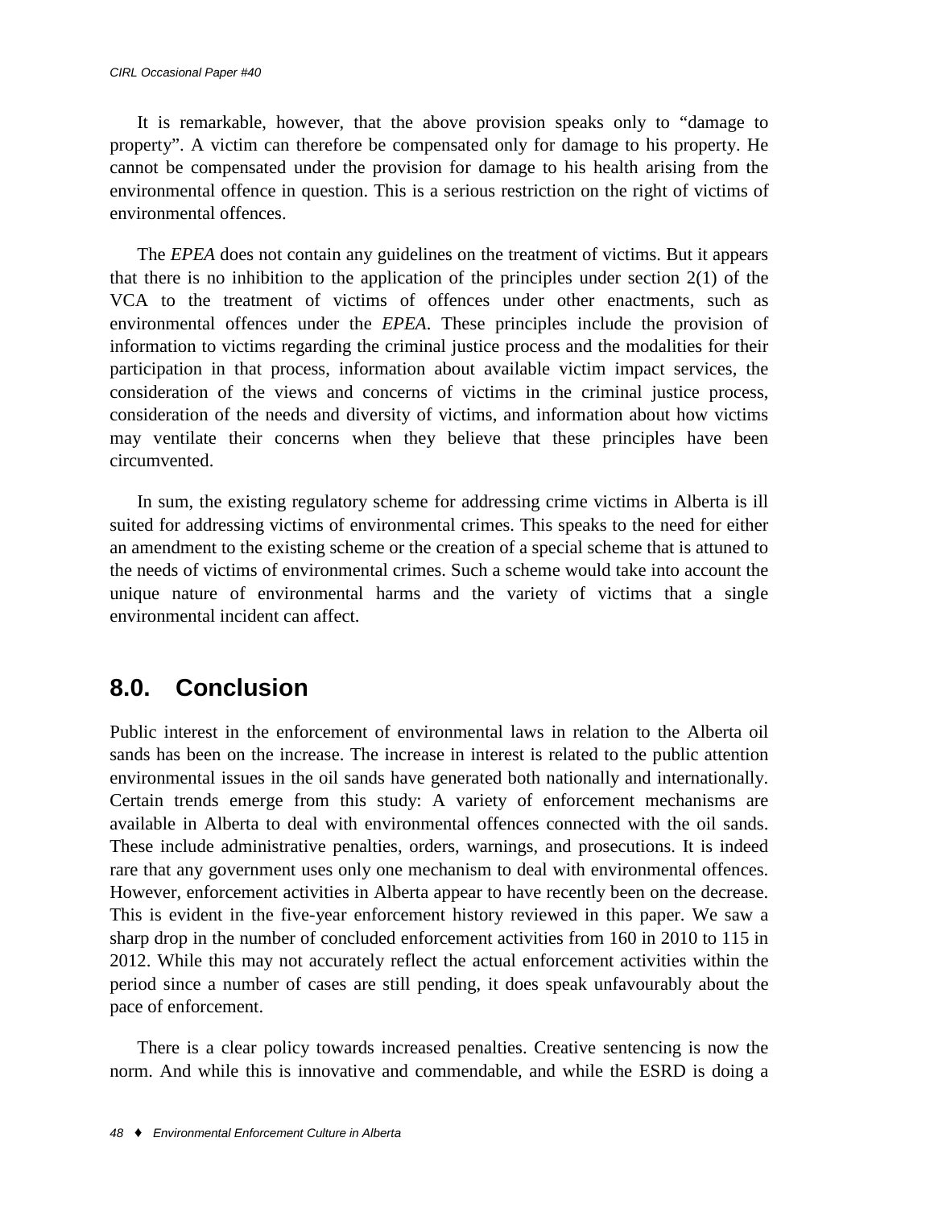It is remarkable, however, that the above provision speaks only to "damage to property". A victim can therefore be compensated only for damage to his property. He cannot be compensated under the provision for damage to his health arising from the environmental offence in question. This is a serious restriction on the right of victims of environmental offences.

The *EPEA* does not contain any guidelines on the treatment of victims. But it appears that there is no inhibition to the application of the principles under section 2(1) of the VCA to the treatment of victims of offences under other enactments, such as environmental offences under the *EPEA*. These principles include the provision of information to victims regarding the criminal justice process and the modalities for their participation in that process, information about available victim impact services, the consideration of the views and concerns of victims in the criminal justice process, consideration of the needs and diversity of victims, and information about how victims may ventilate their concerns when they believe that these principles have been circumvented.

In sum, the existing regulatory scheme for addressing crime victims in Alberta is ill suited for addressing victims of environmental crimes. This speaks to the need for either an amendment to the existing scheme or the creation of a special scheme that is attuned to the needs of victims of environmental crimes. Such a scheme would take into account the unique nature of environmental harms and the variety of victims that a single environmental incident can affect.

## 8.0. Conclusion

Public interest in the enforcement of environmental laws in relation to the Alberta oil sands has been on the increase. The increase in interest is related to the public attention environmental issues in the oil sands have generated both nationally and internationally. Certain trends emerge from this study: A variety of enforcement mechanisms are available in Alberta to deal with environmental offences connected with the oil sands. These include administrative penalties, orders, warnings, and prosecutions. It is indeed rare that any government uses only one mechanism to deal with environmental offences. However, enforcement activities in Alberta appear to have recently been on the decrease. This is evident in the five-year enforcement history reviewed in this paper. We saw a sharp drop in the number of concluded enforcement activities from 160 in 2010 to 115 in 2012. While this may not accurately reflect the actual enforcement activities within the period since a number of cases are still pending, it does speak unfavourably about the pace of enforcement.

There is a clear policy towards increased penalties. Creative sentencing is now the norm. And while this is innovative and commendable, and while the ESRD is doing a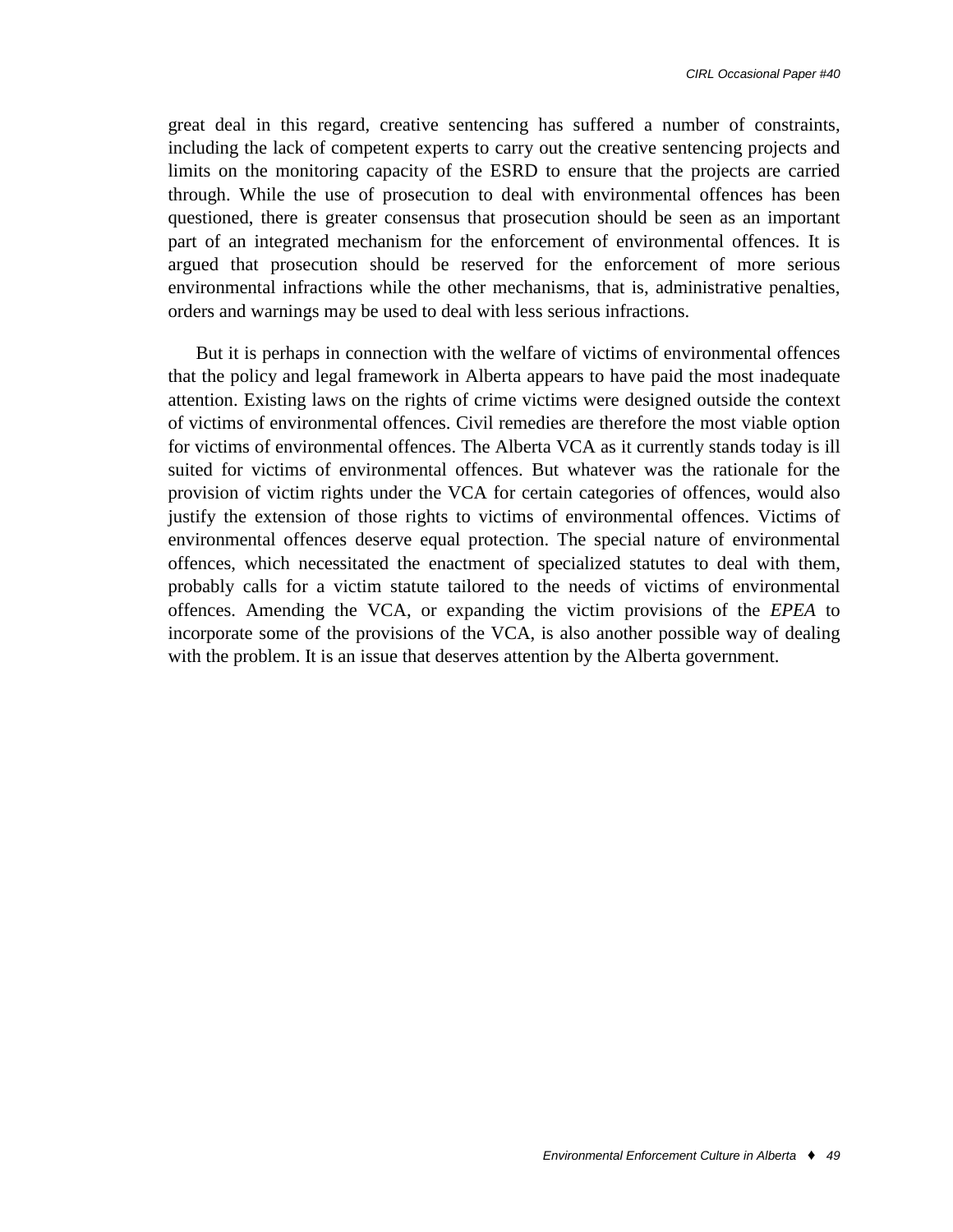great deal in this regard, creative sentencing has suffered a number of constraints, including the lack of competent experts to carry out the creative sentencing projects and limits on the monitoring capacity of the ESRD to ensure that the projects are carried through. While the use of prosecution to deal with environmental offences has been questioned, there is greater consensus that prosecution should be seen as an important part of an integrated mechanism for the enforcement of environmental offences. It is argued that prosecution should be reserved for the enforcement of more serious environmental infractions while the other mechanisms, that is, administrative penalties, orders and warnings may be used to deal with less serious infractions.

But it is perhaps in connection with the welfare of victims of environmental offences that the policy and legal framework in Alberta appears to have paid the most inadequate attention. Existing laws on the rights of crime victims were designed outside the context of victims of environmental offences. Civil remedies are therefore the most viable option for victims of environmental offences. The Alberta VCA as it currently stands today is ill suited for victims of environmental offences. But whatever was the rationale for the provision of victim rights under the VCA for certain categories of offences, would also justify the extension of those rights to victims of environmental offences. Victims of environmental offences deserve equal protection. The special nature of environmental offences, which necessitated the enactment of specialized statutes to deal with them, probably calls for a victim statute tailored to the needs of victims of environmental offences. Amending the VCA, or expanding the victim provisions of the *EPEA* to incorporate some of the provisions of the VCA, is also another possible way of dealing with the problem. It is an issue that deserves attention by the Alberta government.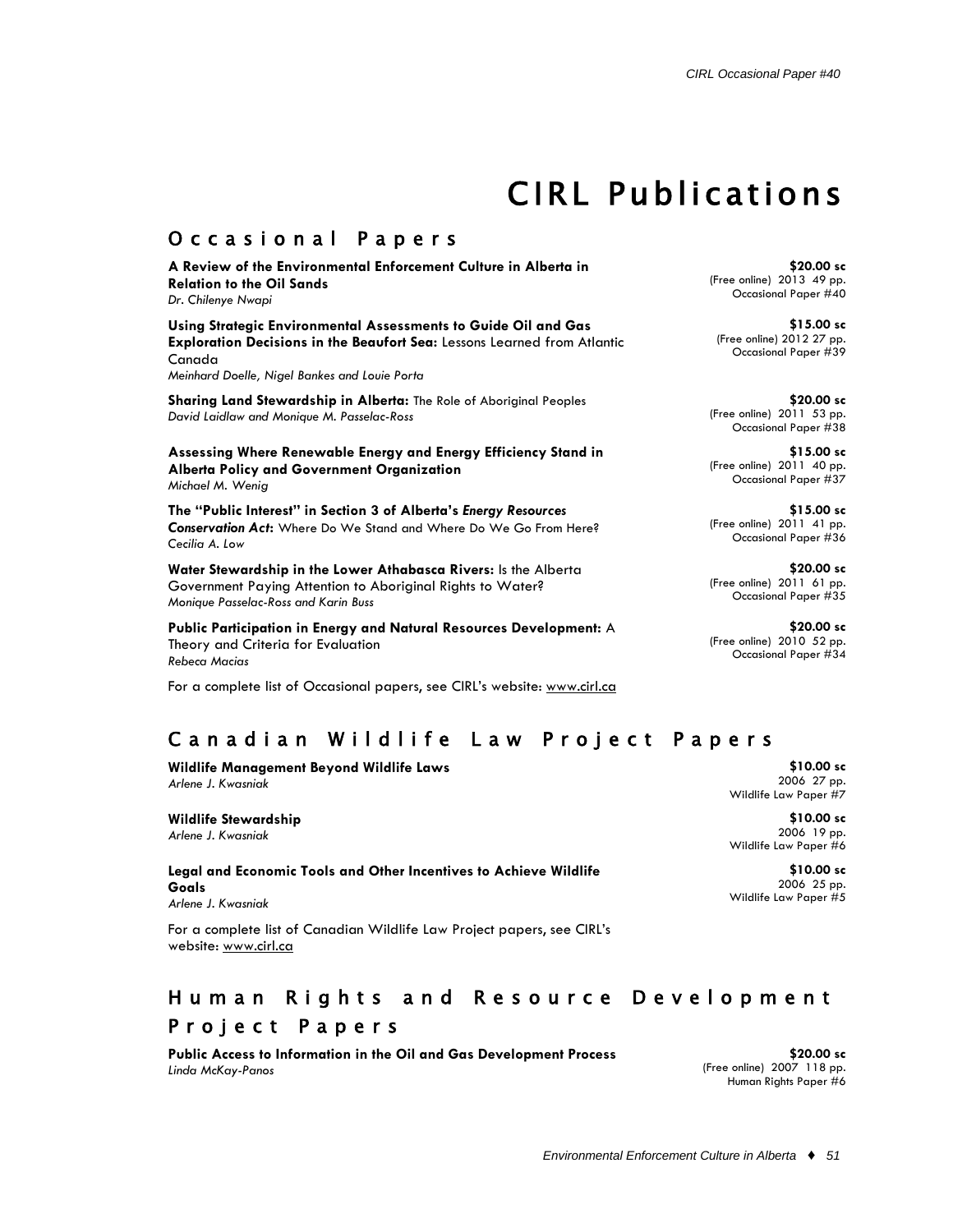# CIRL Publications

## Occasional Papers

**A Review of the Environmental Enforcement Culture in Alberta in Relation to the Oil Sands**
*Dr. Chilenye Nwapi*

**$20.00 sc**
(Free online) 2013 49 pp.
Occasional Paper #40

**Using Strategic Environmental Assessments to Guide Oil and Gas Exploration Decisions in the Beaufort Sea:** Lessons Learned from Atlantic Canada
*Meinhard Doelle, Nigel Bankes and Louie Porta*

**$15.00 sc**
(Free online) 2012 27 pp.
Occasional Paper #39

**Sharing Land Stewardship in Alberta:** The Role of Aboriginal Peoples
*David Laidlaw and Monique M. Passelac-Ross*

**$20.00 sc**
(Free online) 2011 53 pp.
Occasional Paper #38

**Assessing Where Renewable Energy and Energy Efficiency Stand in Alberta Policy and Government Organization**
*Michael M. Wenig*

**$15.00 sc**
(Free online) 2011 40 pp.
Occasional Paper #37

**The "Public Interest" in Section 3 of Alberta's *Energy Resources Conservation Act*:** Where Do We Stand and Where Do We Go From Here?
*Cecilia A. Low*

**$15.00 sc**
(Free online) 2011 41 pp.
Occasional Paper #36

**Water Stewardship in the Lower Athabasca Rivers:** Is the Alberta Government Paying Attention to Aboriginal Rights to Water?
*Monique Passelac-Ross and Karin Buss*

**$20.00 sc**
(Free online) 2011 61 pp.
Occasional Paper #35

**Public Participation in Energy and Natural Resources Development:** A Theory and Criteria for Evaluation
*Rebeca Macias*

**$20.00 sc**
(Free online) 2010 52 pp.
Occasional Paper #34

For a complete list of Occasional papers, see CIRL's website: www.cirl.ca

## Canadian Wildlife Law Project Papers

**Wildlife Management Beyond Wildlife Laws**
*Arlene J. Kwasniak*

**$10.00 sc**
2006 27 pp.
Wildlife Law Paper #7

**Wildlife Stewardship**
*Arlene J. Kwasniak*

**$10.00 sc**
2006 19 pp.
Wildlife Law Paper #6

**Legal and Economic Tools and Other Incentives to Achieve Wildlife Goals**
*Arlene J. Kwasniak*

**$10.00 sc**
2006 25 pp.
Wildlife Law Paper #5

For a complete list of Canadian Wildlife Law Project papers, see CIRL's website: www.cirl.ca

## Human Rights and Resource Development Project Papers

**Public Access to Information in the Oil and Gas Development Process**
*Linda McKay-Panos*

**$20.00 sc**
(Free online) 2007 118 pp.
Human Rights Paper #6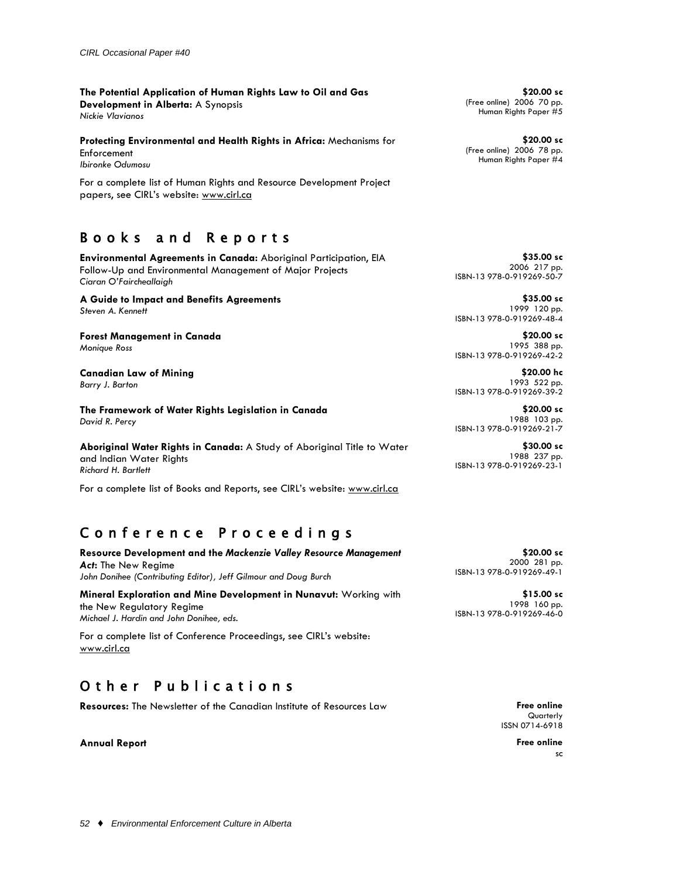**The Potential Application of Human Rights Law to Oil and Gas Development in Alberta:** A Synopsis
*Nickie Vlavianos*

**$20.00 sc**
(Free online) 2006 70 pp.
Human Rights Paper #5

**Protecting Environmental and Health Rights in Africa:** Mechanisms for Enforcement
*Ibironke Odumosu*

**$20.00 sc**
(Free online) 2006 78 pp.
Human Rights Paper #4

For a complete list of Human Rights and Resource Development Project papers, see CIRL's website: www.cirl.ca

## Books and Reports

**Environmental Agreements in Canada:** Aboriginal Participation, EIA Follow-Up and Environmental Management of Major Projects
*Ciaran O'Faircheallaigh*

**$35.00 sc**
2006 217 pp.
ISBN-13 978-0-919269-50-7

**A Guide to Impact and Benefits Agreements**
*Steven A. Kennett*

**$35.00 sc**
1999 120 pp.
ISBN-13 978-0-919269-48-4

**Forest Management in Canada**
*Monique Ross*

**$20.00 sc**
1995 388 pp.
ISBN-13 978-0-919269-42-2

**Canadian Law of Mining**
*Barry J. Barton*

**$20.00 hc**
1993 522 pp.
ISBN-13 978-0-919269-39-2

**The Framework of Water Rights Legislation in Canada**
*David R. Percy*

**$20.00 sc**
1988 103 pp.
ISBN-13 978-0-919269-21-7

**Aboriginal Water Rights in Canada:** A Study of Aboriginal Title to Water and Indian Water Rights
*Richard H. Bartlett*

**$30.00 sc**
1988 237 pp.
ISBN-13 978-0-919269-23-1

For a complete list of Books and Reports, see CIRL's website: www.cirl.ca

## Conference Proceedings

**Resource Development and the *Mackenzie Valley Resource Management Act*:** The New Regime
*John Donihee (Contributing Editor), Jeff Gilmour and Doug Burch*

**$20.00 sc**
2000 281 pp.
ISBN-13 978-0-919269-49-1

**Mineral Exploration and Mine Development in Nunavut:** Working with the New Regulatory Regime
*Michael J. Hardin and John Donihee, eds.*

**$15.00 sc**
1998 160 pp.
ISBN-13 978-0-919269-46-0

For a complete list of Conference Proceedings, see CIRL's website: www.cirl.ca

## Other Publications

**Resources:** The Newsletter of the Canadian Institute of Resources Law

**Free online**
Quarterly
ISSN 0714-6918

**Annual Report**

**Free online**
sc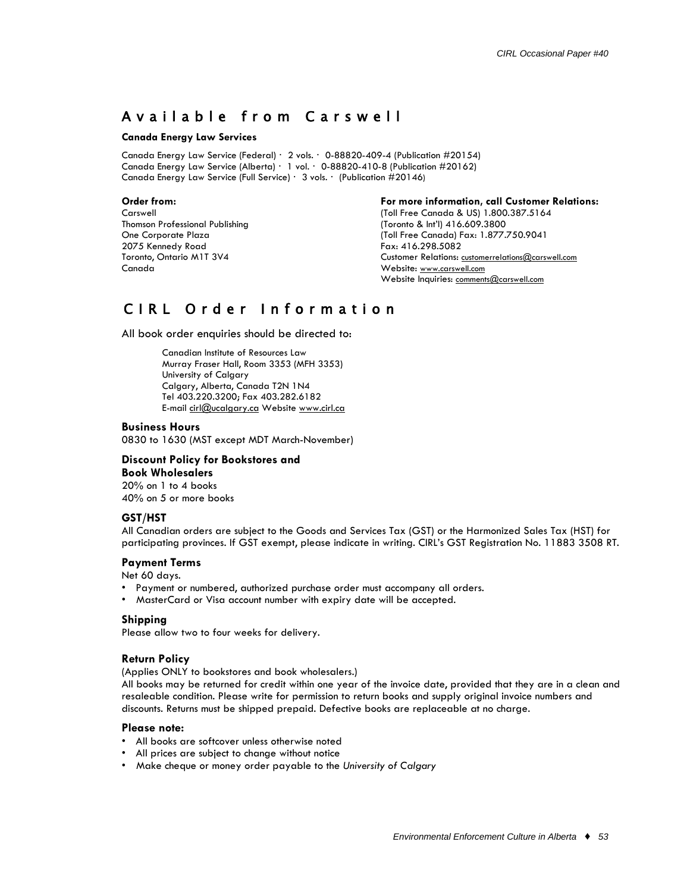## Available from Carswell

**Canada Energy Law Services**

Canada Energy Law Service (Federal) · 2 vols. · 0-88820-409-4 (Publication #20154)
Canada Energy Law Service (Alberta) · 1 vol. · 0-88820-410-8 (Publication #20162)
Canada Energy Law Service (Full Service) · 3 vols. · (Publication #20146)

**Order from:**
Carswell
Thomson Professional Publishing
One Corporate Plaza
2075 Kennedy Road
Toronto, Ontario M1T 3V4
Canada

**For more information, call Customer Relations:**
(Toll Free Canada & US) 1.800.387.5164
(Toronto & Int'l) 416.609.3800
(Toll Free Canada) Fax: 1.877.750.9041
Fax: 416.298.5082
Customer Relations: customerrelations@carswell.com
Website: www.carswell.com
Website Inquiries: comments@carswell.com

## CIRL Order Information

All book order enquiries should be directed to:

> Canadian Institute of Resources Law
> Murray Fraser Hall, Room 3353 (MFH 3353)
> University of Calgary
> Calgary, Alberta, Canada T2N 1N4
> Tel 403.220.3200; Fax 403.282.6182
> E-mail cirl@ucalgary.ca Website www.cirl.ca

### Business Hours

0830 to 1630 (MST except MDT March-November)

### Discount Policy for Bookstores and Book Wholesalers

20% on 1 to 4 books
40% on 5 or more books

### GST/HST

All Canadian orders are subject to the Goods and Services Tax (GST) or the Harmonized Sales Tax (HST) for participating provinces. If GST exempt, please indicate in writing. CIRL's GST Registration No. 11883 3508 RT.

### Payment Terms

Net 60 days.

- Payment or numbered, authorized purchase order must accompany all orders.
- MasterCard or Visa account number with expiry date will be accepted.

### Shipping

Please allow two to four weeks for delivery.

### Return Policy

(Applies ONLY to bookstores and book wholesalers.)
All books may be returned for credit within one year of the invoice date, provided that they are in a clean and resaleable condition. Please write for permission to return books and supply original invoice numbers and discounts. Returns must be shipped prepaid. Defective books are replaceable at no charge.

### Please note:

- All books are softcover unless otherwise noted
- All prices are subject to change without notice
- Make cheque or money order payable to the *University of Calgary*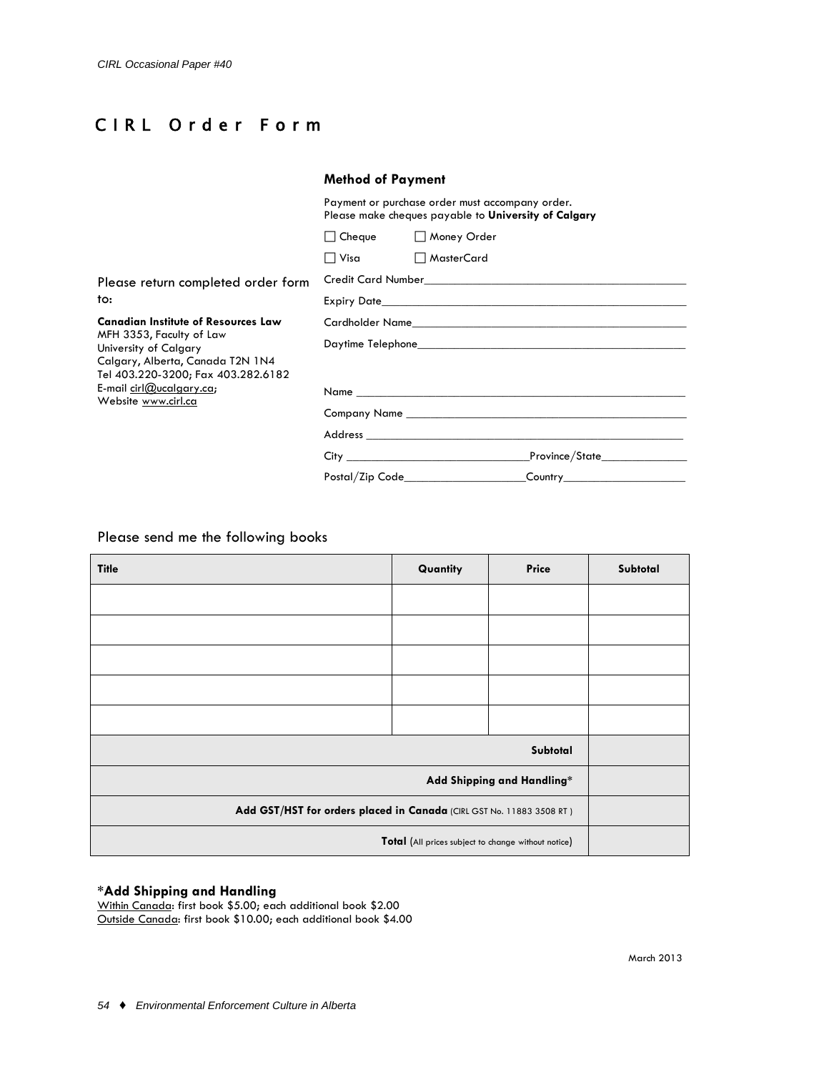# CIRL Order Form

**Method of Payment**

Payment or purchase order must accompany order.
Please make cheques payable to **University of Calgary**

☐ Cheque ☐ Money Order

☐ Visa ☐ MasterCard

Credit Card Number\_\_\_\_\_\_\_\_\_\_\_\_\_\_\_\_\_\_\_\_\_\_\_\_\_\_\_\_\_\_\_\_\_\_\_\_\_\_\_\_

Expiry Date\_\_\_\_\_\_\_\_\_\_\_\_\_\_\_\_\_\_\_\_\_\_\_\_\_\_\_\_\_\_\_\_\_\_\_\_\_\_\_\_\_\_\_\_\_

Cardholder Name\_\_\_\_\_\_\_\_\_\_\_\_\_\_\_\_\_\_\_\_\_\_\_\_\_\_\_\_\_\_\_\_\_\_\_\_\_\_\_\_\_

Daytime Telephone\_\_\_\_\_\_\_\_\_\_\_\_\_\_\_\_\_\_\_\_\_\_\_\_\_\_\_\_\_\_\_\_\_\_\_\_\_\_\_\_

Please return completed order form to:

**Canadian Institute of Resources Law**
MFH 3353, Faculty of Law
University of Calgary
Calgary, Alberta, Canada T2N 1N4
Tel 403.220-3200; Fax 403.282.6182
E-mail cirl@ucalgary.ca;
Website www.cirl.ca

Name \_\_\_\_\_\_\_\_\_\_\_\_\_\_\_\_\_\_\_\_\_\_\_\_\_\_\_\_\_\_\_\_\_\_\_\_\_\_\_\_\_\_\_\_\_\_\_\_\_\_

Company Name \_\_\_\_\_\_\_\_\_\_\_\_\_\_\_\_\_\_\_\_\_\_\_\_\_\_\_\_\_\_\_\_\_\_\_\_\_\_\_\_\_\_

Address \_\_\_\_\_\_\_\_\_\_\_\_\_\_\_\_\_\_\_\_\_\_\_\_\_\_\_\_\_\_\_\_\_\_\_\_\_\_\_\_\_\_\_\_\_\_\_\_

City \_\_\_\_\_\_\_\_\_\_\_\_\_\_\_\_\_\_\_\_\_\_\_\_\_\_\_\_Province/State\_\_\_\_\_\_\_\_\_\_\_\_\_\_

Postal/Zip Code\_\_\_\_\_\_\_\_\_\_\_\_\_\_\_\_\_\_\_Country\_\_\_\_\_\_\_\_\_\_\_\_\_\_\_\_\_\_\_

Please send me the following books

| Title | Quantity | Price | Subtotal |
|---|---|---|---|
| | | | |
| | | | |
| | | | |
| | | | |
| | | | |
| | | **Subtotal** | |
| | | **Add Shipping and Handling*** | |
| | | **Add GST/HST for orders placed in Canada** (CIRL GST No. 11883 3508 RT ) | |
| | | **Total** (All prices subject to change without notice) | |

**\*Add Shipping and Handling**
Within Canada: first book $5.00; each additional book $2.00
Outside Canada: first book $10.00; each additional book $4.00

March 2013